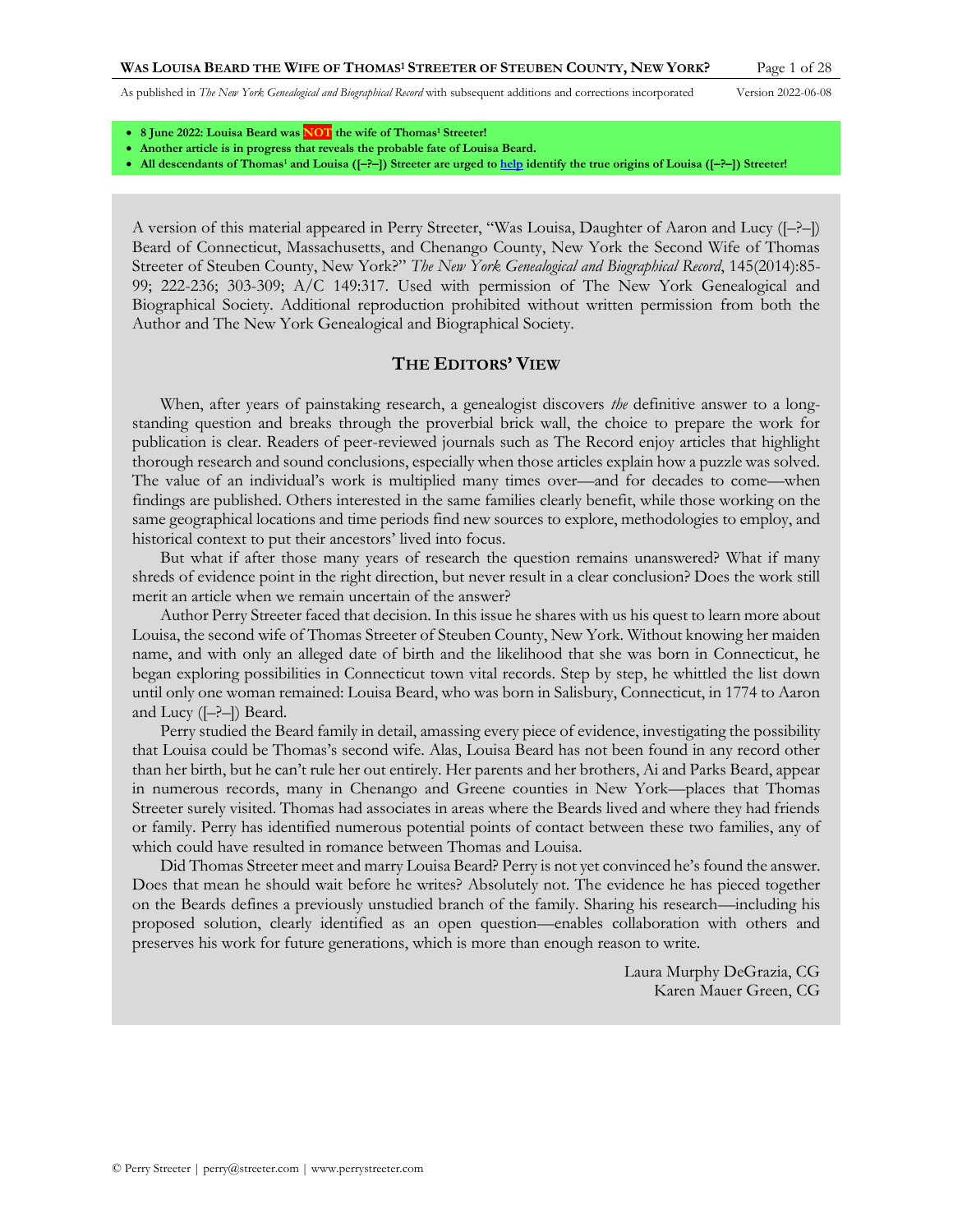- **8 June 2022: Louisa Beard was NOT the wife of Thomas[1] Streeter!**
- **Another article is in progress that reveals the probable fate of Louisa Beard.**
- **All descendants of Thomas[1] and Louisa ([–?–]) Streeter are urged to help identify the true origins of Louisa ([–?–]) Streeter!**

A version of this material appeared in Perry Streeter, "Was Louisa, Daughter of Aaron and Lucy ([–?–]) Beard of Connecticut, Massachusetts, and Chenango County, New York the Second Wife of Thomas Streeter of Steuben County, New York?" *The New York Genealogical and Biographical Record*, 145(2014):85-99; 222-236; 303-309; A/C 149:317. Used with permission of The New York Genealogical and Biographical Society. Additional reproduction prohibited without written permission from both the Author and The New York Genealogical and Biographical Society.

## The Editors' View

When, after years of painstaking research, a genealogist discovers *the* definitive answer to a long-standing question and breaks through the proverbial brick wall, the choice to prepare the work for publication is clear. Readers of peer-reviewed journals such as The Record enjoy articles that highlight thorough research and sound conclusions, especially when those articles explain how a puzzle was solved. The value of an individual's work is multiplied many times over—and for decades to come—when findings are published. Others interested in the same families clearly benefit, while those working on the same geographical locations and time periods find new sources to explore, methodologies to employ, and historical context to put their ancestors' lived into focus.

But what if after those many years of research the question remains unanswered? What if many shreds of evidence point in the right direction, but never result in a clear conclusion? Does the work still merit an article when we remain uncertain of the answer?

Author Perry Streeter faced that decision. In this issue he shares with us his quest to learn more about Louisa, the second wife of Thomas Streeter of Steuben County, New York. Without knowing her maiden name, and with only an alleged date of birth and the likelihood that she was born in Connecticut, he began exploring possibilities in Connecticut town vital records. Step by step, he whittled the list down until only one woman remained: Louisa Beard, who was born in Salisbury, Connecticut, in 1774 to Aaron and Lucy ([–?–]) Beard.

Perry studied the Beard family in detail, amassing every piece of evidence, investigating the possibility that Louisa could be Thomas's second wife. Alas, Louisa Beard has not been found in any record other than her birth, but he can't rule her out entirely. Her parents and her brothers, Ai and Parks Beard, appear in numerous records, many in Chenango and Greene counties in New York—places that Thomas Streeter surely visited. Thomas had associates in areas where the Beards lived and where they had friends or family. Perry has identified numerous potential points of contact between these two families, any of which could have resulted in romance between Thomas and Louisa.

Did Thomas Streeter meet and marry Louisa Beard? Perry is not yet convinced he's found the answer. Does that mean he should wait before he writes? Absolutely not. The evidence he has pieced together on the Beards defines a previously unstudied branch of the family. Sharing his research—including his proposed solution, clearly identified as an open question—enables collaboration with others and preserves his work for future generations, which is more than enough reason to write.

Laura Murphy DeGrazia, CG
Karen Mauer Green, CG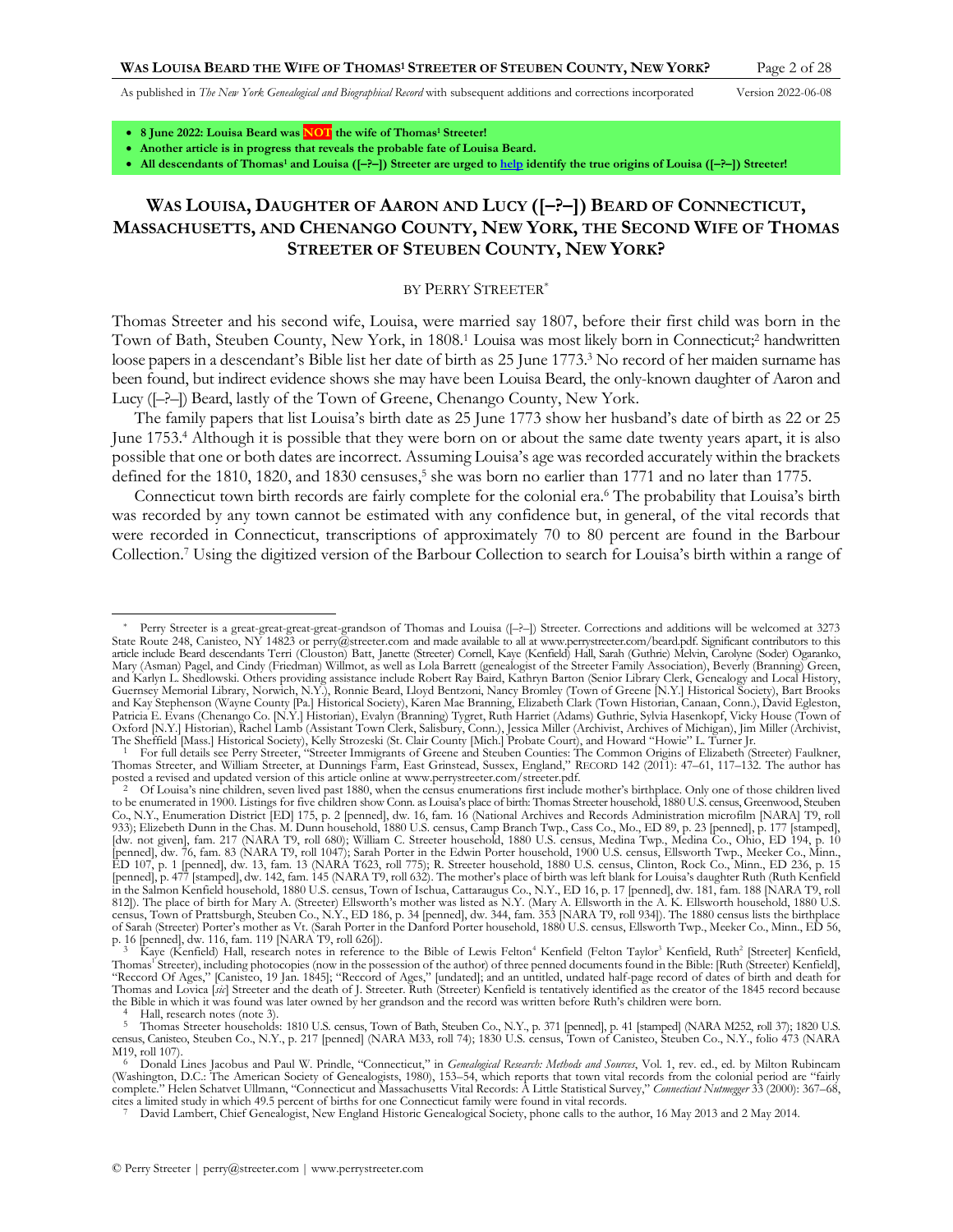- **8 June 2022: Louisa Beard was NOT the wife of Thomas[1] Streeter!**
- **Another article is in progress that reveals the probable fate of Louisa Beard.**
- **All descendants of Thomas[1] and Louisa ([–?–]) Streeter are urged to help identify the true origins of Louisa ([–?–]) Streeter!**

# WAS LOUISA, DAUGHTER OF AARON AND LUCY ([–?–]) BEARD OF CONNECTICUT, MASSACHUSETTS, AND CHENANGO COUNTY, NEW YORK, THE SECOND WIFE OF THOMAS STREETER OF STEUBEN COUNTY, NEW YORK?

BY PERRY STREETER[*]

Thomas Streeter and his second wife, Louisa, were married say 1807, before their first child was born in the Town of Bath, Steuben County, New York, in 1808.[1] Louisa was most likely born in Connecticut;[2] handwritten loose papers in a descendant's Bible list her date of birth as 25 June 1773.[3] No record of her maiden surname has been found, but indirect evidence shows she may have been Louisa Beard, the only-known daughter of Aaron and Lucy ([–?–]) Beard, lastly of the Town of Greene, Chenango County, New York.

The family papers that list Louisa's birth date as 25 June 1773 show her husband's date of birth as 22 or 25 June 1753.[4] Although it is possible that they were born on or about the same date twenty years apart, it is also possible that one or both dates are incorrect. Assuming Louisa's age was recorded accurately within the brackets defined for the 1810, 1820, and 1830 censuses,[5] she was born no earlier than 1771 and no later than 1775.

Connecticut town birth records are fairly complete for the colonial era.[6] The probability that Louisa's birth was recorded by any town cannot be estimated with any confidence but, in general, of the vital records that were recorded in Connecticut, transcriptions of approximately 70 to 80 percent are found in the Barbour Collection.[7] Using the digitized version of the Barbour Collection to search for Louisa's birth within a range of

---

[*] Perry Streeter is a great-great-great-grandson of Thomas and Louisa ([–?–]) Streeter. Corrections and additions will be welcomed at 3273 State Route 248, Canisteo, NY 14823 or perry@streeter.com and made available to all at www.perrystreeter.com/beard.pdf. Significant contributors to this article include Beard descendants Terri (Clouston) Batt, Janette (Streeter) Cornell, Kaye (Kenfield) Hall, Sarah (Guthrie) Melvin, Carolyne (Soder) Ogaranko, Mary (Asman) Pagel, and Cindy (Friedman) Willmot, as well as Lola Barrett (genealogist of the Streeter Family Association), Beverly (Branning) Green, and Karlyn L. Shedlowski. Others providing assistance include Robert Ray Baird, Kathryn Barton (Senior Library Clerk, Genealogy and Local History, Guernsey Memorial Library, Norwich, N.Y.), Ronnie Beard, Lloyd Bentzoni, Nancy Bromley (Town of Greene [N.Y.] Historical Society), Bart Brooks and Kay Stephenson (Wayne County [Pa.] Historical Society), Karen Mae Branning, Elizabeth Clark (Town Historian, Canaan, Conn.), David Egleston, Patricia E. Evans (Chenango Co. [N.Y.] Historian), Evalyn (Branning) Tygret, Ruth Harriet (Adams) Guthrie, Sylvia Hasenkopf, Vicky House (Town of Oxford [N.Y.] Historian), Rachel Lamb (Assistant Town Clerk, Salisbury, Conn.), Jessica Miller (Archivist, Archives of Michigan), Jim Miller (Archivist, The Sheffield [Mass.] Historical Society), Kelly Strozeski (St. Clair County [Mich.] Probate Court), and Howard "Howie" L. Turner Jr.

[1] For full details see Perry Streeter, "Streeter Immigrants of Greene and Steuben Counties: The Common Origins of Elizabeth (Streeter) Faulkner, Thomas Streeter, and William Streeter, at Dunnings Farm, East Grinstead, Sussex, England," RECORD 142 (2011): 47–61, 117–132. The author has posted a revised and updated version of this article online at www.perrystreeter.com/streeter.pdf.

[2] Of Louisa's nine children, seven lived past 1880, when the census enumerations first include mother's birthplace. Only one of those children lived to be enumerated in 1900. Listings for five children show Conn. as Louisa's place of birth: Thomas Streeter household, 1880 U.S. census, Greenwood, Steuben Co., N.Y., Enumeration District [ED] 175, p. 2 [penned], dw. 16, fam. 16 (National Archives and Records Administration microfilm [NARA] T9, roll 933); Elizebeth Dunn in the Chas. M. Dunn household, 1880 U.S. census, Camp Branch Twp., Cass Co., Mo., ED 89, p. 23 [penned], p. 177 [stamped], [dw. not given], fam. 217 (NARA T9, roll 680); William C. Streeter household, 1880 U.S. census, Medina Twp., Medina Co., Ohio, ED 194, p. 10 [penned], dw. 76, fam. 83 (NARA T9, roll 1047); Sarah Porter in the Edwin Porter household, 1900 U.S. census, Ellsworth Twp., Meeker Co., Minn., ED 107, p. 1 [penned], dw. 13, fam. 13 (NARA T623, roll 775); R. Streeter household, 1880 U.S. census, Clinton, Rock Co., Minn., ED 236, p. 15 [penned], p. 477 [stamped], dw. 142, fam. 145 (NARA T9, roll 632). The mother's place of birth was left blank for Louisa's daughter Ruth (Ruth Kenfield in the Salmon Kenfield household, 1880 U.S. census, Town of Ischua, Cattaraugus Co., N.Y., ED 16, p. 17 [penned], dw. 181, fam. 188 [NARA T9, roll 812]). The place of birth for Mary A. (Streeter) Ellsworth's mother was listed as N.Y. (Mary A. Ellsworth in the A. K. Ellsworth household, 1880 U.S. census, Town of Prattsburgh, Steuben Co., N.Y., ED 186, p. 34 [penned], dw. 344, fam. 353 [NARA T9, roll 934]). The 1880 census lists the birthplace of Sarah (Streeter) Porter's mother as Vt. (Sarah Porter in the Danford Porter household, 1880 U.S. census, Ellsworth Twp., Meeker Co., Minn., ED 56, p. 16 [penned], dw. 116, fam. 119 [NARA T9, roll 626]).

[3] Kaye (Kenfield) Hall, research notes in reference to the Bible of Lewis Felton[4] Kenfield (Felton Taylor[3] Kenfield, Ruth[2] [Streeter] Kenfield, Thomas[1] Streeter), including photocopies (now in the possession of the author) of three penned documents found in the Bible: [Ruth (Streeter) Kenfield], "Reccord Of Ages," [Canisteo, 19 Jan. 1845]; "Reccord of Ages," [undated]; and an untitled, undated half-page record of dates of birth and death for Thomas and Lovica [*sic*] Streeter and the death of J. Streeter. Ruth (Streeter) Kenfield is tentatively identified as the creator of the 1845 record because the Bible in which it was found was later owned by her grandson and the record was written before Ruth's children were born.

[4] Hall, research notes (note 3).

[5] Thomas Streeter households: 1810 U.S. census, Town of Bath, Steuben Co., N.Y., p. 371 [penned], p. 41 [stamped] (NARA M252, roll 37); 1820 U.S. census, Canisteo, Steuben Co., N.Y., p. 217 [penned] (NARA M33, roll 74); 1830 U.S. census, Town of Canisteo, Steuben Co., N.Y., folio 473 (NARA M19, roll 107).

[6] Donald Lines Jacobus and Paul W. Prindle, "Connecticut," in *Genealogical Research: Methods and Sources*, Vol. 1, rev. ed., ed. by Milton Rubincam (Washington, D.C.: The American Society of Genealogists, 1980), 153–54, which reports that town vital records from the colonial period are "fairly complete." Helen Schatvet Ullmann, "Connecticut and Massachusetts Vital Records: A Little Statistical Survey," *Connecticut Nutmegger* 33 (2000): 367–68, cites a limited study in which 49.5 percent of births for one Connecticut family were found in vital records.

[7] David Lambert, Chief Genealogist, New England Historic Genealogical Society, phone calls to the author, 16 May 2013 and 2 May 2014.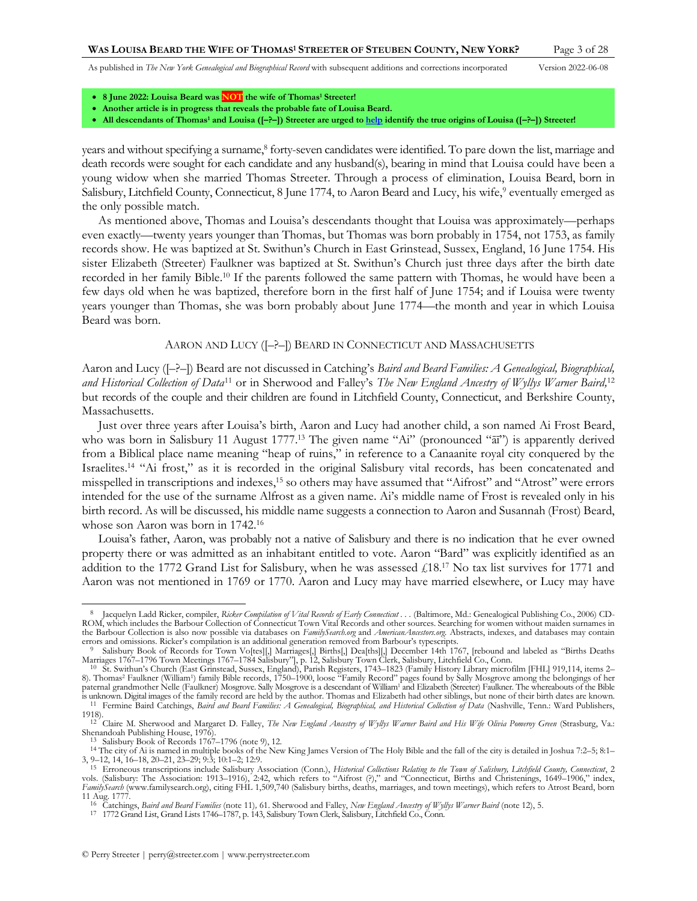- **8 June 2022: Louisa Beard was NOT the wife of Thomas[1] Streeter!**
- **Another article is in progress that reveals the probable fate of Louisa Beard.**
- **All descendants of Thomas[1] and Louisa ([–?–]) Streeter are urged to help identify the true origins of Louisa ([–?–]) Streeter!**

years and without specifying a surname,[8] forty-seven candidates were identified. To pare down the list, marriage and death records were sought for each candidate and any husband(s), bearing in mind that Louisa could have been a young widow when she married Thomas Streeter. Through a process of elimination, Louisa Beard, born in Salisbury, Litchfield County, Connecticut, 8 June 1774, to Aaron Beard and Lucy, his wife,[9] eventually emerged as the only possible match.

As mentioned above, Thomas and Louisa's descendants thought that Louisa was approximately—perhaps even exactly—twenty years younger than Thomas, but Thomas was born probably in 1754, not 1753, as family records show. He was baptized at St. Swithun's Church in East Grinstead, Sussex, England, 16 June 1754. His sister Elizabeth (Streeter) Faulkner was baptized at St. Swithun's Church just three days after the birth date recorded in her family Bible.[10] If the parents followed the same pattern with Thomas, he would have been a few days old when he was baptized, therefore born in the first half of June 1754; and if Louisa were twenty years younger than Thomas, she was born probably about June 1774—the month and year in which Louisa Beard was born.

## Aaron and Lucy ([–?–]) Beard in Connecticut and Massachusetts

Aaron and Lucy ([–?–]) Beard are not discussed in Catching's *Baird and Beard Families: A Genealogical, Biographical, and Historical Collection of Data*[11] or in Sherwood and Falley's *The New England Ancestry of Wyllys Warner Baird,*[12] but records of the couple and their children are found in Litchfield County, Connecticut, and Berkshire County, Massachusetts.

Just over three years after Louisa's birth, Aaron and Lucy had another child, a son named Ai Frost Beard, who was born in Salisbury 11 August 1777.[13] The given name "Ai" (pronounced "ā'ī") is apparently derived from a Biblical place name meaning "heap of ruins," in reference to a Canaanite royal city conquered by the Israelites.[14] "Ai frost," as it is recorded in the original Salisbury vital records, has been concatenated and misspelled in transcriptions and indexes,[15] so others may have assumed that "Aifrost" and "Atrost" were errors intended for the use of the surname Alfrost as a given name. Ai's middle name of Frost is revealed only in his birth record. As will be discussed, his middle name suggests a connection to Aaron and Susannah (Frost) Beard, whose son Aaron was born in 1742.[16]

Louisa's father, Aaron, was probably not a native of Salisbury and there is no indication that he ever owned property there or was admitted as an inhabitant entitled to vote. Aaron "Bard" was explicitly identified as an addition to the 1772 Grand List for Salisbury, when he was assessed £18.[17] No tax list survives for 1771 and Aaron was not mentioned in 1769 or 1770. Aaron and Lucy may have married elsewhere, or Lucy may have

---

[8] Jacquelyn Ladd Ricker, compiler, *Ricker Compilation of Vital Records of Early Connecticut . . .* (Baltimore, Md.: Genealogical Publishing Co., 2006) CD-ROM, which includes the Barbour Collection of Connecticut Town Vital Records and other sources. Searching for women without maiden surnames in the Barbour Collection is also now possible via databases on *FamilySearch.org* and *AmericanAncestors.org.* Abstracts, indexes, and databases may contain errors and omissions. Ricker's compilation is an additional generation removed from Barbour's typescripts.

[9] Salisbury Book of Records for Town Vo[tes][,] Marriages[,] Births[,] Dea[ths][,] December 14th 1767, [rebound and labeled as "Births Deaths Marriages 1767–1796 Town Meetings 1767–1784 Salisbury"], p. 12, Salisbury Town Clerk, Salisbury, Litchfield Co., Conn.

[10] St. Swithun's Church (East Grinstead, Sussex, England), Parish Registers, 1743–1823 (Family History Library microfilm [FHL] 919,114, items 2–8). Thomas[2] Faulkner (William[1]) family Bible records, 1750–1900, loose "Family Record" pages found by Sally Mosgrove among the belongings of her paternal grandmother Nelle (Faulkner) Mosgrove. Sally Mosgrove is a descendant of William[1] and Elizabeth (Streeter) Faulkner. The whereabouts of the Bible is unknown. Digital images of the family record are held by the author. Thomas and Elizabeth had other siblings, but none of their birth dates are known.

[11] Fermine Baird Catchings, *Baird and Beard Families: A Genealogical, Biographical, and Historical Collection of Data* (Nashville, Tenn.: Ward Publishers, 1918).

[12] Claire M. Sherwood and Margaret D. Falley, *The New England Ancestry of Wyllys Warner Baird and His Wife Olivia Pomeroy Green* (Strasburg, Va.: Shenandoah Publishing House, 1976).

[13] Salisbury Book of Records 1767–1796 (note 9), 12.

[14] The city of Ai is named in multiple books of the New King James Version of The Holy Bible and the fall of the city is detailed in Joshua 7:2–5; 8:1–3, 9–12, 14, 16–18, 20–21, 23–29; 9:3; 10:1–2; 12:9.

[15] Erroneous transcriptions include Salisbury Association (Conn.), *Historical Collections Relating to the Town of Salisbury, Litchfield County, Connecticut*, 2 vols. (Salisbury: The Association: 1913–1916), 2:42, which refers to "Aifrost (?)," and "Connecticut, Births and Christenings, 1649–1906," index, *FamilySearch* (www.familysearch.org), citing FHL 1,509,740 (Salisbury births, deaths, marriages, and town meetings), which refers to Atrost Beard, born 11 Aug. 1777.

[16] Catchings, *Baird and Beard Families* (note 11), 61. Sherwood and Falley, *New England Ancestry of Wyllys Warner Baird* (note 12), 5.

[17] 1772 Grand List, Grand Lists 1746–1787, p. 143, Salisbury Town Clerk, Salisbury, Litchfield Co., Conn.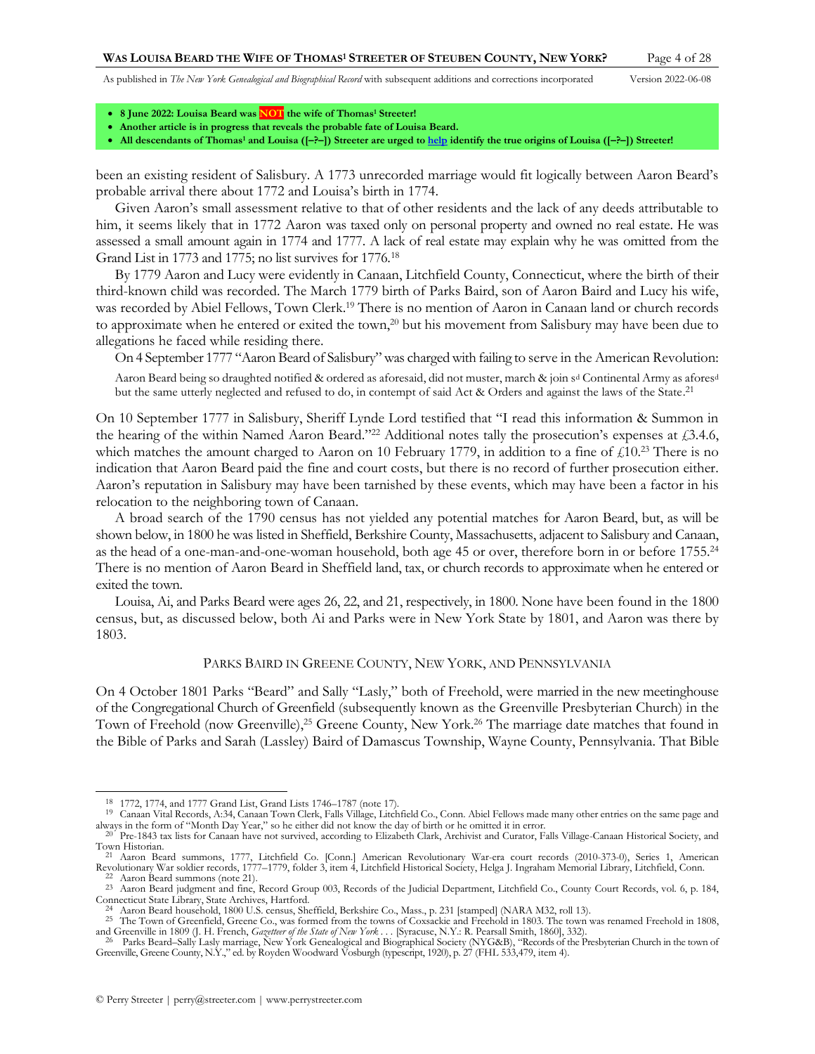- **8 June 2022: Louisa Beard was NOT the wife of Thomas[1] Streeter!**
- **Another article is in progress that reveals the probable fate of Louisa Beard.**
- **All descendants of Thomas[1] and Louisa ([–?–]) Streeter are urged to help identify the true origins of Louisa ([–?–]) Streeter!**

been an existing resident of Salisbury. A 1773 unrecorded marriage would fit logically between Aaron Beard's probable arrival there about 1772 and Louisa's birth in 1774.

Given Aaron's small assessment relative to that of other residents and the lack of any deeds attributable to him, it seems likely that in 1772 Aaron was taxed only on personal property and owned no real estate. He was assessed a small amount again in 1774 and 1777. A lack of real estate may explain why he was omitted from the Grand List in 1773 and 1775; no list survives for 1776.[18]

By 1779 Aaron and Lucy were evidently in Canaan, Litchfield County, Connecticut, where the birth of their third-known child was recorded. The March 1779 birth of Parks Baird, son of Aaron Baird and Lucy his wife, was recorded by Abiel Fellows, Town Clerk.[19] There is no mention of Aaron in Canaan land or church records to approximate when he entered or exited the town,[20] but his movement from Salisbury may have been due to allegations he faced while residing there.

On 4 September 1777 "Aaron Beard of Salisbury" was charged with failing to serve in the American Revolution:

> Aaron Beard being so draughted notified & ordered as aforesaid, did not muster, march & join s[d] Continental Army as afores[d] but the same utterly neglected and refused to do, in contempt of said Act & Orders and against the laws of the State.[21]

On 10 September 1777 in Salisbury, Sheriff Lynde Lord testified that "I read this information & Summon in the hearing of the within Named Aaron Beard."[22] Additional notes tally the prosecution's expenses at £3.4.6, which matches the amount charged to Aaron on 10 February 1779, in addition to a fine of £10.[23] There is no indication that Aaron Beard paid the fine and court costs, but there is no record of further prosecution either. Aaron's reputation in Salisbury may have been tarnished by these events, which may have been a factor in his relocation to the neighboring town of Canaan.

A broad search of the 1790 census has not yielded any potential matches for Aaron Beard, but, as will be shown below, in 1800 he was listed in Sheffield, Berkshire County, Massachusetts, adjacent to Salisbury and Canaan, as the head of a one-man-and-one-woman household, both age 45 or over, therefore born in or before 1755.[24] There is no mention of Aaron Beard in Sheffield land, tax, or church records to approximate when he entered or exited the town.

Louisa, Ai, and Parks Beard were ages 26, 22, and 21, respectively, in 1800. None have been found in the 1800 census, but, as discussed below, both Ai and Parks were in New York State by 1801, and Aaron was there by 1803.

## PARKS BAIRD IN GREENE COUNTY, NEW YORK, AND PENNSYLVANIA

On 4 October 1801 Parks "Beard" and Sally "Lasly," both of Freehold, were married in the new meetinghouse of the Congregational Church of Greenfield (subsequently known as the Greenville Presbyterian Church) in the Town of Freehold (now Greenville),[25] Greene County, New York.[26] The marriage date matches that found in the Bible of Parks and Sarah (Lassley) Baird of Damascus Township, Wayne County, Pennsylvania. That Bible

---

[18] 1772, 1774, and 1777 Grand List, Grand Lists 1746–1787 (note 17).

[19] Canaan Vital Records, A:34, Canaan Town Clerk, Falls Village, Litchfield Co., Conn. Abiel Fellows made many other entries on the same page and always in the form of "Month Day Year," so he either did not know the day of birth or he omitted it in error.

[20] Pre-1843 tax lists for Canaan have not survived, according to Elizabeth Clark, Archivist and Curator, Falls Village-Canaan Historical Society, and Town Historian.

[21] Aaron Beard summons, 1777, Litchfield Co. [Conn.] American Revolutionary War-era court records (2010-373-0), Series 1, American Revolutionary War soldier records, 1777–1779, folder 3, item 4, Litchfield Historical Society, Helga J. Ingraham Memorial Library, Litchfield, Conn.

[22] Aaron Beard summons (note 21).

[23] Aaron Beard judgment and fine, Record Group 003, Records of the Judicial Department, Litchfield Co., County Court Records, vol. 6, p. 184, Connecticut State Library, State Archives, Hartford.

[24] Aaron Beard household, 1800 U.S. census, Sheffield, Berkshire Co., Mass., p. 231 [stamped] (NARA M32, roll 13).

[25] The Town of Greenfield, Greene Co., was formed from the towns of Coxsackie and Freehold in 1803. The town was renamed Freehold in 1808, and Greenville in 1809 (J. H. French, *Gazetteer of the State of New York* . . . [Syracuse, N.Y.: R. Pearsall Smith, 1860], 332).

[26] Parks Beard–Sally Lasly marriage, New York Genealogical and Biographical Society (NYG&B), "Records of the Presbyterian Church in the town of Greenville, Greene County, N.Y.," ed. by Royden Woodward Vosburgh (typescript, 1920), p. 27 (FHL 533,479, item 4).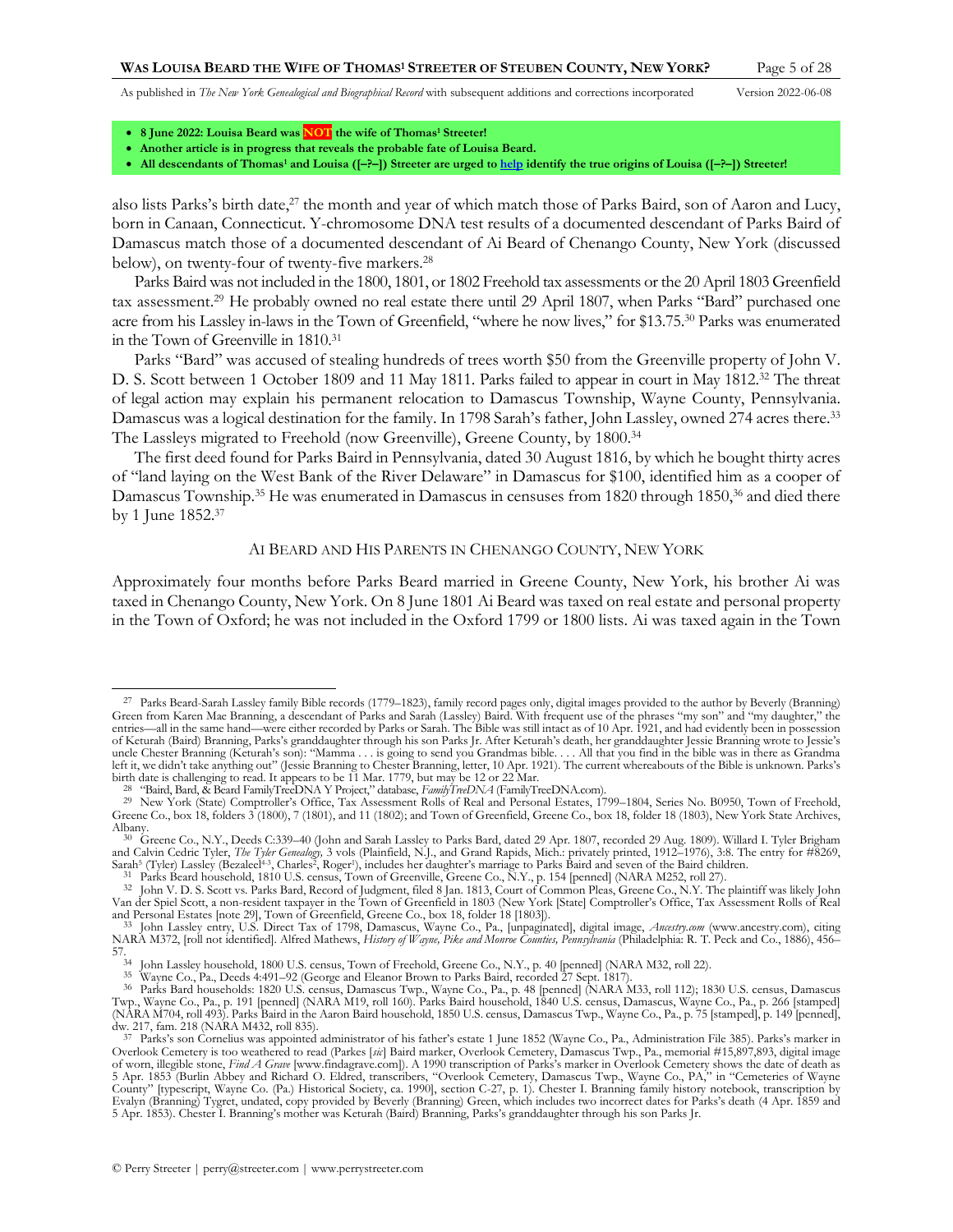- **8 June 2022: Louisa Beard was NOT the wife of Thomas[1] Streeter!**
- **Another article is in progress that reveals the probable fate of Louisa Beard.**
- **All descendants of Thomas[1] and Louisa ([–?–]) Streeter are urged to help identify the true origins of Louisa ([–?–]) Streeter!**

also lists Parks's birth date,[27] the month and year of which match those of Parks Baird, son of Aaron and Lucy, born in Canaan, Connecticut. Y-chromosome DNA test results of a documented descendant of Parks Baird of Damascus match those of a documented descendant of Ai Beard of Chenango County, New York (discussed below), on twenty-four of twenty-five markers.[28]

Parks Baird was not included in the 1800, 1801, or 1802 Freehold tax assessments or the 20 April 1803 Greenfield tax assessment.[29] He probably owned no real estate there until 29 April 1807, when Parks "Bard" purchased one acre from his Lassley in-laws in the Town of Greenfield, "where he now lives," for $13.75.[30] Parks was enumerated in the Town of Greenville in 1810.[31]

Parks "Bard" was accused of stealing hundreds of trees worth $50 from the Greenville property of John V. D. S. Scott between 1 October 1809 and 11 May 1811. Parks failed to appear in court in May 1812.[32] The threat of legal action may explain his permanent relocation to Damascus Township, Wayne County, Pennsylvania. Damascus was a logical destination for the family. In 1798 Sarah's father, John Lassley, owned 274 acres there.[33] The Lassleys migrated to Freehold (now Greenville), Greene County, by 1800.[34]

The first deed found for Parks Baird in Pennsylvania, dated 30 August 1816, by which he bought thirty acres of "land laying on the West Bank of the River Delaware" in Damascus for $100, identified him as a cooper of Damascus Township.[35] He was enumerated in Damascus in censuses from 1820 through 1850,[36] and died there by 1 June 1852.[37]

## Ai Beard and His Parents in Chenango County, New York

Approximately four months before Parks Beard married in Greene County, New York, his brother Ai was taxed in Chenango County, New York. On 8 June 1801 Ai Beard was taxed on real estate and personal property in the Town of Oxford; he was not included in the Oxford 1799 or 1800 lists. Ai was taxed again in the Town

---

[27] Parks Beard-Sarah Lassley family Bible records (1779–1823), family record pages only, digital images provided to the author by Beverly (Branning) Green from Karen Mae Branning, a descendant of Parks and Sarah (Lassley) Baird. With frequent use of the phrases "my son" and "my daughter," the entries—all in the same hand—were either recorded by Parks or Sarah. The Bible was still intact as of 10 Apr. 1921, and had evidently been in possession of Keturah (Baird) Branning, Parks's granddaughter through his son Parks Jr. After Keturah's death, her granddaughter Jessie Branning wrote to Jessie's uncle Chester Branning (Keturah's son): "Mamma . . . is going to send you Grandmas bible. . . . All that you find in the bible was in there as Grandma left it, we didn't take anything out" (Jessie Branning to Chester Branning, letter, 10 Apr. 1921). The current whereabouts of the Bible is unknown. Parks's birth date is challenging to read. It appears to be 11 Mar. 1779, but may be 12 or 22 Mar.

[28] "Baird, Bard, & Beard FamilyTreeDNA Y Project," database, *FamilyTreeDNA* (FamilyTreeDNA.com).

[29] New York (State) Comptroller's Office, Tax Assessment Rolls of Real and Personal Estates, 1799–1804, Series No. B0950, Town of Freehold, Greene Co., box 18, folders 3 (1800), 7 (1801), and 11 (1802); and Town of Greenfield, Greene Co., box 18, folder 18 (1803), New York State Archives, Albany.

[30] Greene Co., N.Y., Deeds C:339–40 (John and Sarah Lassley to Parks Bard, dated 29 Apr. 1807, recorded 29 Aug. 1809). Willard I. Tyler Brigham and Calvin Cedric Tyler, *The Tyler Genealogy*, 3 vols (Plainfield, N.J., and Grand Rapids, Mich.: privately printed, 1912–1976), 3:8. The entry for #8269, Sarah[5] (Tyler) Lassley (Bezaleel[4,3], Charles[2], Roger[1]), includes her daughter's marriage to Parks Baird and seven of the Baird children.

[31] Parks Beard household, 1810 U.S. census, Town of Greenville, Greene Co., N.Y., p. 154 [penned] (NARA M252, roll 27).

[32] John V. D. S. Scott vs. Parks Bard, Record of Judgment, filed 8 Jan. 1813, Court of Common Pleas, Greene Co., N.Y. The plaintiff was likely John Van der Spiel Scott, a non-resident taxpayer in the Town of Greenfield in 1803 (New York [State] Comptroller's Office, Tax Assessment Rolls of Real and Personal Estates [note 29], Town of Greenfield, Greene Co., box 18, folder 18 [1803]).

[33] John Lassley entry, U.S. Direct Tax of 1798, Damascus, Wayne Co., Pa., [unpaginated], digital image, *Ancestry.com* (www.ancestry.com), citing NARA M372, [roll not identified]. Alfred Mathews, *History of Wayne, Pike and Monroe Counties, Pennsylvania* (Philadelphia: R. T. Peck and Co., 1886), 456–57.

[34] John Lassley household, 1800 U.S. census, Town of Freehold, Greene Co., N.Y., p. 40 [penned] (NARA M32, roll 22).

[35] Wayne Co., Pa., Deeds 4:491–92 (George and Eleanor Brown to Parks Baird, recorded 27 Sept. 1817).

[36] Parks Bard households: 1820 U.S. census, Damascus Twp., Wayne Co., Pa., p. 48 [penned] (NARA M33, roll 112); 1830 U.S. census, Damascus Twp., Wayne Co., Pa., p. 191 [penned] (NARA M19, roll 160). Parks Baird household, 1840 U.S. census, Damascus, Wayne Co., Pa., p. 266 [stamped] (NARA M704, roll 493). Parks Baird in the Aaron Baird household, 1850 U.S. census, Damascus Twp., Wayne Co., Pa., p. 75 [stamped], p. 149 [penned], dw. 217, fam. 218 (NARA M432, roll 835).

[37] Parks's son Cornelius was appointed administrator of his father's estate 1 June 1852 (Wayne Co., Pa., Administration File 385). Parks's marker in Overlook Cemetery is too weathered to read (Parkes [*sic*] Baird marker, Overlook Cemetery, Damascus Twp., Pa., memorial #15,897,893, digital image of worn, illegible stone, *Find A Grave* [www.findagrave.com]). A 1990 transcription of Parks's marker in Overlook Cemetery shows the date of death as 5 Apr. 1853 (Burlin Abbey and Richard O. Eldred, transcribers, "Overlook Cemetery, Damascus Twp., Wayne Co., PA," in "Cemeteries of Wayne County" [typescript, Wayne Co. (Pa.) Historical Society, ca. 1990], section C-27, p. 1). Chester I. Branning family history notebook, transcription by Evalyn (Branning) Tygret, undated, copy provided by Beverly (Branning) Green, which includes two incorrect dates for Parks's death (4 Apr. 1859 and 5 Apr. 1853). Chester I. Branning's mother was Keturah (Baird) Branning, Parks's granddaughter through his son Parks Jr.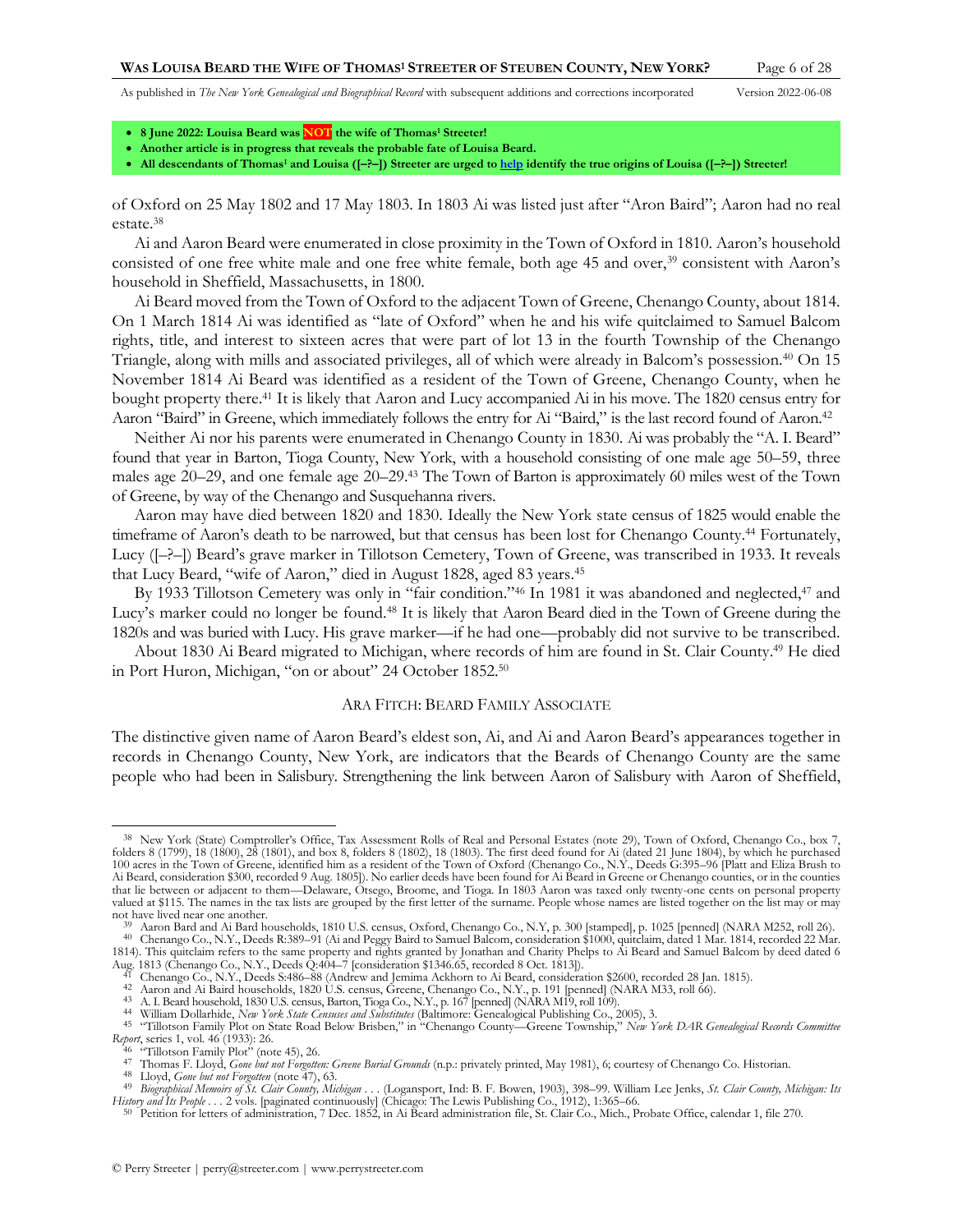- **8 June 2022: Louisa Beard was NOT the wife of Thomas[1] Streeter!**
- **Another article is in progress that reveals the probable fate of Louisa Beard.**
- **All descendants of Thomas[1] and Louisa ([–?–]) Streeter are urged to help identify the true origins of Louisa ([–?–]) Streeter!**

of Oxford on 25 May 1802 and 17 May 1803. In 1803 Ai was listed just after "Aron Baird"; Aaron had no real estate.[38]

Ai and Aaron Beard were enumerated in close proximity in the Town of Oxford in 1810. Aaron's household consisted of one free white male and one free white female, both age 45 and over,[39] consistent with Aaron's household in Sheffield, Massachusetts, in 1800.

Ai Beard moved from the Town of Oxford to the adjacent Town of Greene, Chenango County, about 1814. On 1 March 1814 Ai was identified as "late of Oxford" when he and his wife quitclaimed to Samuel Balcom rights, title, and interest to sixteen acres that were part of lot 13 in the fourth Township of the Chenango Triangle, along with mills and associated privileges, all of which were already in Balcom's possession.[40] On 15 November 1814 Ai Beard was identified as a resident of the Town of Greene, Chenango County, when he bought property there.[41] It is likely that Aaron and Lucy accompanied Ai in his move. The 1820 census entry for Aaron "Baird" in Greene, which immediately follows the entry for Ai "Baird," is the last record found of Aaron.[42]

Neither Ai nor his parents were enumerated in Chenango County in 1830. Ai was probably the "A. I. Beard" found that year in Barton, Tioga County, New York, with a household consisting of one male age 50–59, three males age 20–29, and one female age 20–29.[43] The Town of Barton is approximately 60 miles west of the Town of Greene, by way of the Chenango and Susquehanna rivers.

Aaron may have died between 1820 and 1830. Ideally the New York state census of 1825 would enable the timeframe of Aaron's death to be narrowed, but that census has been lost for Chenango County.[44] Fortunately, Lucy ([–?–]) Beard's grave marker in Tillotson Cemetery, Town of Greene, was transcribed in 1933. It reveals that Lucy Beard, "wife of Aaron," died in August 1828, aged 83 years.[45]

By 1933 Tillotson Cemetery was only in "fair condition."[46] In 1981 it was abandoned and neglected,[47] and Lucy's marker could no longer be found.[48] It is likely that Aaron Beard died in the Town of Greene during the 1820s and was buried with Lucy. His grave marker—if he had one—probably did not survive to be transcribed.

About 1830 Ai Beard migrated to Michigan, where records of him are found in St. Clair County.[49] He died in Port Huron, Michigan, "on or about" 24 October 1852.[50]

## Ara Fitch: Beard Family Associate

The distinctive given name of Aaron Beard's eldest son, Ai, and Ai and Aaron Beard's appearances together in records in Chenango County, New York, are indicators that the Beards of Chenango County are the same people who had been in Salisbury. Strengthening the link between Aaron of Salisbury with Aaron of Sheffield,

---

[38] New York (State) Comptroller's Office, Tax Assessment Rolls of Real and Personal Estates (note 29), Town of Oxford, Chenango Co., box 7, folders 8 (1799), 18 (1800), 28 (1801), and box 8, folders 8 (1802), 18 (1803). The first deed found for Ai (dated 21 June 1804), by which he purchased 100 acres in the Town of Greene, identified him as a resident of the Town of Oxford (Chenango Co., N.Y., Deeds G:395–96 [Platt and Eliza Brush to Ai Beard, consideration $300, recorded 9 Aug. 1805]). No earlier deeds have been found for Ai Beard in Greene or Chenango counties, or in the counties that lie between or adjacent to them—Delaware, Otsego, Broome, and Tioga. In 1803 Aaron was taxed only twenty-one cents on personal property valued at $115. The names in the tax lists are grouped by the first letter of the surname. People whose names are listed together on the list may or may not have lived near one another.

[39] Aaron Bard and Ai Bard households, 1810 U.S. census, Oxford, Chenango Co., N.Y, p. 300 [stamped], p. 1025 [penned] (NARA M252, roll 26).

[40] Chenango Co., N.Y., Deeds R:389–91 (Ai and Peggy Baird to Samuel Balcom, consideration $1000, quitclaim, dated 1 Mar. 1814, recorded 22 Mar. 1814). This quitclaim refers to the same property and rights granted by Jonathan and Charity Phelps to Ai Beard and Samuel Balcom by deed dated 6 Aug. 1813 (Chenango Co., N.Y., Deeds Q:404–7 [consideration $1346.65, recorded 8 Oct. 1813]).

[41] Chenango Co., N.Y., Deeds S:486–88 (Andrew and Jemima Ackhorn to Ai Beard, consideration $2600, recorded 28 Jan. 1815).

[42] Aaron and Ai Baird households, 1820 U.S. census, Greene, Chenango Co., N.Y., p. 191 [penned] (NARA M33, roll 66).

[43] A. I. Beard household, 1830 U.S. census, Barton, Tioga Co., N.Y., p. 167 [penned] (NARA M19, roll 109).

[44] William Dollarhide, *New York State Censuses and Substitutes* (Baltimore: Genealogical Publishing Co., 2005), 3.

[45] "Tillotson Family Plot on State Road Below Brisben," in "Chenango County—Greene Township," *New York DAR Genealogical Records Committee Report*, series 1, vol. 46 (1933): 26.

[46] "Tillotson Family Plot" (note 45), 26.

[47] Thomas F. Lloyd, *Gone but not Forgotten: Greene Burial Grounds* (n.p.: privately printed, May 1981), 6; courtesy of Chenango Co. Historian.

[48] Lloyd, *Gone but not Forgotten* (note 47), 63.

[49] *Biographical Memoirs of St. Clair County, Michigan* . . . (Logansport, Ind: B. F. Bowen, 1903), 398–99. William Lee Jenks, *St. Clair County, Michigan: Its History and Its People* . . . 2 vols. [paginated continuously] (Chicago: The Lewis Publishing Co., 1912), 1:365–66.

[50] Petition for letters of administration, 7 Dec. 1852, in Ai Beard administration file, St. Clair Co., Mich., Probate Office, calendar 1, file 270.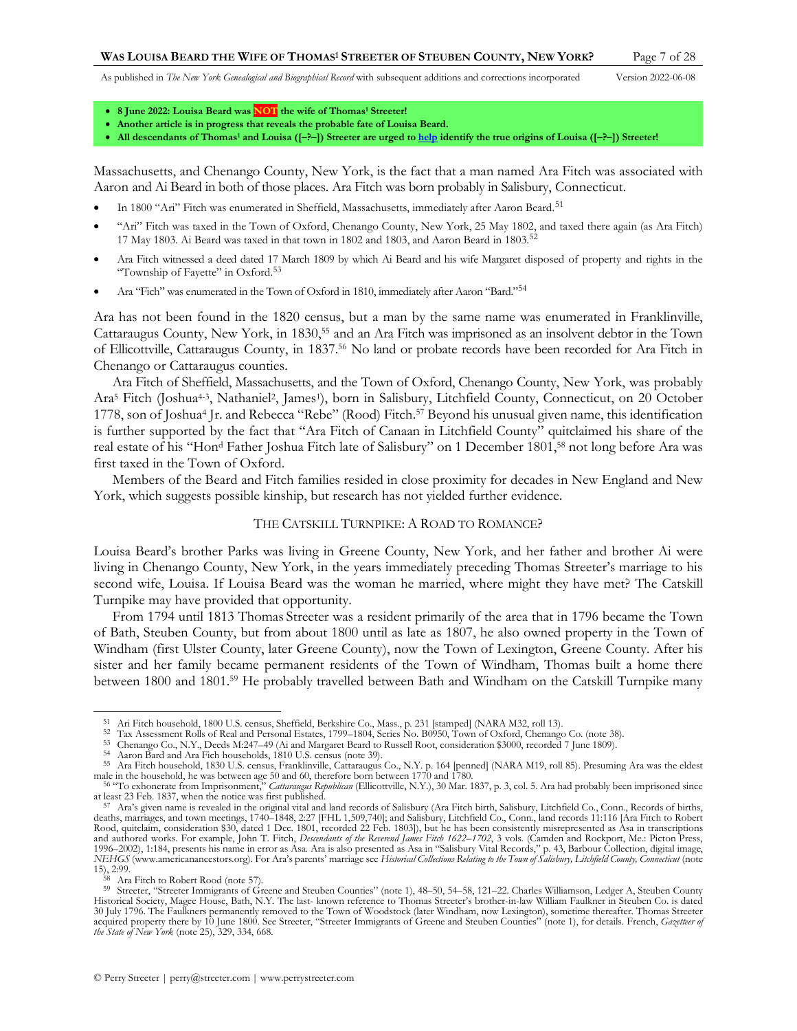- **8 June 2022: Louisa Beard was NOT the wife of Thomas[1] Streeter!**
- **Another article is in progress that reveals the probable fate of Louisa Beard.**
- **All descendants of Thomas[1] and Louisa ([–?–]) Streeter are urged to help identify the true origins of Louisa ([–?–]) Streeter!**

Massachusetts, and Chenango County, New York, is the fact that a man named Ara Fitch was associated with Aaron and Ai Beard in both of those places. Ara Fitch was born probably in Salisbury, Connecticut.

- In 1800 "Ari" Fitch was enumerated in Sheffield, Massachusetts, immediately after Aaron Beard.[51]
- "Ari" Fitch was taxed in the Town of Oxford, Chenango County, New York, 25 May 1802, and taxed there again (as Ara Fitch) 17 May 1803. Ai Beard was taxed in that town in 1802 and 1803, and Aaron Beard in 1803.[52]
- Ara Fitch witnessed a deed dated 17 March 1809 by which Ai Beard and his wife Margaret disposed of property and rights in the "Township of Fayette" in Oxford.[53]
- Ara "Fich" was enumerated in the Town of Oxford in 1810, immediately after Aaron "Bard."[54]

Ara has not been found in the 1820 census, but a man by the same name was enumerated in Franklinville, Cattaraugus County, New York, in 1830,[55] and an Ara Fitch was imprisoned as an insolvent debtor in the Town of Ellicottville, Cattaraugus County, in 1837.[56] No land or probate records have been recorded for Ara Fitch in Chenango or Cattaraugus counties.

Ara Fitch of Sheffield, Massachusetts, and the Town of Oxford, Chenango County, New York, was probably Ara[5] Fitch (Joshua[4-3], Nathaniel[2], James[1]), born in Salisbury, Litchfield County, Connecticut, on 20 October 1778, son of Joshua[4] Jr. and Rebecca "Rebe" (Rood) Fitch.[57] Beyond his unusual given name, this identification is further supported by the fact that "Ara Fitch of Canaan in Litchfield County" quitclaimed his share of the real estate of his "Hon[d] Father Joshua Fitch late of Salisbury" on 1 December 1801,[58] not long before Ara was first taxed in the Town of Oxford.

Members of the Beard and Fitch families resided in close proximity for decades in New England and New York, which suggests possible kinship, but research has not yielded further evidence.

## THE CATSKILL TURNPIKE: A ROAD TO ROMANCE?

Louisa Beard's brother Parks was living in Greene County, New York, and her father and brother Ai were living in Chenango County, New York, in the years immediately preceding Thomas Streeter's marriage to his second wife, Louisa. If Louisa Beard was the woman he married, where might they have met? The Catskill Turnpike may have provided that opportunity.

From 1794 until 1813 Thomas Streeter was a resident primarily of the area that in 1796 became the Town of Bath, Steuben County, but from about 1800 until as late as 1807, he also owned property in the Town of Windham (first Ulster County, later Greene County), now the Town of Lexington, Greene County. After his sister and her family became permanent residents of the Town of Windham, Thomas built a home there between 1800 and 1801.[59] He probably travelled between Bath and Windham on the Catskill Turnpike many

---

[51] Ari Fitch household, 1800 U.S. census, Sheffield, Berkshire Co., Mass., p. 231 [stamped] (NARA M32, roll 13).

[52] Tax Assessment Rolls of Real and Personal Estates, 1799–1804, Series No. B0950, Town of Oxford, Chenango Co. (note 38).

[53] Chenango Co., N.Y., Deeds M:247–49 (Ai and Margaret Beard to Russell Root, consideration $3000, recorded 7 June 1809).

[54] Aaron Bard and Ara Fich households, 1810 U.S. census (note 39).

[55] Ara Fitch household, 1830 U.S. census, Franklinville, Cattaraugus Co., N.Y. p. 164 [penned] (NARA M19, roll 85). Presuming Ara was the eldest male in the household, he was between age 50 and 60, therefore born between 1770 and 1780.

[56] "To exhonerate from Imprisonment," *Cattaraugus Republican* (Ellicottville, N.Y.), 30 Mar. 1837, p. 3, col. 5. Ara had probably been imprisoned since at least 23 Feb. 1837, when the notice was first published.

[57] Ara's given name is revealed in the original vital and land records of Salisbury (Ara Fitch birth, Salisbury, Litchfield Co., Conn., Records of births, deaths, marriages, and town meetings, 1740–1848, 2:27 [FHL 1,509,740]; and Salisbury, Litchfield Co., Conn., land records 11:116 [Ara Fitch to Robert Rood, quitclaim, consideration $30, dated 1 Dec. 1801, recorded 22 Feb. 1803]), but he has been consistently misrepresented as Asa in transcriptions and authored works. For example, John T. Fitch, *Descendants of the Reverend James Fitch 1622–1702*, 3 vols. (Camden and Rockport, Me.: Picton Press, 1996–2002), 1:184, presents his name in error as Asa. Ara is also presented as Asa in "Salisbury Vital Records," p. 43, Barbour Collection, digital image, *NEHGS* (www.americanancestors.org). For Ara's parents' marriage see *Historical Collections Relating to the Town of Salisbury, Litchfield County, Connecticut* (note 15), 2:99.

[58] Ara Fitch to Robert Rood (note 57).

[59] Streeter, "Streeter Immigrants of Greene and Steuben Counties" (note 1), 48–50, 54–58, 121–22. Charles Williamson, Ledger A, Steuben County Historical Society, Magee House, Bath, N.Y. The last- known reference to Thomas Streeter's brother-in-law William Faulkner in Steuben Co. is dated 30 July 1796. The Faulkners permanently removed to the Town of Woodstock (later Windham, now Lexington), sometime thereafter. Thomas Streeter acquired property there by 10 June 1800. See Streeter, "Streeter Immigrants of Greene and Steuben Counties" (note 1), for details. French, *Gazetteer of the State of New York* (note 25), 329, 334, 668.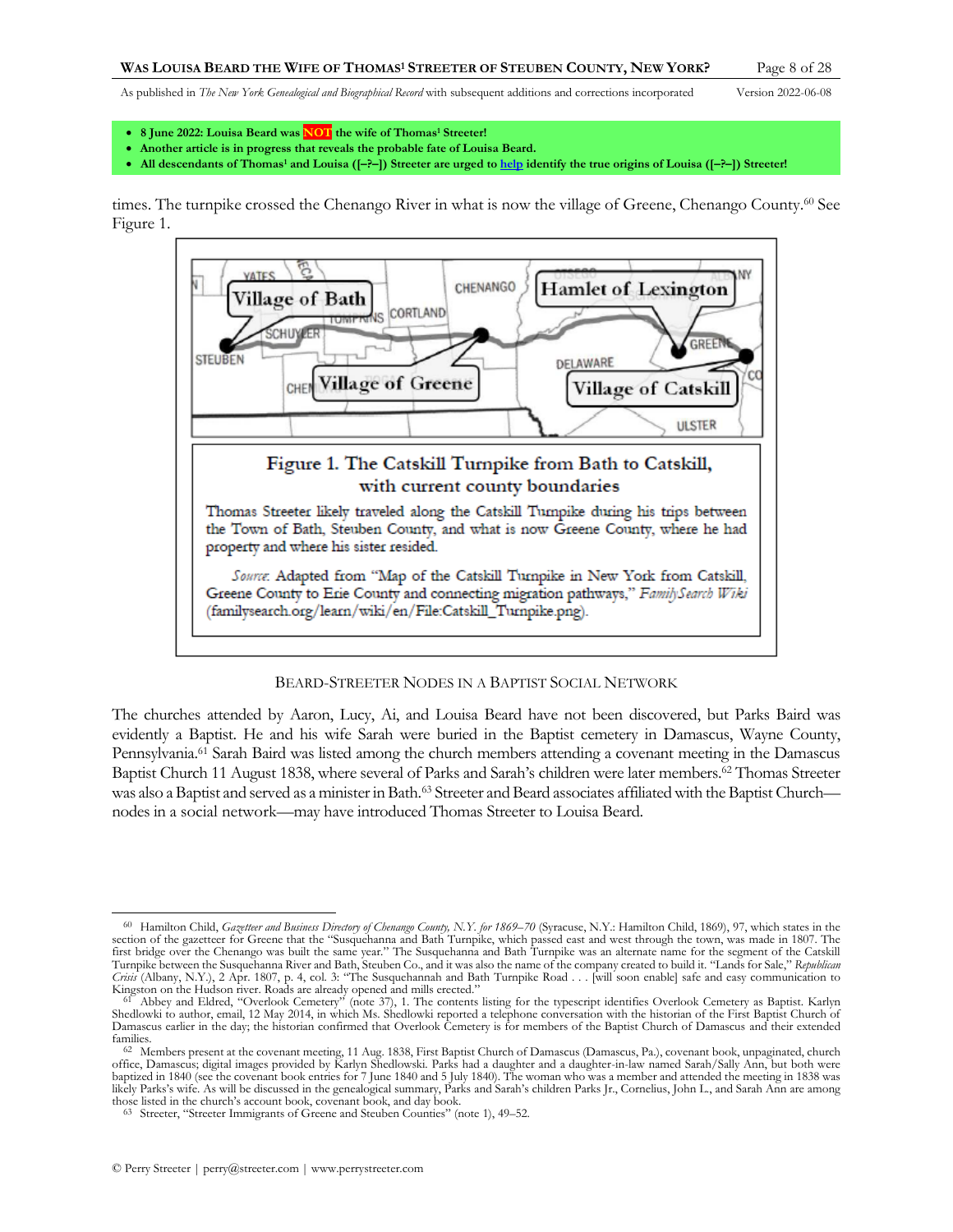- **8 June 2022: Louisa Beard was NOT the wife of Thomas[1] Streeter!**
- **Another article is in progress that reveals the probable fate of Louisa Beard.**
- **All descendants of Thomas[1] and Louisa ([–?–]) Streeter are urged to help identify the true origins of Louisa ([–?–]) Streeter!**

times. The turnpike crossed the Chenango River in what is now the village of Greene, Chenango County.[60] See Figure 1.

**Figure 1. The Catskill Turnpike from Bath to Catskill, with current county boundaries**

Thomas Streeter likely traveled along the Catskill Turnpike during his trips between the Town of Bath, Steuben County, and what is now Greene County, where he had property and where his sister resided.

*Source:* Adapted from "Map of the Catskill Turnpike in New York from Catskill, Greene County to Erie County and connecting migration pathways," *FamilySearch Wiki* (familysearch.org/learn/wiki/en/File:Catskill_Turnpike.png).

## Beard-Streeter Nodes in a Baptist Social Network

The churches attended by Aaron, Lucy, Ai, and Louisa Beard have not been discovered, but Parks Baird was evidently a Baptist. He and his wife Sarah were buried in the Baptist cemetery in Damascus, Wayne County, Pennsylvania.[61] Sarah Baird was listed among the church members attending a covenant meeting in the Damascus Baptist Church 11 August 1838, where several of Parks and Sarah's children were later members.[62] Thomas Streeter was also a Baptist and served as a minister in Bath.[63] Streeter and Beard associates affiliated with the Baptist Church—nodes in a social network—may have introduced Thomas Streeter to Louisa Beard.

---

[60] Hamilton Child, *Gazetteer and Business Directory of Chenango County, N.Y. for 1869–70* (Syracuse, N.Y.: Hamilton Child, 1869), 97, which states in the section of the gazetteer for Greene that the "Susquehanna and Bath Turnpike, which passed east and west through the town, was made in 1807. The first bridge over the Chenango was built the same year." The Susquehanna and Bath Turnpike was an alternate name for the segment of the Catskill Turnpike between the Susquehanna River and Bath, Steuben Co., and it was also the name of the company created to build it. "Lands for Sale," *Republican Crisis* (Albany, N.Y.), 2 Apr. 1807, p. 4, col. 3: "The Susquehannah and Bath Turnpike Road . . . [will soon enable] safe and easy communication to Kingston on the Hudson river. Roads are already opened and mills erected."

[61] Abbey and Eldred, "Overlook Cemetery" (note 37), 1. The contents listing for the typescript identifies Overlook Cemetery as Baptist. Karlyn Shedlowski to author, email, 12 May 2014, in which Ms. Shedlowki reported a telephone conversation with the historian of the First Baptist Church of Damascus earlier in the day; the historian confirmed that Overlook Cemetery is for members of the Baptist Church of Damascus and their extended families.

[62] Members present at the covenant meeting, 11 Aug. 1838, First Baptist Church of Damascus (Damascus, Pa.), covenant book, unpaginated, church office, Damascus; digital images provided by Karlyn Shedlowski. Parks had a daughter and a daughter-in-law named Sarah/Sally Ann, but both were baptized in 1840 (see the covenant book entries for 7 June 1840 and 5 July 1840). The woman who was a member and attended the meeting in 1838 was likely Parks's wife. As will be discussed in the genealogical summary, Parks and Sarah's children Parks Jr., Cornelius, John L., and Sarah Ann are among those listed in the church's account book, covenant book, and day book.

[63] Streeter, "Streeter Immigrants of Greene and Steuben Counties" (note 1), 49–52.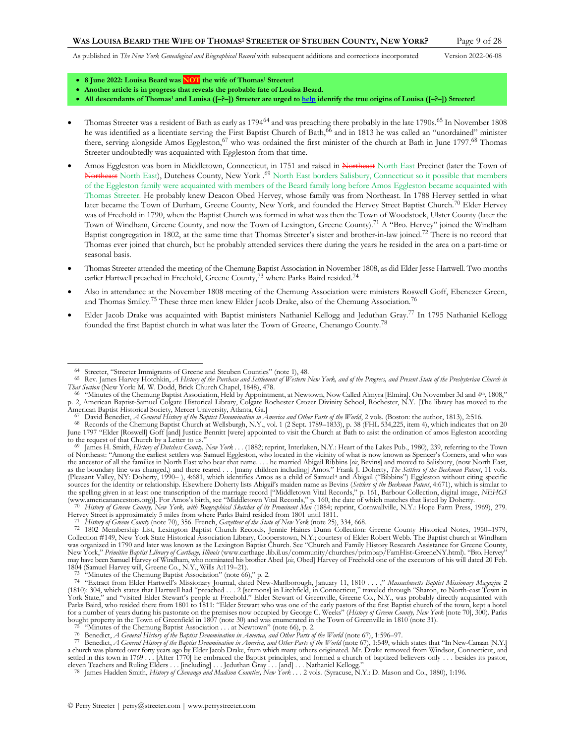- **8 June 2022: Louisa Beard was NOT the wife of Thomas[1] Streeter!**
- **Another article is in progress that reveals the probable fate of Louisa Beard.**
- **All descendants of Thomas[1] and Louisa ([–?–]) Streeter are urged to help identify the true origins of Louisa ([–?–]) Streeter!**

- Thomas Streeter was a resident of Bath as early as 1794[64] and was preaching there probably in the late 1790s.[65] In November 1808 he was identified as a licentiate serving the First Baptist Church of Bath,[66] and in 1813 he was called an "unordained" minister there, serving alongside Amos Eggleston,[67] who was ordained the first minister of the church at Bath in June 1797.[68] Thomas Streeter undoubtedly was acquainted with Eggleston from that time.

- Amos Eggleston was born in Middletown, Connecticut, in 1751 and raised in ~~Northeast~~ North East Precinct (later the Town of ~~Northeast~~ North East), Dutchess County, New York .[69] North East borders Salisbury, Connecticut so it possible that members of the Eggleston family were acquainted with members of the Beard family long before Amos Eggleston became acquainted with Thomas Streeter. He probably knew Deacon Obed Hervey, whose family was from Northeast. In 1788 Hervey settled in what later became the Town of Durham, Greene County, New York, and founded the Hervey Street Baptist Church.[70] Elder Hervey was of Freehold in 1790, when the Baptist Church was formed in what was then the Town of Woodstock, Ulster County (later the Town of Windham, Greene County, and now the Town of Lexington, Greene County).[71] A "Bro. Hervey" joined the Windham Baptist congregation in 1802, at the same time that Thomas Streeter's sister and brother-in-law joined.[72] There is no record that Thomas ever joined that church, but he probably attended services there during the years he resided in the area on a part-time or seasonal basis.

- Thomas Streeter attended the meeting of the Chemung Baptist Association in November 1808, as did Elder Jesse Hartwell. Two months earlier Hartwell preached in Freehold, Greene County,[73] where Parks Baird resided.[74]

- Also in attendance at the November 1808 meeting of the Chemung Association were ministers Roswell Goff, Ebenezer Green, and Thomas Smiley.[75] These three men knew Elder Jacob Drake, also of the Chemung Association.[76]

- Elder Jacob Drake was acquainted with Baptist ministers Nathaniel Kellogg and Jeduthan Gray.[77] In 1795 Nathaniel Kellogg founded the first Baptist church in what was later the Town of Greene, Chenango County.[78]

---

[64] Streeter, "Streeter Immigrants of Greene and Steuben Counties" (note 1), 48.

[65] Rev. James Harvey Hotchkin, *A History of the Purchase and Settlement of Western New York, and of the Progress, and Present State of the Presbyterian Church in That Section* (New York: M. W. Dodd, Brick Church Chapel, 1848), 478.

[66] "Minutes of the Chemung Baptist Association, Held by Appointment, at Newtown, Now Called Almyra [Elmira]. On November 3d and 4th, 1808," p. 2, American Baptist-Samuel Colgate Historical Library, Colgate Rochester Crozer Divinity School, Rochester, N.Y. [The library has moved to the American Baptist Historical Society, Mercer University, Atlanta, Ga.]

[67] David Benedict, *A General History of the Baptist Denomination in America and Other Parts of the World*, 2 vols. (Boston: the author, 1813), 2:516.

[68] Records of the Chemung Baptist Church at Wellsburgh, N.Y., vol. 1 (2 Sept. 1789–1833), p. 38 (FHL 534,225, item 4), which indicates that on 20 June 1797 "Elder [Roswell] Goff [and] Justice Bennitt [were] appointed to visit the Church at Bath to asist the ordination of amos Egleston according to the request of that Church by a Letter to us."

[69] James H. Smith, *History of Dutchess County, New York* . . . (1882; reprint, Interlaken, N.Y.: Heart of the Lakes Pub., 1980), 239, referring to the Town of Northeast: "Among the earliest settlers was Samuel Eggleston, who located in the vicinity of what is now known as Spencer's Corners, and who was the ancestor of all the families in North East who bear that name. . . . he married Abigail Ribbins [*sic*, Bevins] and moved to Salisbury, (now North East, as the boundary line was changed,) and there reared . . . [many children including] Amos." Frank J. Doherty, *The Settlers of the Beekman Patent*, 11 vols. (Pleasant Valley, NY: Doherty, 1990– ), 4:681, which identifies Amos as a child of Samuel[4] and Abigail ("Bibbins") Eggleston without citing specific sources for the identity or relationship. Elsewhere Doherty lists Abigail's maiden name as Bevins (*Settlers of the Beekman Patent*, 4:671), which is similar to the spelling given in at least one transcription of the marriage record ["Middletown Vital Records," p. 161, Barbour Collection, digital image, *NEHGS* (www.americanancestors.org)]. For Amos's birth, see "Middletown Vital Records," p. 160, the date of which matches that listed by Doherty.

[70] *History of Greene County, New York, with Biographical Sketches of its Prominent Men* (1884; reprint, Cornwallville, N.Y.: Hope Farm Press, 1969), 279. Hervey Street is approximately 5 miles from where Parks Baird resided from 1801 until 1811.

[71] *History of Greene County* (note 70), 356. French, *Gazetteer of the State of New York* (note 25), 334, 668.

[72] 1802 Membership List, Lexington Baptist Church Records, Jennie Haines Dunn Collection: Greene County Historical Notes, 1950–1979, Collection #149, New York State Historical Association Library, Cooperstown, N.Y.; courtesy of Elder Robert Webb. The Baptist church at Windham was organized in 1790 and later was known as the Lexington Baptist Church. See "Church and Family History Research Assistance for Greene County, New York," *Primitive Baptist Library of Carthage, Illinois* (www.carthage .lib.il.us/community/churches/primbap/FamHist-GreeneNY.html). "Bro. Hervey" may have been Samuel Harvey of Windham, who nominated his brother Abed [*sic*, Obed] Harvey of Freehold one of the executors of his will dated 20 Feb. 1804 (Samuel Harvey will, Greene Co., N.Y., Wills A:119–21).

[73] "Minutes of the Chemung Baptist Association" (note 66)," p. 2.

[74] "Extract from Elder Hartwell's Missionary Journal, dated New-Marlborough, January 11, 1810 . . . ," *Massachusetts Baptist Missionary Magazine* 2 (1810): 304, which states that Hartwell had "preached . . . 2 [sermons] in Litchfield, in Connecticut," traveled through "Sharon, to North-east Town in York State," and "visited Elder Stewart's people at Freehold." Elder Stewart of Greenville, Greene Co., N.Y., was probably directly acquainted with Parks Baird, who resided there from 1801 to 1811: "Elder Stewart who was one of the early pastors of the first Baptist church of the town, kept a hotel for a number of years during his pastorate on the premises now occupied by George C. Weeks" (*History of Greene County, New York* [note 70], 300). Parks bought property in the Town of Greenfield in 1807 (note 30) and was enumerated in the Town of Greenville in 1810 (note 31).

[75] "Minutes of the Chemung Baptist Association . . . at Newtown" (note 66), p. 2.

[76] Benedict, *A General History of the Baptist Denomination in America, and Other Parts of the World* (note 67), 1:596–97.

[77] Benedict, *A General History of the Baptist Denomination in America, and Other Parts of the World* (note 67), 1:549, which states that "In New-Canaan [N.Y.] a church was planted over forty years ago by Elder Jacob Drake, from which many others originated. Mr. Drake removed from Windsor, Connecticut, and settled in this town in 1769 . . . [After 1770] he embraced the Baptist principles, and formed a church of baptized believers only . . . besides its pastor, eleven Teachers and Ruling Elders . . . [including] . . . Jeduthan Gray . . . [and] . . . Nathaniel Kellogg."

[78] James Hadden Smith, *History of Chenango and Madison Counties, New York* . . . 2 vols. (Syracuse, N.Y.: D. Mason and Co., 1880), 1:196.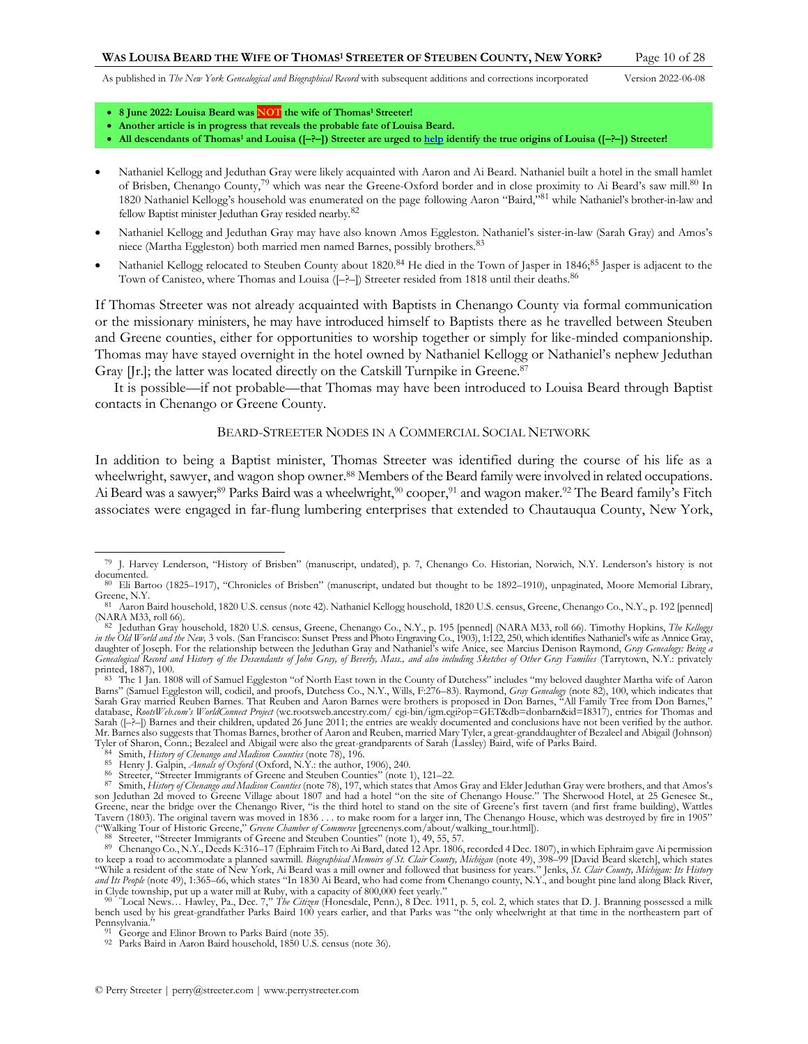- **8 June 2022: Louisa Beard was NOT the wife of Thomas¹ Streeter!**
- **Another article is in progress that reveals the probable fate of Louisa Beard.**
- **All descendants of Thomas¹ and Louisa ([–?–]) Streeter are urged to help identify the true origins of Louisa ([–?–]) Streeter!**

- Nathaniel Kellogg and Jeduthan Gray were likely acquainted with Aaron and Ai Beard. Nathaniel built a hotel in the small hamlet of Brisben, Chenango County,[79] which was near the Greene-Oxford border and in close proximity to Ai Beard's saw mill.[80] In 1820 Nathaniel Kellogg's household was enumerated on the page following Aaron "Baird,"[81] while Nathaniel's brother-in-law and fellow Baptist minister Jeduthan Gray resided nearby.[82]
- Nathaniel Kellogg and Jeduthan Gray may have also known Amos Eggleston. Nathaniel's sister-in-law (Sarah Gray) and Amos's niece (Martha Eggleston) both married men named Barnes, possibly brothers.[83]
- Nathaniel Kellogg relocated to Steuben County about 1820.[84] He died in the Town of Jasper in 1846;[85] Jasper is adjacent to the Town of Canisteo, where Thomas and Louisa ([–?–]) Streeter resided from 1818 until their deaths.[86]

If Thomas Streeter was not already acquainted with Baptists in Chenango County via formal communication or the missionary ministers, he may have introduced himself to Baptists there as he travelled between Steuben and Greene counties, either for opportunities to worship together or simply for like-minded companionship. Thomas may have stayed overnight in the hotel owned by Nathaniel Kellogg or Nathaniel's nephew Jeduthan Gray [Jr.]; the latter was located directly on the Catskill Turnpike in Greene.[87]

It is possible—if not probable—that Thomas may have been introduced to Louisa Beard through Baptist contacts in Chenango or Greene County.

## Beard-Streeter Nodes in a Commercial Social Network

In addition to being a Baptist minister, Thomas Streeter was identified during the course of his life as a wheelwright, sawyer, and wagon shop owner.[88] Members of the Beard family were involved in related occupations. Ai Beard was a sawyer;[89] Parks Baird was a wheelwright,[90] cooper,[91] and wagon maker.[92] The Beard family's Fitch associates were engaged in far-flung lumbering enterprises that extended to Chautauqua County, New York,

---

[79] J. Harvey Lenderson, "History of Brisben" (manuscript, undated), p. 7, Chenango Co. Historian, Norwich, N.Y. Lenderson's history is not documented.

[80] Eli Bartoo (1825–1917), "Chronicles of Brisben" (manuscript, undated but thought to be 1892–1910), unpaginated, Moore Memorial Library, Greene, N.Y.

[81] Aaron Baird household, 1820 U.S. census (note 42). Nathaniel Kellogg household, 1820 U.S. census, Greene, Chenango Co., N.Y., p. 192 [penned] (NARA M33, roll 66).

[82] Jeduthan Gray household, 1820 U.S. census, Greene, Chenango Co., N.Y., p. 195 [penned] (NARA M33, roll 66). Timothy Hopkins, *The Kelloggs in the Old World and the New,* 3 vols. (San Francisco: Sunset Press and Photo Engraving Co., 1903), 1:122, 250, which identifies Nathaniel's wife as Annice Gray, daughter of Joseph. For the relationship between the Jeduthan Gray and Nathaniel's wife Anice, see Marcius Denison Raymond, *Gray Genealogy: Being a Genealogical Record and History of the Descendants of John Gray, of Beverly, Mass., and also including Sketches of Other Gray Families* (Tarrytown, N.Y.: privately printed, 1887), 100.

[83] The 1 Jan. 1808 will of Samuel Eggleston "of North East town in the County of Dutchess" includes "my beloved daughter Martha wife of Aaron Barns" (Samuel Eggleston will, codicil, and proofs, Dutchess Co., N.Y., Wills, F:276–83). Raymond, *Gray Genealogy* (note 82), 100, which indicates that Sarah Gray married Reuben Barnes. That Reuben and Aaron Barnes were brothers is proposed in Don Barnes, "All Family Tree from Don Barnes," database, *RootsWeb.com's WorldConnect Project* (wc.rootsweb.ancestry.com/ cgi-bin/igm.cgi?op=GET&db=donbarn&id=I8317), entries for Thomas and Sarah ([–?–]) Barnes and their children, updated 26 June 2011; the entries are weakly documented and conclusions have not been verified by the author. Mr. Barnes also suggests that Thomas Barnes, brother of Aaron and Reuben, married Mary Tyler, a great-granddaughter of Bezaleel and Abigail (Johnson) Tyler of Sharon, Conn.; Bezaleel and Abigail were also the great-grandparents of Sarah (Lassley) Baird, wife of Parks Baird.

[84] Smith, *History of Chenango and Madison Counties* (note 78), 196.

[85] Henry J. Galpin, *Annals of Oxford* (Oxford, N.Y.: the author, 1906), 240.

[86] Streeter, "Streeter Immigrants of Greene and Steuben Counties" (note 1), 121–22.

[87] Smith, *History of Chenango and Madison Counties* (note 78), 197, which states that Amos Gray and Elder Jeduthan Gray were brothers, and that Amos's son Jeduthan 2d moved to Greene Village about 1807 and had a hotel "on the site of Chenango House." The Sherwood Hotel, at 25 Genesee St., Greene, near the bridge over the Chenango River, "is the third hotel to stand on the site of Greene's first tavern (and first frame building), Wattles Tavern (1803). The original tavern was moved in 1836 . . . to make room for a larger inn, The Chenango House, which was destroyed by fire in 1905" ("Walking Tour of Historic Greene," *Greene Chamber of Commerce* [greenenys.com/about/walking_tour.html]).

[88] Streeter, "Streeter Immigrants of Greene and Steuben Counties" (note 1), 49, 55, 57.

[89] Chenango Co., N.Y., Deeds K:316–17 (Ephraim Fitch to Ai Bard, dated 12 Apr. 1806, recorded 4 Dec. 1807), in which Ephraim gave Ai permission to keep a road to accommodate a planned sawmill. *Biographical Memoirs of St. Clair County, Michigan* (note 49), 398–99 [David Beard sketch], which states "While a resident of the state of New York, Ai Beard was a mill owner and followed that business for years." Jenks, *St. Clair County, Michigan: Its History and Its People* (note 49), 1:365–66, which states "In 1830 Ai Beard, who had come from Chenango county, N.Y., and bought pine land along Black River, in Clyde township, put up a water mill at Ruby, with a capacity of 800,000 feet yearly."

[90] "Local News… Hawley, Pa., Dec. 7," *The Citizen* (Honesdale, Penn.), 8 Dec. 1911, p. 5, col. 2, which states that D. J. Branning possessed a milk bench used by his great-grandfather Parks Baird 100 years earlier, and that Parks was "the only wheelwright at that time in the northeastern part of Pennsylvania."

[91] George and Elinor Brown to Parks Baird (note 35).

[92] Parks Baird in Aaron Baird household, 1850 U.S. census (note 36).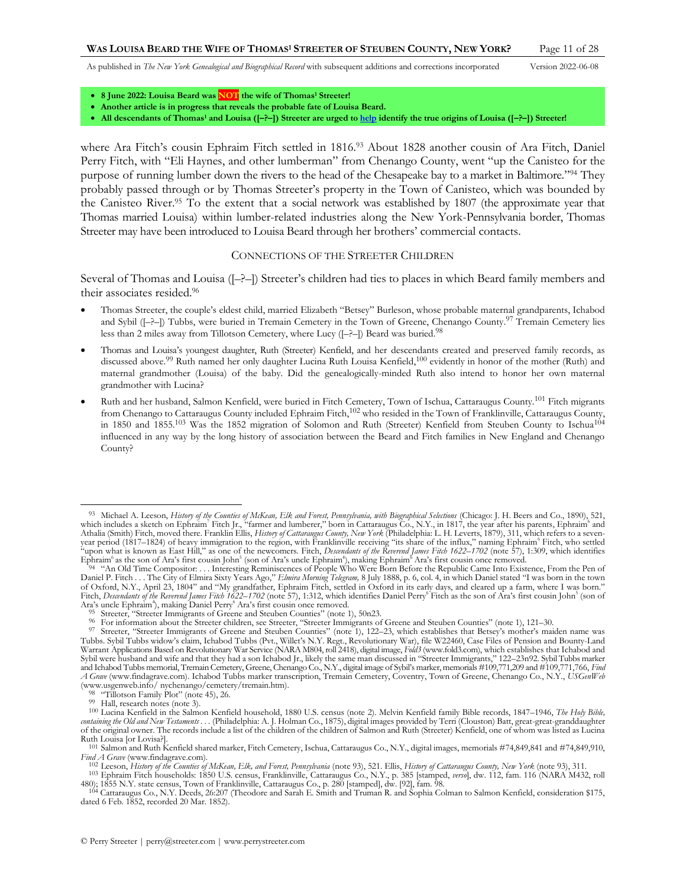- **8 June 2022: Louisa Beard was NOT the wife of Thomas[1] Streeter!**
- **Another article is in progress that reveals the probable fate of Louisa Beard.**
- **All descendants of Thomas[1] and Louisa ([–?–]) Streeter are urged to help identify the true origins of Louisa ([–?–]) Streeter!**

where Ara Fitch's cousin Ephraim Fitch settled in 1816.[93] About 1828 another cousin of Ara Fitch, Daniel Perry Fitch, with "Eli Haynes, and other lumberman" from Chenango County, went "up the Canisteo for the purpose of running lumber down the rivers to the head of the Chesapeake bay to a market in Baltimore."[94] They probably passed through or by Thomas Streeter's property in the Town of Canisteo, which was bounded by the Canisteo River.[95] To the extent that a social network was established by 1807 (the approximate year that Thomas married Louisa) within lumber-related industries along the New York-Pennsylvania border, Thomas Streeter may have been introduced to Louisa Beard through her brothers' commercial contacts.

## Connections of the Streeter Children

Several of Thomas and Louisa ([–?–]) Streeter's children had ties to places in which Beard family members and their associates resided.[96]

- Thomas Streeter, the couple's eldest child, married Elizabeth "Betsey" Burleson, whose probable maternal grandparents, Ichabod and Sybil ([–?–]) Tubbs, were buried in Tremain Cemetery in the Town of Greene, Chenango County.[97] Tremain Cemetery lies less than 2 miles away from Tillotson Cemetery, where Lucy ([–?–]) Beard was buried.[98]
- Thomas and Louisa's youngest daughter, Ruth (Streeter) Kenfield, and her descendants created and preserved family records, as discussed above.[99] Ruth named her only daughter Lucina Ruth Louisa Kenfield,[100] evidently in honor of the mother (Ruth) and maternal grandmother (Louisa) of the baby. Did the genealogically-minded Ruth also intend to honor her own maternal grandmother with Lucina?
- Ruth and her husband, Salmon Kenfield, were buried in Fitch Cemetery, Town of Ischua, Cattaraugus County.[101] Fitch migrants from Chenango to Cattaraugus County included Ephraim Fitch,[102] who resided in the Town of Franklinville, Cattaraugus County, in 1850 and 1855.[103] Was the 1852 migration of Solomon and Ruth (Streeter) Kenfield from Steuben County to Ischua[104] influenced in any way by the long history of association between the Beard and Fitch families in New England and Chenango County?

---

[93] Michael A. Leeson, *History of the Counties of McKean, Elk and Forest, Pennsylvania, with Biographical Selections* (Chicago: J. H. Beers and Co., 1890), 521, which includes a sketch on Ephraim[7] Fitch Jr., "farmer and lumberer," born in Cattaraugus Co., N.Y., in 1817, the year after his parents, Ephraim[6] and Athalia (Smith) Fitch, moved there. Franklin Ellis, *History of Cattaraugus County, New York* (Philadelphia: L. H. Leverts, 1879), 311, which refers to a seven-year period (1817–1824) of heavy immigration to the region, with Franklinville receiving "its share of the influx," naming Ephraim[6] Fitch, who settled "upon what is known as East Hill," as one of the newcomers. Fitch, *Descendants of the Reverend James Fitch 1622–1702* (note 57), 1:309, which identifies Ephraim[6] as the son of Ara's first cousin John[5] (son of Ara's uncle Ephraim[4]), making Ephraim[6] Ara's first cousin once removed.

[94] "An Old Time Compositor: . . . Interesting Reminiscences of People Who Were Born Before the Republic Came Into Existence, From the Pen of Daniel P. Fitch . . . The City of Elmira Sixty Years Ago," *Elmira Morning Telegram,* 8 July 1888, p. 6, col. 4, in which Daniel stated "I was born in the town of Oxford, N.Y., April 23, 1804" and "My grandfather, Ephraim Fitch, settled in Oxford in its early days, and cleared up a farm, where I was born." Fitch, *Descendants of the Reverend James Fitch 1622–1702* (note 57), 1:312, which identifies Daniel Perry[6] Fitch as the son of Ara's first cousin John[5] (son of Ara's uncle Ephraim[4]), making Daniel Perry[6] Ara's first cousin once removed.

[95] Streeter, "Streeter Immigrants of Greene and Steuben Counties" (note 1), 50n23.

[96] For information about the Streeter children, see Streeter, "Streeter Immigrants of Greene and Steuben Counties" (note 1), 121–30.

[97] Streeter, "Streeter Immigrants of Greene and Steuben Counties" (note 1), 122–23, which establishes that Betsey's mother's maiden name was Tubbs. Sybil Tubbs widow's claim, Ichabod Tubbs (Pvt., Willet's N.Y. Regt., Revolutionary War), file W22460, Case Files of Pension and Bounty-Land Warrant Applications Based on Revolutionary War Service (NARA M804, roll 2418), digital image, *Fold3* (www.fold3.com), which establishes that Ichabod and Sybil were husband and wife and that they had a son Ichabod Jr., likely the same man discussed in "Streeter Immigrants," 122–23n92. Sybil Tubbs marker and Ichabod Tubbs memorial, Tremain Cemetery, Greene, Chenango Co., N.Y., digital image of Sybil's marker, memorials #109,771,209 and #109,771,766, *Find A Grave* (www.findagrave.com). Ichabod Tubbs marker transcription, Tremain Cemetery, Coventry, Town of Greene, Chenango Co., N.Y., *USGenWeb* (www.usgenweb.info/ nychenango/cemetery/tremain.htm).

[98] "Tillotson Family Plot" (note 45), 26.

[99] Hall, research notes (note 3).

[100] Lucina Kenfield in the Salmon Kenfield household, 1880 U.S. census (note 2). Melvin Kenfield family Bible records, 1847–1946, *The Holy Bible, containing the Old and New Testaments . . .* (Philadelphia: A. J. Holman Co., 1875), digital images provided by Terri (Clouston) Batt, great-great-granddaughter of the original owner. The records include a list of the children of the children of Salmon and Ruth (Streeter) Kenfield, one of whom was listed as Lucina Ruth Louisa [or Lovisa?].

[101] Salmon and Ruth Kenfield shared marker, Fitch Cemetery, Ischua, Cattaraugus Co., N.Y., digital images, memorials #74,849,841 and #74,849,910, *Find A Grave* (www.findagrave.com).

[102] Leeson, *History of the Counties of McKean, Elk, and Forest, Pennsylvania* (note 93), 521. Ellis, *History of Cattaraugus County, New York* (note 93), 311.

[103] Ephraim Fitch households: 1850 U.S. census, Franklinville, Cattaraugus Co., N.Y., p. 385 [stamped, *verso*], dw. 112, fam. 116 (NARA M432, roll 480); 1855 N.Y. state census, Town of Franklinville, Cattaraugus Co., p. 280 [stamped], dw. [92], fam. 98.

[104] Cattaraugus Co., N.Y. Deeds, 26:207 (Theodore and Sarah E. Smith and Truman R. and Sophia Colman to Salmon Kenfield, consideration $175, dated 6 Feb. 1852, recorded 20 Mar. 1852).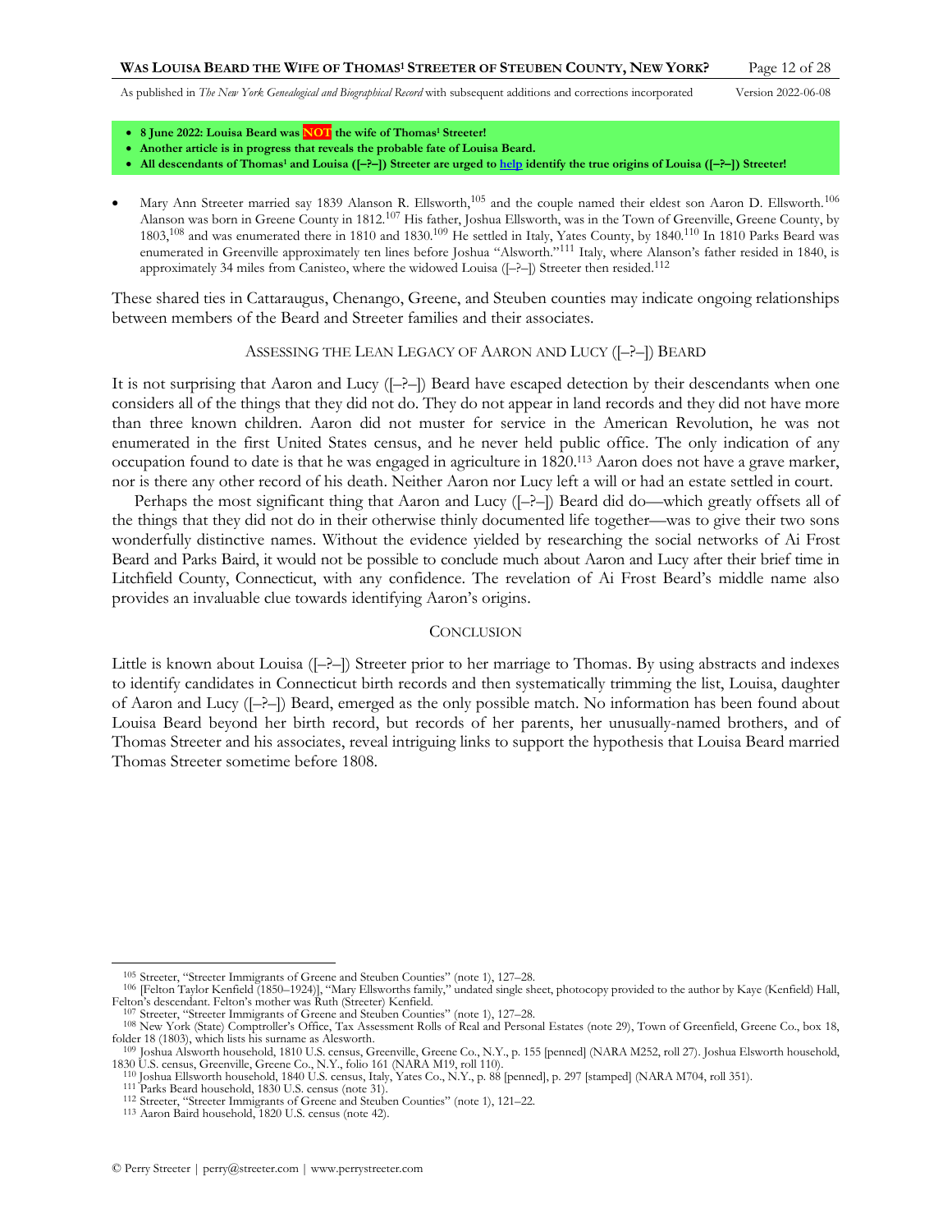- **8 June 2022: Louisa Beard was NOT the wife of Thomas[1] Streeter!**
- **Another article is in progress that reveals the probable fate of Louisa Beard.**
- **All descendants of Thomas[1] and Louisa ([–?–]) Streeter are urged to help identify the true origins of Louisa ([–?–]) Streeter!**

- Mary Ann Streeter married say 1839 Alanson R. Ellsworth,[105] and the couple named their eldest son Aaron D. Ellsworth.[106] Alanson was born in Greene County in 1812.[107] His father, Joshua Ellsworth, was in the Town of Greenville, Greene County, by 1803,[108] and was enumerated there in 1810 and 1830.[109] He settled in Italy, Yates County, by 1840.[110] In 1810 Parks Beard was enumerated in Greenville approximately ten lines before Joshua "Alsworth."[111] Italy, where Alanson's father resided in 1840, is approximately 34 miles from Canisteo, where the widowed Louisa ([–?–]) Streeter then resided.[112]

These shared ties in Cattaraugus, Chenango, Greene, and Steuben counties may indicate ongoing relationships between members of the Beard and Streeter families and their associates.

## Assessing the Lean Legacy of Aaron and Lucy ([–?–]) Beard

It is not surprising that Aaron and Lucy ([–?–]) Beard have escaped detection by their descendants when one considers all of the things that they did not do. They do not appear in land records and they did not have more than three known children. Aaron did not muster for service in the American Revolution, he was not enumerated in the first United States census, and he never held public office. The only indication of any occupation found to date is that he was engaged in agriculture in 1820.[113] Aaron does not have a grave marker, nor is there any other record of his death. Neither Aaron nor Lucy left a will or had an estate settled in court.

Perhaps the most significant thing that Aaron and Lucy ([–?–]) Beard did do—which greatly offsets all of the things that they did not do in their otherwise thinly documented life together—was to give their two sons wonderfully distinctive names. Without the evidence yielded by researching the social networks of Ai Frost Beard and Parks Baird, it would not be possible to conclude much about Aaron and Lucy after their brief time in Litchfield County, Connecticut, with any confidence. The revelation of Ai Frost Beard's middle name also provides an invaluable clue towards identifying Aaron's origins.

## Conclusion

Little is known about Louisa ([–?–]) Streeter prior to her marriage to Thomas. By using abstracts and indexes to identify candidates in Connecticut birth records and then systematically trimming the list, Louisa, daughter of Aaron and Lucy ([–?–]) Beard, emerged as the only possible match. No information has been found about Louisa Beard beyond her birth record, but records of her parents, her unusually-named brothers, and of Thomas Streeter and his associates, reveal intriguing links to support the hypothesis that Louisa Beard married Thomas Streeter sometime before 1808.

---

[105] Streeter, "Streeter Immigrants of Greene and Steuben Counties" (note 1), 127–28.

[106] [Felton Taylor Kenfield (1850–1924)], "Mary Ellsworths family," undated single sheet, photocopy provided to the author by Kaye (Kenfield) Hall, Felton's descendant. Felton's mother was Ruth (Streeter) Kenfield.

[107] Streeter, "Streeter Immigrants of Greene and Steuben Counties" (note 1), 127–28.

[108] New York (State) Comptroller's Office, Tax Assessment Rolls of Real and Personal Estates (note 29), Town of Greenfield, Greene Co., box 18, folder 18 (1803), which lists his surname as Alesworth.

[109] Joshua Alsworth household, 1810 U.S. census, Greenville, Greene Co., N.Y., p. 155 [penned] (NARA M252, roll 27). Joshua Elsworth household, 1830 U.S. census, Greenville, Greene Co., N.Y., folio 161 (NARA M19, roll 110).

[110] Joshua Ellsworth household, 1840 U.S. census, Italy, Yates Co., N.Y., p. 88 [penned], p. 297 [stamped] (NARA M704, roll 351).

[111] Parks Beard household, 1830 U.S. census (note 31).

[112] Streeter, "Streeter Immigrants of Greene and Steuben Counties" (note 1), 121–22.

[113] Aaron Baird household, 1820 U.S. census (note 42).

© Perry Streeter | perry@streeter.com | www.perrystreeter.com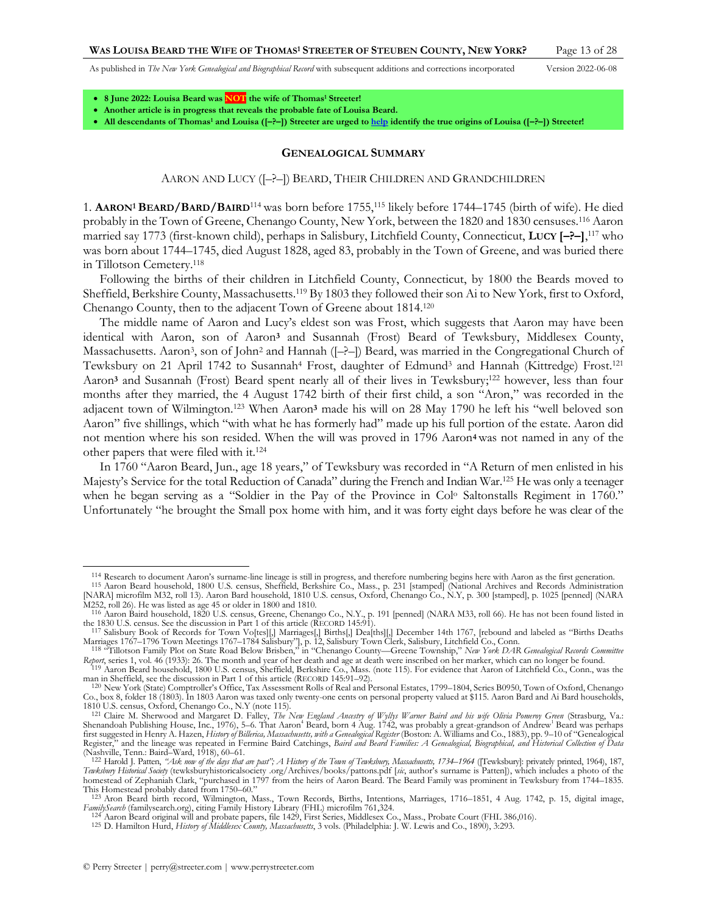- **8 June 2022: Louisa Beard was NOT the wife of Thomas¹ Streeter!**
- **Another article is in progress that reveals the probable fate of Louisa Beard.**
- **All descendants of Thomas¹ and Louisa ([–?–]) Streeter are urged to help identify the true origins of Louisa ([–?–]) Streeter!**

## GENEALOGICAL SUMMARY

### AARON AND LUCY ([–?–]) BEARD, THEIR CHILDREN AND GRANDCHILDREN

1. **AARON¹ BEARD/BARD/BAIRD**[114] was born before 1755,[115] likely before 1744–1745 (birth of wife). He died probably in the Town of Greene, Chenango County, New York, between the 1820 and 1830 censuses.[116] Aaron married say 1773 (first-known child), perhaps in Salisbury, Litchfield County, Connecticut, **LUCY [–?–]**,[117] who was born about 1744–1745, died August 1828, aged 83, probably in the Town of Greene, and was buried there in Tillotson Cemetery.[118]

Following the births of their children in Litchfield County, Connecticut, by 1800 the Beards moved to Sheffield, Berkshire County, Massachusetts.[119] By 1803 they followed their son Ai to New York, first to Oxford, Chenango County, then to the adjacent Town of Greene about 1814.[120]

The middle name of Aaron and Lucy's eldest son was Frost, which suggests that Aaron may have been identical with Aaron, son of Aaron³ and Susannah (Frost) Beard of Tewksbury, Middlesex County, Massachusetts. Aaron³, son of John² and Hannah ([–?–]) Beard, was married in the Congregational Church of Tewksbury on 21 April 1742 to Susannah⁴ Frost, daughter of Edmund³ and Hannah (Kittredge) Frost.[121] Aaron³ and Susannah (Frost) Beard spent nearly all of their lives in Tewksbury;[122] however, less than four months after they married, the 4 August 1742 birth of their first child, a son "Aron," was recorded in the adjacent town of Wilmington.[123] When Aaron³ made his will on 28 May 1790 he left his "well beloved son Aaron" five shillings, which "with what he has formerly had" made up his full portion of the estate. Aaron did not mention where his son resided. When the will was proved in 1796 Aaron⁴ was not named in any of the other papers that were filed with it.[124]

In 1760 "Aaron Beard, Jun., age 18 years," of Tewksbury was recorded in "A Return of men enlisted in his Majesty's Service for the total Reduction of Canada" during the French and Indian War.[125] He was only a teenager when he began serving as a "Soldier in the Pay of the Province in Col° Saltonstalls Regiment in 1760." Unfortunately "he brought the Small pox home with him, and it was forty eight days before he was clear of the

---

[114] Research to document Aaron's surname-line lineage is still in progress, and therefore numbering begins here with Aaron as the first generation.

[115] Aaron Beard household, 1800 U.S. census, Sheffield, Berkshire Co., Mass., p. 231 [stamped] (National Archives and Records Administration [NARA] microfilm M32, roll 13). Aaron Bard household, 1810 U.S. census, Oxford, Chenango Co., N.Y, p. 300 [stamped], p. 1025 [penned] (NARA M252, roll 26). He was listed as age 45 or older in 1800 and 1810.

[116] Aaron Baird household, 1820 U.S. census, Greene, Chenango Co., N.Y., p. 191 [penned] (NARA M33, roll 66). He has not been found listed in the 1830 U.S. census. See the discussion in Part 1 of this article (RECORD 145:91).

[117] Salisbury Book of Records for Town Vo[tes][,] Marriages[,] Births[,] Dea[ths][,] December 14th 1767, [rebound and labeled as "Births Deaths Marriages 1767–1796 Town Meetings 1767–1784 Salisbury"], p. 12, Salisbury Town Clerk, Salisbury, Litchfield Co., Conn.

[118] "Tillotson Family Plot on State Road Below Brisben," in "Chenango County—Greene Township," *New York DAR Genealogical Records Committee Report*, series 1, vol. 46 (1933): 26. The month and year of her death and age at death were inscribed on her marker, which can no longer be found.

[119] Aaron Beard household, 1800 U.S. census, Sheffield, Berkshire Co., Mass. (note 115). For evidence that Aaron of Litchfield Co., Conn., was the man in Sheffield, see the discussion in Part 1 of this article (RECORD 145:91–92).

[120] New York (State) Comptroller's Office, Tax Assessment Rolls of Real and Personal Estates, 1799–1804, Series B0950, Town of Oxford, Chenango Co., box 8, folder 18 (1803). In 1803 Aaron was taxed only twenty-one cents on personal property valued at $115. Aaron Bard and Ai Bard households, 1810 U.S. census, Oxford, Chenango Co., N.Y (note 115).

[121] Claire M. Sherwood and Margaret D. Falley, *The New England Ancestry of Wyllys Warner Baird and his wife Olivia Pomeroy Green* (Strasburg, Va.: Shenandoah Publishing House, Inc., 1976), 5–6. That Aaron⁴ Beard, born 4 Aug. 1742, was probably a great-grandson of Andrew¹ Beard was perhaps first suggested in Henry A. Hazen, *History of Billerica, Massachusetts, with a Genealogical Register* (Boston: A. Williams and Co., 1883), pp. 9–10 of "Genealogical Register," and the lineage was repeated in Fermine Baird Catchings, *Baird and Beard Families: A Genealogical, Biographical, and Historical Collection of Data* (Nashville, Tenn.: Baird–Ward, 1918), 60–61.

[122] Harold J. Patten, *"Ask now of the days that are past"; A History of the Town of Tewksbury, Massachusetts, 1734–1964* ([Tewksbury]: privately printed, 1964), 187, *Tewksbury Historical Society* (tewksburyhistoricalsociety .org/Archives/books/pattons.pdf [*sic*, author's surname is Patten]), which includes a photo of the homestead of Zephaniah Clark, "purchased in 1797 from the heirs of Aaron Beard. The Beard Family was prominent in Tewksbury from 1744–1835. This Homestead probably dated from 1750–60."

[123] Aron Beard birth record, Wilmington, Mass., Town Records, Births, Intentions, Marriages, 1716–1851, 4 Aug. 1742, p. 15, digital image, *FamilySearch* (familysearch.org), citing Family History Library (FHL) microfilm 761,324.

[124] Aaron Beard original will and probate papers, file 1429, First Series, Middlesex Co., Mass., Probate Court (FHL 386,016).

[125] D. Hamilton Hurd, *History of Middlesex County, Massachusetts*, 3 vols. (Philadelphia: J. W. Lewis and Co., 1890), 3:293.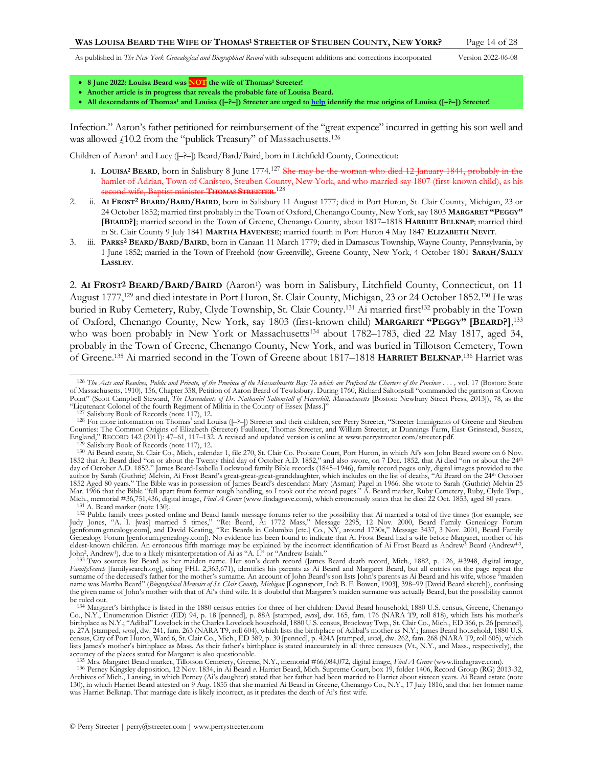- **8 June 2022: Louisa Beard was NOT the wife of Thomas[1] Streeter!**
- **Another article is in progress that reveals the probable fate of Louisa Beard.**
- **All descendants of Thomas[1] and Louisa ([–?–]) Streeter are urged to help identify the true origins of Louisa ([–?–]) Streeter!**

Infection." Aaron's father petitioned for reimbursement of the "great expence" incurred in getting his son well and was allowed £10.2 from the "publick Treasury" of Massachusetts.[126]

Children of Aaron[1] and Lucy ([–?–]) Beard/Bard/Baird, born in Litchfield County, Connecticut:

i. **LOUISA[2] BEARD**, born in Salisbury 8 June 1774.[127] ~~She may be the woman who died 12 January 1844, probably in the hamlet of Adrian, Town of Canisteo, Steuben County, New York, and who married say 1807 (first-known child), as his second wife, Baptist minister **THOMAS STREETER**.~~[128]

2. ii. **AI FROST[2] BEARD/BARD/BAIRD**, born in Salisbury 11 August 1777; died in Port Huron, St. Clair County, Michigan, 23 or 24 October 1852; married first probably in the Town of Oxford, Chenango County, New York, say 1803 **MARGARET "PEGGY" [BEARD?]**; married second in the Town of Greene, Chenango County, about 1817–1818 **HARRIET BELKNAP**; married third in St. Clair County 9 July 1841 **MARTHA HAVENESE**; married fourth in Port Huron 4 May 1847 **ELIZABETH NEVIT**.

3. iii. **PARKS[2] BEARD/BARD/BAIRD**, born in Canaan 11 March 1779; died in Damascus Township, Wayne County, Pennsylvania, by 1 June 1852; married in the Town of Freehold (now Greenville), Greene County, New York, 4 October 1801 **SARAH/SALLY LASSLEY**.

2. **AI FROST[2] BEARD/BARD/BAIRD** (Aaron[1]) was born in Salisbury, Litchfield County, Connecticut, on 11 August 1777,[129] and died intestate in Port Huron, St. Clair County, Michigan, 23 or 24 October 1852.[130] He was buried in Ruby Cemetery, Ruby, Clyde Township, St. Clair County.[131] Ai married first[132] probably in the Town of Oxford, Chenango County, New York, say 1803 (first-known child) **MARGARET "PEGGY" [BEARD?]**,[133] who was born probably in New York or Massachusetts[134] about 1782–1783, died 22 May 1817, aged 34, probably in the Town of Greene, Chenango County, New York, and was buried in Tillotson Cemetery, Town of Greene.[135] Ai married second in the Town of Greene about 1817–1818 **HARRIET BELKNAP**.[136] Harriet was

---

[126] *The Acts and Resolves, Public and Private, of the Province of the Massachusetts Bay: To which are Prefixed the Charters of the Province . . .*, vol. 17 (Boston: State of Massachusetts, 1910), 156, Chapter 358, Petition of Aaron Beard of Tewksbury. During 1760, Richard Saltonstall "commanded the garrison at Crown Point" (Scott Campbell Steward, *The Descendants of Dr. Nathaniel Saltonstall of Haverhill, Massachusetts* [Boston: Newbury Street Press, 2013]), 78, as the "Lieutenant Colonel of the fourth Regiment of Militia in the County of Essex [Mass.]"

[127] Salisbury Book of Records (note 117), 12.

[128] For more information on Thomas[1] and Louisa ([–?–]) Streeter and their children, see Perry Streeter, "Streeter Immigrants of Greene and Steuben Counties: The Common Origins of Elizabeth (Streeter) Faulkner, Thomas Streeter, and William Streeter, at Dunnings Farm, East Grinstead, Sussex, England," RECORD 142 (2011): 47–61, 117–132. A revised and updated version is online at www.perrystreeter.com/streeter.pdf.

[129] Salisbury Book of Records (note 117), 12.

[130] Ai Beard estate, St. Clair Co., Mich., calendar 1, file 270, St. Clair Co. Probate Court, Port Huron, in which Ai's son John Beard swore on 6 Nov. 1852 that Ai Beard died "on or about the Twenty third day of October A.D. 1852," and also swore, on 7 Dec. 1852, that Ai died "on or about the 24th day of October A.D. 1852." James Beard-Isabella Lockwood family Bible records (1845–1946), family record pages only, digital images provided to the author by Sarah (Guthrie) Melvin, Ai Frost Beard's great-great-great-granddaughter, which includes on the list of deaths, "Ai Beard on the 24th October 1852 Aged 80 years." The Bible was in possession of James Beard's descendant Mary (Asman) Pagel in 1966. She wrote to Sarah (Guthrie) Melvin 25 Mar. 1966 that the Bible "fell apart from former rough handling, so I took out the record pages." A. Beard marker, Ruby Cemetery, Ruby, Clyde Twp., Mich., memorial #36,751,436, digital image, *Find A Grave* (www.findagrave.com), which erroneously states that he died 22 Oct. 1853, aged 80 years.

[131] A. Beard marker (note 130).

[132] Public family trees posted online and Beard family message forums refer to the possibility that Ai married a total of five times (for example, see Judy Jones, "A. I. [was] married 5 times," "Re: Beard, Ai 1772 Mass," Message 2295, 12 Nov. 2000, Beard Family Genealogy Forum [genforum.genealogy.com], and David Keating, "Re: Beards in Columbia [etc.] Co., NY, around 1730s," Message 3437, 3 Nov. 2001, Beard Family Genealogy Forum [genforum.genealogy.com]). No evidence has been found to indicate that Ai Frost Beard had a wife before Margaret, mother of his eldest-known children. An erroneous fifth marriage may be explained by the incorrect identification of Ai Frost Beard as Andrew[5] Beard (Andrew[4-3], John[2], Andrew[1]), due to a likely misinterpretation of Ai as "A. I." or "Andrew Isaiah."

[133] Two sources list Beard as her maiden name. Her son's death record (James Beard death record, Mich., 1882, p. 126, #3948, digital image, *FamilySearch* [familysearch.org], citing FHL 2,363,671), identifies his parents as Ai Beard and Margaret Beard, but all entries on the page repeat the surname of the deceased's father for the mother's surname. An account of John Beard's son lists John's parents as Ai Beard and his wife, whose "maiden name was Martha Beard" (*Biographical Memoirs of St. Clair County, Michigan* [Logansport, Ind: B. F. Bowen, 1903], 398–99 [David Beard sketch]), confusing the given name of John's mother with that of Ai's third wife. It is doubtful that Margaret's maiden surname was actually Beard, but the possibility cannot be ruled out.

[134] Margaret's birthplace is listed in the 1880 census entries for three of her children: David Beard household, 1880 U.S. census, Greene, Chenango Co., N.Y., Enumeration District (ED) 94, p. 18 [penned], p. 88A [stamped, *verso*], dw. 165, fam. 176 (NARA T9, roll 818), which lists his mother's birthplace as N.Y.; "Adibal" Lovelock in the Charles Lovelock household, 1880 U.S. census, Brockway Twp., St. Clair Co., Mich., ED 366, p. 26 [penned], p. 27A [stamped, *verso*], dw. 241, fam. 263 (NARA T9, roll 604), which lists the birthplace of Adibal's mother as N.Y.; James Beard household, 1880 U.S. census, City of Port Huron, Ward 6, St. Clair Co., Mich., ED 389, p. 30 [penned], p. 424A [stamped, *verso*], dw. 262, fam. 268 (NARA T9, roll 605), which lists James's mother's birthplace as Mass. As their father's birthplace is stated inaccurately in all three censuses (Vt., N.Y., and Mass., respectively), the accuracy of the places stated for Margaret is also questionable.

[135] Mrs. Margaret Beard marker, Tillotson Cemetery, Greene, N.Y., memorial #66,084,072, digital image, *Find A Grave* (www.findagrave.com).

[136] Perney Kingsley deposition, 12 Nov. 1834, in Ai Beard *v.* Harriet Beard, Mich. Supreme Court, box 19, folder 1406, Record Group (RG) 2013-32, Archives of Mich., Lansing, in which Perney (Ai's daughter) stated that her father had been married to Harriet about sixteen years. Ai Beard estate (note 130), in which Harriet Beard attested on 9 Aug. 1855 that she married Ai Beard in Greene, Chenango Co., N.Y., 17 July 1816, and that her former name was Harriet Belknap. That marriage date is likely incorrect, as it predates the death of Ai's first wife.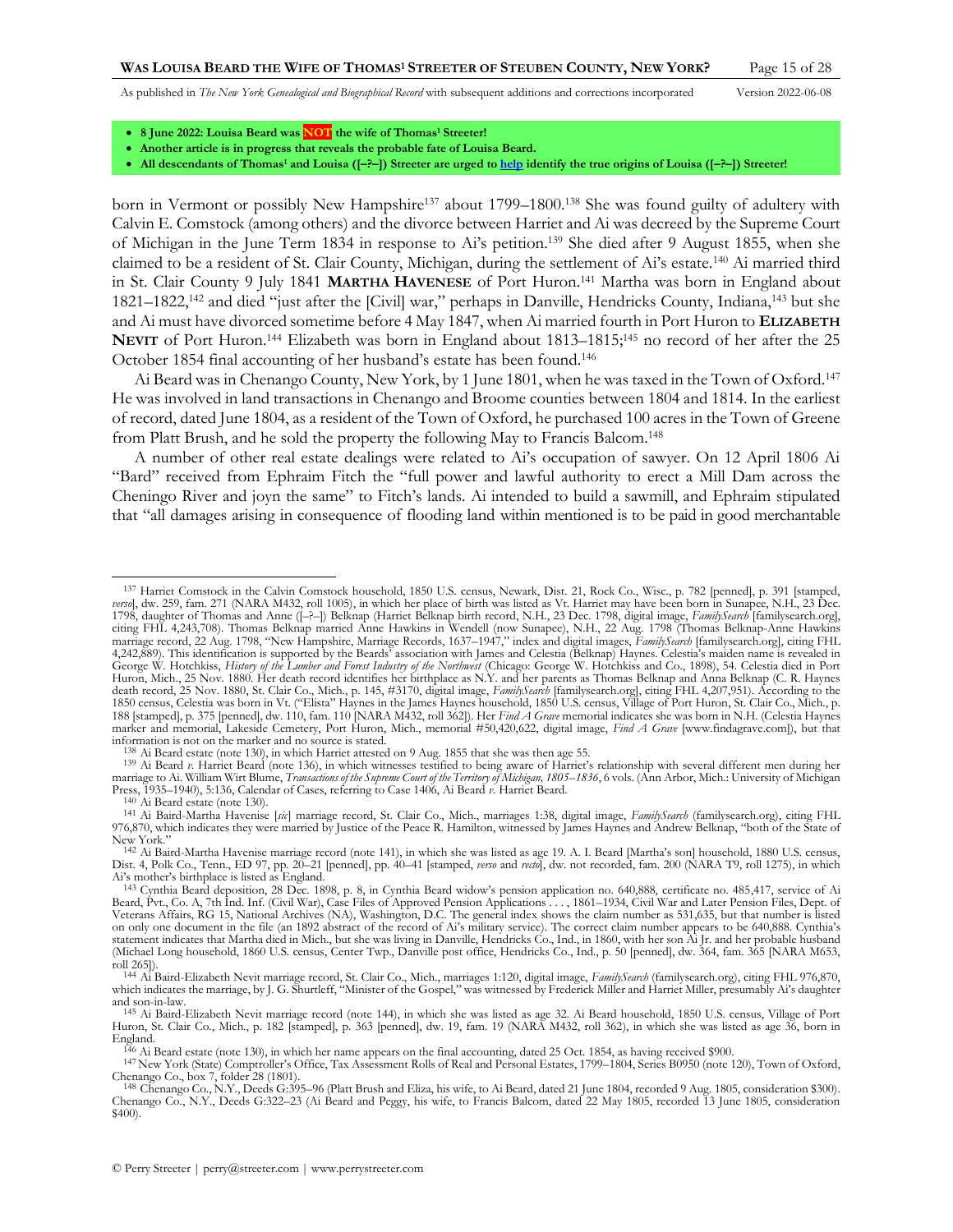- **8 June 2022: Louisa Beard was NOT the wife of Thomas[1] Streeter!**
- **Another article is in progress that reveals the probable fate of Louisa Beard.**
- **All descendants of Thomas[1] and Louisa ([–?–]) Streeter are urged to help identify the true origins of Louisa ([–?–]) Streeter!**

born in Vermont or possibly New Hampshire[137] about 1799–1800.[138] She was found guilty of adultery with Calvin E. Comstock (among others) and the divorce between Harriet and Ai was decreed by the Supreme Court of Michigan in the June Term 1834 in response to Ai's petition.[139] She died after 9 August 1855, when she claimed to be a resident of St. Clair County, Michigan, during the settlement of Ai's estate.[140] Ai married third in St. Clair County 9 July 1841 **Martha Havenese** of Port Huron.[141] Martha was born in England about 1821–1822,[142] and died "just after the [Civil] war," perhaps in Danville, Hendricks County, Indiana,[143] but she and Ai must have divorced sometime before 4 May 1847, when Ai married fourth in Port Huron to **Elizabeth Nevit** of Port Huron.[144] Elizabeth was born in England about 1813–1815;[145] no record of her after the 25 October 1854 final accounting of her husband's estate has been found.[146]

Ai Beard was in Chenango County, New York, by 1 June 1801, when he was taxed in the Town of Oxford.[147] He was involved in land transactions in Chenango and Broome counties between 1804 and 1814. In the earliest of record, dated June 1804, as a resident of the Town of Oxford, he purchased 100 acres in the Town of Greene from Platt Brush, and he sold the property the following May to Francis Balcom.[148]

A number of other real estate dealings were related to Ai's occupation of sawyer. On 12 April 1806 Ai "Bard" received from Ephraim Fitch the "full power and lawful authority to erect a Mill Dam across the Cheningo River and joyn the same" to Fitch's lands. Ai intended to build a sawmill, and Ephraim stipulated that "all damages arising in consequence of flooding land within mentioned is to be paid in good merchantable

---

[137] Harriet Comstock in the Calvin Comstock household, 1850 U.S. census, Newark, Dist. 21, Rock Co., Wisc., p. 782 [penned], p. 391 [stamped, *verso*], dw. 259, fam. 271 (NARA M432, roll 1005), in which her place of birth was listed as Vt. Harriet may have been born in Sunapee, N.H., 23 Dec. 1798, daughter of Thomas and Anne ([–?–]) Belknap (Harriet Belknap birth record, N.H., 23 Dec. 1798, digital image, *FamilySearch* [familysearch.org], citing FHL 4,243,708). Thomas Belknap married Anne Hawkins in Wendell (now Sunapee), N.H., 22 Aug. 1798 (Thomas Belknap-Anne Hawkins marriage record, 22 Aug. 1798, "New Hampshire, Marriage Records, 1637–1947," index and digital images, *FamilySearch* [familysearch.org], citing FHL 4,242,889). This identification is supported by the Beards' association with James and Celestia (Belknap) Haynes. Celestia's maiden name is revealed in George W. Hotchkiss, *History of the Lumber and Forest Industry of the Northwest* (Chicago: George W. Hotchkiss and Co., 1898), 54. Celestia died in Port Huron, Mich., 25 Nov. 1880. Her death record identifies her birthplace as N.Y. and her parents as Thomas Belknap and Anna Belknap (C. R. Haynes death record, 25 Nov. 1880, St. Clair Co., Mich., p. 145, #3170, digital image, *FamilySearch* [familysearch.org], citing FHL 4,207,951). According to the 1850 census, Celestia was born in Vt. ("Elista" Haynes in the James Haynes household, 1850 U.S. census, Village of Port Huron, St. Clair Co., Mich., p. 188 [stamped], p. 375 [penned], dw. 110, fam. 110 [NARA M432, roll 362]). Her *Find A Grave* memorial indicates she was born in N.H. (Celestia Haynes marker and memorial, Lakeside Cemetery, Port Huron, Mich., memorial #50,420,622, digital image, *Find A Grave* [www.findagrave.com]), but that information is not on the marker and no source is stated.

[138] Ai Beard estate (note 130), in which Harriet attested on 9 Aug. 1855 that she was then age 55.

[139] Ai Beard *v.* Harriet Beard (note 136), in which witnesses testified to being aware of Harriet's relationship with several different men during her marriage to Ai. William Wirt Blume, *Transactions of the Supreme Court of the Territory of Michigan, 1805–1836*, 6 vols. (Ann Arbor, Mich.: University of Michigan Press, 1935–1940), 5:136, Calendar of Cases, referring to Case 1406, Ai Beard *v.* Harriet Beard.

[140] Ai Beard estate (note 130).

[141] Ai Baird-Martha Havenise [*sic*] marriage record, St. Clair Co., Mich., marriages 1:38, digital image, *FamilySearch* (familysearch.org), citing FHL 976,870, which indicates they were married by Justice of the Peace R. Hamilton, witnessed by James Haynes and Andrew Belknap, "both of the State of New York."

[142] Ai Baird-Martha Havenise marriage record (note 141), in which she was listed as age 19. A. I. Beard [Martha's son] household, 1880 U.S. census, Dist. 4, Polk Co., Tenn., ED 97, pp. 20–21 [penned], pp. 40–41 [stamped, *verso* and *recto*], dw. not recorded, fam. 200 (NARA T9, roll 1275), in which Ai's mother's birthplace is listed as England.

[143] Cynthia Beard deposition, 28 Dec. 1898, p. 8, in Cynthia Beard widow's pension application no. 640,888, certificate no. 485,417, service of Ai Beard, Pvt., Co. A, 7th Ind. Inf. (Civil War), Case Files of Approved Pension Applications . . . , 1861–1934, Civil War and Later Pension Files, Dept. of Veterans Affairs, RG 15, National Archives (NA), Washington, D.C. The general index shows the claim number as 531,635, but that number is listed on only one document in the file (an 1892 abstract of the record of Ai's military service). The correct claim number appears to be 640,888. Cynthia's statement indicates that Martha died in Mich., but she was living in Danville, Hendricks Co., Ind., in 1860, with her son Ai Jr. and her probable husband (Michael Long household, 1860 U.S. census, Center Twp., Danville post office, Hendricks Co., Ind., p. 50 [penned], dw. 364, fam. 365 [NARA M653, roll 265]).

[144] Ai Baird-Elizabeth Nevit marriage record, St. Clair Co., Mich., marriages 1:120, digital image, *FamilySearch* (familysearch.org), citing FHL 976,870, which indicates the marriage, by J. G. Shurtleff, "Minister of the Gospel," was witnessed by Frederick Miller and Harriet Miller, presumably Ai's daughter and son-in-law.

[145] Ai Baird-Elizabeth Nevit marriage record (note 144), in which she was listed as age 32. Ai Beard household, 1850 U.S. census, Village of Port Huron, St. Clair Co., Mich., p. 182 [stamped], p. 363 [penned], dw. 19, fam. 19 (NARA M432, roll 362), in which she was listed as age 36, born in England.

[146] Ai Beard estate (note 130), in which her name appears on the final accounting, dated 25 Oct. 1854, as having received $900.

[147] New York (State) Comptroller's Office, Tax Assessment Rolls of Real and Personal Estates, 1799–1804, Series B0950 (note 120), Town of Oxford, Chenango Co., box 7, folder 28 (1801).

[148] Chenango Co., N.Y., Deeds G:395–96 (Platt Brush and Eliza, his wife, to Ai Beard, dated 21 June 1804, recorded 9 Aug. 1805, consideration $300). Chenango Co., N.Y., Deeds G:322–23 (Ai Beard and Peggy, his wife, to Francis Balcom, dated 22 May 1805, recorded 13 June 1805, consideration $400).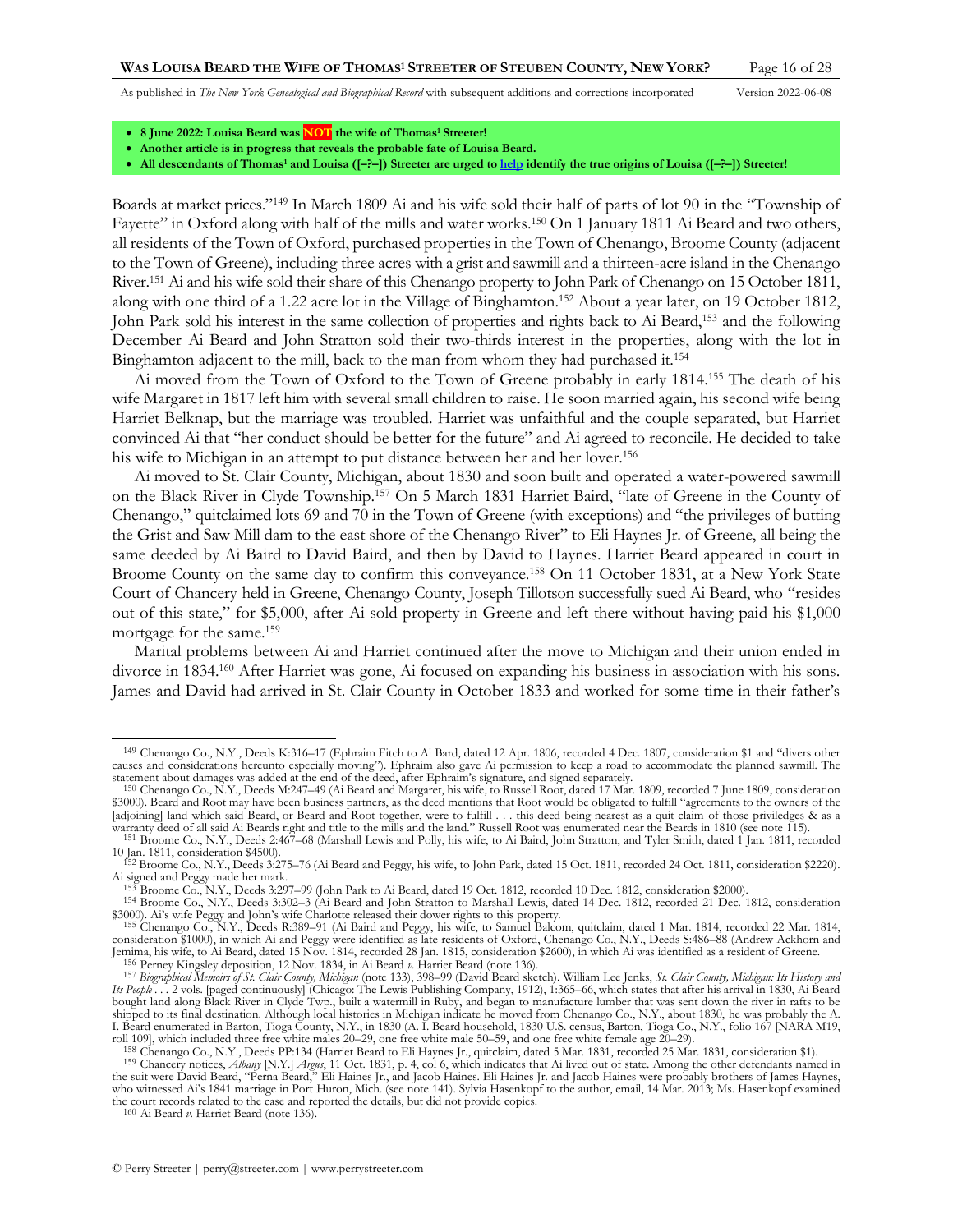- **8 June 2022: Louisa Beard was NOT the wife of Thomas[1] Streeter!**
- **Another article is in progress that reveals the probable fate of Louisa Beard.**
- **All descendants of Thomas[1] and Louisa ([–?–]) Streeter are urged to help identify the true origins of Louisa ([–?–]) Streeter!**

Boards at market prices."[149] In March 1809 Ai and his wife sold their half of parts of lot 90 in the "Township of Fayette" in Oxford along with half of the mills and water works.[150] On 1 January 1811 Ai Beard and two others, all residents of the Town of Oxford, purchased properties in the Town of Chenango, Broome County (adjacent to the Town of Greene), including three acres with a grist and sawmill and a thirteen-acre island in the Chenango River.[151] Ai and his wife sold their share of this Chenango property to John Park of Chenango on 15 October 1811, along with one third of a 1.22 acre lot in the Village of Binghamton.[152] About a year later, on 19 October 1812, John Park sold his interest in the same collection of properties and rights back to Ai Beard,[153] and the following December Ai Beard and John Stratton sold their two-thirds interest in the properties, along with the lot in Binghamton adjacent to the mill, back to the man from whom they had purchased it.[154]

Ai moved from the Town of Oxford to the Town of Greene probably in early 1814.[155] The death of his wife Margaret in 1817 left him with several small children to raise. He soon married again, his second wife being Harriet Belknap, but the marriage was troubled. Harriet was unfaithful and the couple separated, but Harriet convinced Ai that "her conduct should be better for the future" and Ai agreed to reconcile. He decided to take his wife to Michigan in an attempt to put distance between her and her lover.[156]

Ai moved to St. Clair County, Michigan, about 1830 and soon built and operated a water-powered sawmill on the Black River in Clyde Township.[157] On 5 March 1831 Harriet Baird, "late of Greene in the County of Chenango," quitclaimed lots 69 and 70 in the Town of Greene (with exceptions) and "the privileges of butting the Grist and Saw Mill dam to the east shore of the Chenango River" to Eli Haynes Jr. of Greene, all being the same deeded by Ai Baird to David Baird, and then by David to Haynes. Harriet Beard appeared in court in Broome County on the same day to confirm this conveyance.[158] On 11 October 1831, at a New York State Court of Chancery held in Greene, Chenango County, Joseph Tillotson successfully sued Ai Beard, who "resides out of this state," for $5,000, after Ai sold property in Greene and left there without having paid his $1,000 mortgage for the same.[159]

Marital problems between Ai and Harriet continued after the move to Michigan and their union ended in divorce in 1834.[160] After Harriet was gone, Ai focused on expanding his business in association with his sons. James and David had arrived in St. Clair County in October 1833 and worked for some time in their father's

---

[149] Chenango Co., N.Y., Deeds K:316–17 (Ephraim Fitch to Ai Bard, dated 12 Apr. 1806, recorded 4 Dec. 1807, consideration $1 and "divers other causes and considerations hereunto especially moving"). Ephraim also gave Ai permission to keep a road to accommodate the planned sawmill. The statement about damages was added at the end of the deed, after Ephraim's signature, and signed separately.

[150] Chenango Co., N.Y., Deeds M:247–49 (Ai Beard and Margaret, his wife, to Russell Root, dated 17 Mar. 1809, recorded 7 June 1809, consideration $3000). Beard and Root may have been business partners, as the deed mentions that Root would be obligated to fulfill "agreements to the owners of the [adjoining] land which said Beard, or Beard and Root together, were to fulfill . . . this deed being nearest as a quit claim of those priviledges & as a warranty deed of all said Ai Beards right and title to the mills and the land." Russell Root was enumerated near the Beards in 1810 (see note 115).

[151] Broome Co., N.Y., Deeds 2:467–68 (Marshall Lewis and Polly, his wife, to Ai Baird, John Stratton, and Tyler Smith, dated 1 Jan. 1811, recorded 10 Jan. 1811, consideration $4500).

[152] Broome Co., N.Y., Deeds 3:275–76 (Ai Beard and Peggy, his wife, to John Park, dated 15 Oct. 1811, recorded 24 Oct. 1811, consideration $2220). Ai signed and Peggy made her mark.

[153] Broome Co., N.Y., Deeds 3:297–99 (John Park to Ai Beard, dated 19 Oct. 1812, recorded 10 Dec. 1812, consideration $2000).

[154] Broome Co., N.Y., Deeds 3:302–3 (Ai Beard and John Stratton to Marshall Lewis, dated 14 Dec. 1812, recorded 21 Dec. 1812, consideration $3000). Ai's wife Peggy and John's wife Charlotte released their dower rights to this property.

[155] Chenango Co., N.Y., Deeds R:389–91 (Ai Baird and Peggy, his wife, to Samuel Balcom, quitclaim, dated 1 Mar. 1814, recorded 22 Mar. 1814, consideration $1000), in which Ai and Peggy were identified as late residents of Oxford, Chenango Co., N.Y., Deeds S:486–88 (Andrew Ackhorn and Jemima, his wife, to Ai Beard, dated 15 Nov. 1814, recorded 28 Jan. 1815, consideration $2600), in which Ai was identified as a resident of Greene.

[156] Perney Kingsley deposition, 12 Nov. 1834, in Ai Beard *v.* Harriet Beard (note 136).

[157] *Biographical Memoirs of St. Clair County, Michigan* (note 133), 398–99 (David Beard sketch). William Lee Jenks, *St. Clair County, Michigan: Its History and Its People* . . . 2 vols. [paged continuously] (Chicago: The Lewis Publishing Company, 1912), 1:365–66, which states that after his arrival in 1830, Ai Beard bought land along Black River in Clyde Twp., built a watermill in Ruby, and began to manufacture lumber that was sent down the river in rafts to be shipped to its final destination. Although local histories in Michigan indicate he moved from Chenango Co., N.Y., about 1830, he was probably the A. I. Beard enumerated in Barton, Tioga County, N.Y., in 1830 (A. I. Beard household, 1830 U.S. census, Barton, Tioga Co., N.Y., folio 167 [NARA M19, roll 109], which included three free white males 20–29, one free white male 50–59, and one free white female age 20–29).

[158] Chenango Co., N.Y., Deeds PP:134 (Harriet Beard to Eli Haynes Jr., quitclaim, dated 5 Mar. 1831, recorded 25 Mar. 1831, consideration $1).

[159] Chancery notices, *Albany* [N.Y.] *Argus*, 11 Oct. 1831, p. 4, col 6, which indicates that Ai lived out of state. Among the other defendants named in the suit were David Beard, "Perna Beard," Eli Haines Jr., and Jacob Haines. Eli Haines Jr. and Jacob Haines were probably brothers of James Haynes, who witnessed Ai's 1841 marriage in Port Huron, Mich. (see note 141). Sylvia Hasenkopf to the author, email, 14 Mar. 2013; Ms. Hasenkopf examined the court records related to the case and reported the details, but did not provide copies.

[160] Ai Beard *v.* Harriet Beard (note 136).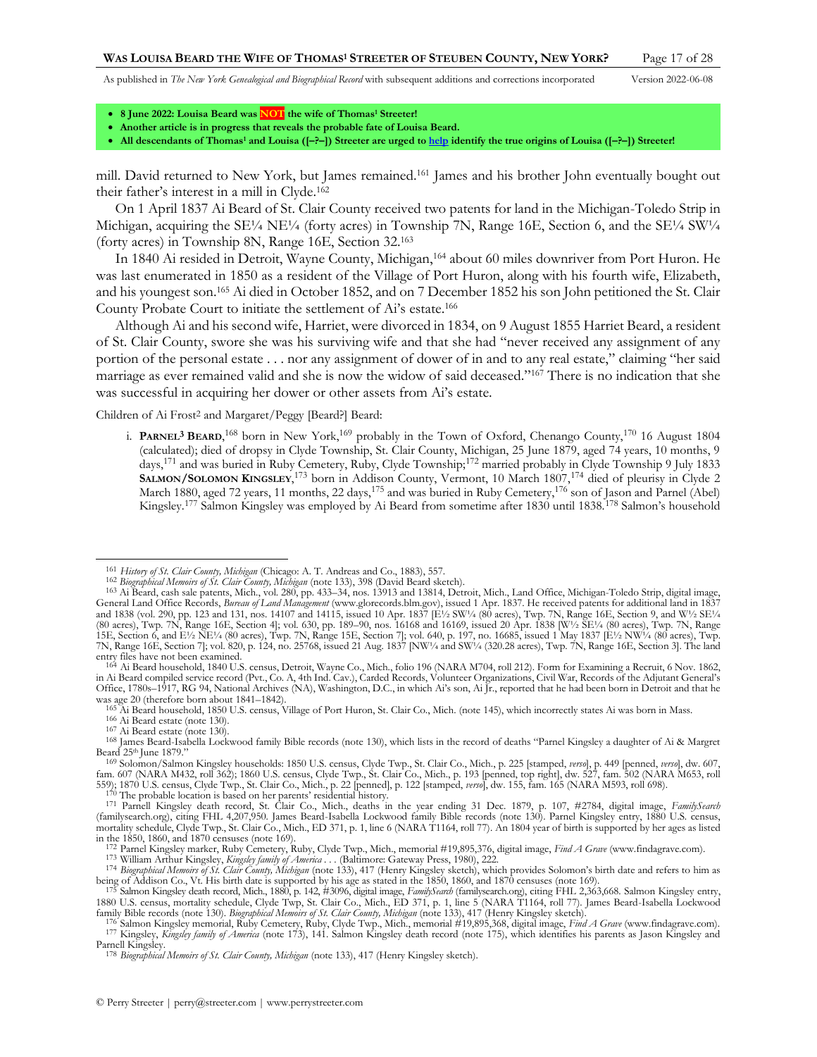- **8 June 2022: Louisa Beard was NOT the wife of Thomas[1] Streeter!**
- **Another article is in progress that reveals the probable fate of Louisa Beard.**
- **All descendants of Thomas[1] and Louisa ([–?–]) Streeter are urged to help identify the true origins of Louisa ([–?–]) Streeter!**

mill. David returned to New York, but James remained.[161] James and his brother John eventually bought out their father's interest in a mill in Clyde.[162]

On 1 April 1837 Ai Beard of St. Clair County received two patents for land in the Michigan-Toledo Strip in Michigan, acquiring the SE¼ NE¼ (forty acres) in Township 7N, Range 16E, Section 6, and the SE¼ SW¼ (forty acres) in Township 8N, Range 16E, Section 32.[163]

In 1840 Ai resided in Detroit, Wayne County, Michigan,[164] about 60 miles downriver from Port Huron. He was last enumerated in 1850 as a resident of the Village of Port Huron, along with his fourth wife, Elizabeth, and his youngest son.[165] Ai died in October 1852, and on 7 December 1852 his son John petitioned the St. Clair County Probate Court to initiate the settlement of Ai's estate.[166]

Although Ai and his second wife, Harriet, were divorced in 1834, on 9 August 1855 Harriet Beard, a resident of St. Clair County, swore she was his surviving wife and that she had "never received any assignment of any portion of the personal estate . . . nor any assignment of dower of in and to any real estate," claiming "her said marriage as ever remained valid and she is now the widow of said deceased."[167] There is no indication that she was successful in acquiring her dower or other assets from Ai's estate.

Children of Ai Frost[2] and Margaret/Peggy [Beard?] Beard:

i. **PARNEL[3] BEARD**,[168] born in New York,[169] probably in the Town of Oxford, Chenango County,[170] 16 August 1804 (calculated); died of dropsy in Clyde Township, St. Clair County, Michigan, 25 June 1879, aged 74 years, 10 months, 9 days,[171] and was buried in Ruby Cemetery, Ruby, Clyde Township;[172] married probably in Clyde Township 9 July 1833 **SALMON/SOLOMON KINGSLEY**,[173] born in Addison County, Vermont, 10 March 1807,[174] died of pleurisy in Clyde 2 March 1880, aged 72 years, 11 months, 22 days,[175] and was buried in Ruby Cemetery,[176] son of Jason and Parnel (Abel) Kingsley.[177] Salmon Kingsley was employed by Ai Beard from sometime after 1830 until 1838.[178] Salmon's household

---

[161] *History of St. Clair County, Michigan* (Chicago: A. T. Andreas and Co., 1883), 557.

[162] *Biographical Memoirs of St. Clair County, Michigan* (note 133), 398 (David Beard sketch).

[163] Ai Beard, cash sale patents, Mich., vol. 280, pp. 433–34, nos. 13913 and 13814, Detroit, Mich., Land Office, Michigan-Toledo Strip, digital image, General Land Office Records, *Bureau of Land Management* (www.glorecords.blm.gov), issued 1 Apr. 1837. He received patents for additional land in 1837 and 1838 (vol. 290, pp. 123 and 131, nos. 14107 and 14115, issued 10 Apr. 1837 [E½ SW¼ (80 acres), Twp. 7N, Range 16E, Section 9, and W½ SE¼ (80 acres), Twp. 7N, Range 16E, Section 4]; vol. 630, pp. 189–90, nos. 16168 and 16169, issued 20 Apr. 1838 [W½ SE¼ (80 acres), Twp. 7N, Range 15E, Section 6, and E½ NE¼ (80 acres), Twp. 7N, Range 15E, Section 7]; vol. 640, p. 197, no. 16685, issued 1 May 1837 [E½ NW¼ (80 acres), Twp. 7N, Range 16E, Section 7]; vol. 820, p. 124, no. 25768, issued 21 Aug. 1837 [NW¼ and SW¼ (320.28 acres), Twp. 7N, Range 16E, Section 3]. The land entry files have not been examined.

[164] Ai Beard household, 1840 U.S. census, Detroit, Wayne Co., Mich., folio 196 (NARA M704, roll 212). Form for Examining a Recruit, 6 Nov. 1862, in Ai Beard compiled service record (Pvt., Co. A, 4th Ind. Cav.), Carded Records, Volunteer Organizations, Civil War, Records of the Adjutant General's Office, 1780s–1917, RG 94, National Archives (NA), Washington, D.C., in which Ai's son, Ai Jr., reported that he had been born in Detroit and that he was age 20 (therefore born about 1841–1842).

[165] Ai Beard household, 1850 U.S. census, Village of Port Huron, St. Clair Co., Mich. (note 145), which incorrectly states Ai was born in Mass.

[166] Ai Beard estate (note 130).

[167] Ai Beard estate (note 130).

[168] James Beard-Isabella Lockwood family Bible records (note 130), which lists in the record of deaths "Parnel Kingsley a daughter of Ai & Margret Beard 25th June 1879."

[169] Solomon/Salmon Kingsley households: 1850 U.S. census, Clyde Twp., St. Clair Co., Mich., p. 225 [stamped, *verso*], p. 449 [penned, *verso*], dw. 607, fam. 607 (NARA M432, roll 362); 1860 U.S. census, Clyde Twp., St. Clair Co., Mich., p. 193 [penned, top right], dw. 527, fam. 502 (NARA M653, roll 559); 1870 U.S. census, Clyde Twp., St. Clair Co., Mich., p. 22 [penned], p. 122 [stamped, *verso*], dw. 155, fam. 165 (NARA M593, roll 698).

[170] The probable location is based on her parents' residential history.

[171] Parnell Kingsley death record, St. Clair Co., Mich., deaths in the year ending 31 Dec. 1879, p. 107, #2784, digital image, *FamilySearch* (familysearch.org), citing FHL 4,207,950. James Beard-Isabella Lockwood family Bible records (note 130). Parnel Kingsley entry, 1880 U.S. census, mortality schedule, Clyde Twp., St. Clair Co., Mich., ED 371, p. 1, line 6 (NARA T1164, roll 77). An 1804 year of birth is supported by her ages as listed in the 1850, 1860, and 1870 censuses (note 169).

[172] Parnel Kingsley marker, Ruby Cemetery, Ruby, Clyde Twp., Mich., memorial #19,895,376, digital image, *Find A Grave* (www.findagrave.com).

[173] William Arthur Kingsley, *Kingsley family of America* . . . (Baltimore: Gateway Press, 1980), 222.

[174] *Biographical Memoirs of St. Clair County, Michigan* (note 133), 417 (Henry Kingsley sketch), which provides Solomon's birth date and refers to him as being of Addison Co., Vt. His birth date is supported by his age as stated in the 1850, 1860, and 1870 censuses (note 169).

[175] Salmon Kingsley death record, Mich., 1880, p. 142, #3096, digital image, *FamilySearch* (familysearch.org), citing FHL 2,363,668. Salmon Kingsley entry, 1880 U.S. census, mortality schedule, Clyde Twp, St. Clair Co., Mich., ED 371, p. 1, line 5 (NARA T1164, roll 77). James Beard-Isabella Lockwood family Bible records (note 130). *Biographical Memoirs of St. Clair County, Michigan* (note 133), 417 (Henry Kingsley sketch).

[176] Salmon Kingsley memorial, Ruby Cemetery, Ruby, Clyde Twp., Mich., memorial #19,895,368, digital image, *Find A Grave* (www.findagrave.com).

[177] Kingsley, *Kingsley family of America* (note 173), 141. Salmon Kingsley death record (note 175), which identifies his parents as Jason Kingsley and Parnell Kingsley.

[178] *Biographical Memoirs of St. Clair County, Michigan* (note 133), 417 (Henry Kingsley sketch).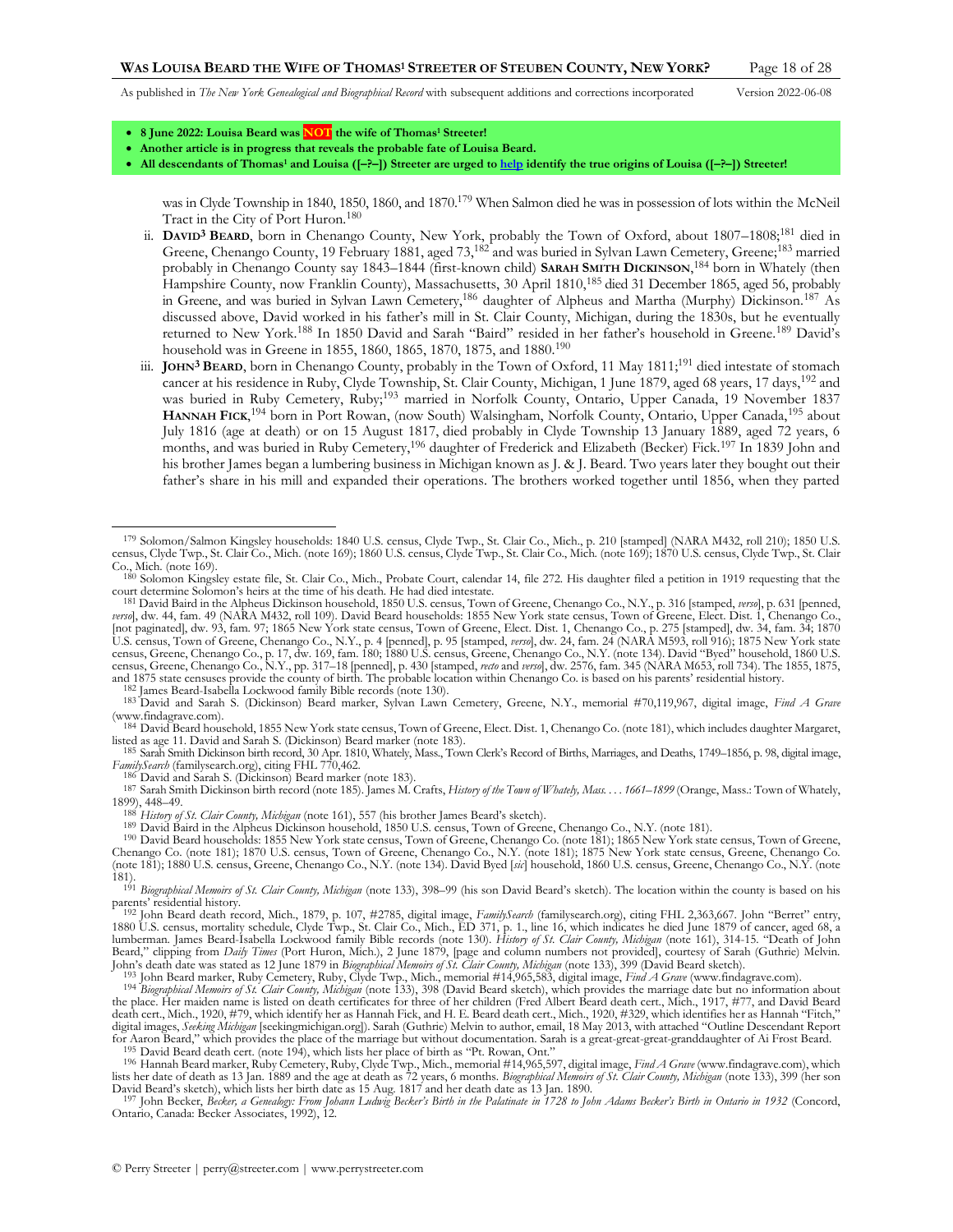- **8 June 2022: Louisa Beard was NOT the wife of Thomas[1] Streeter!**
- **Another article is in progress that reveals the probable fate of Louisa Beard.**
- **All descendants of Thomas[1] and Louisa ([–?–]) Streeter are urged to help identify the true origins of Louisa ([–?–]) Streeter!**

was in Clyde Township in 1840, 1850, 1860, and 1870.[179] When Salmon died he was in possession of lots within the McNeil Tract in the City of Port Huron.[180]

ii. **DAVID[3] BEARD**, born in Chenango County, New York, probably the Town of Oxford, about 1807–1808;[181] died in Greene, Chenango County, 19 February 1881, aged 73,[182] and was buried in Sylvan Lawn Cemetery, Greene;[183] married probably in Chenango County say 1843–1844 (first-known child) **SARAH SMITH DICKINSON**,[184] born in Whately (then Hampshire County, now Franklin County), Massachusetts, 30 April 1810,[185] died 31 December 1865, aged 56, probably in Greene, and was buried in Sylvan Lawn Cemetery,[186] daughter of Alpheus and Martha (Murphy) Dickinson.[187] As discussed above, David worked in his father's mill in St. Clair County, Michigan, during the 1830s, but he eventually returned to New York.[188] In 1850 David and Sarah "Baird" resided in her father's household in Greene.[189] David's household was in Greene in 1855, 1860, 1865, 1870, 1875, and 1880.[190]

iii. **JOHN[3] BEARD**, born in Chenango County, probably in the Town of Oxford, 11 May 1811;[191] died intestate of stomach cancer at his residence in Ruby, Clyde Township, St. Clair County, Michigan, 1 June 1879, aged 68 years, 17 days,[192] and was buried in Ruby Cemetery, Ruby;[193] married in Norfolk County, Ontario, Upper Canada, 19 November 1837 **HANNAH FICK**,[194] born in Port Rowan, (now South) Walsingham, Norfolk County, Ontario, Upper Canada,[195] about July 1816 (age at death) or on 15 August 1817, died probably in Clyde Township 13 January 1889, aged 72 years, 6 months, and was buried in Ruby Cemetery,[196] daughter of Frederick and Elizabeth (Becker) Fick.[197] In 1839 John and his brother James began a lumbering business in Michigan known as J. & J. Beard. Two years later they bought out their father's share in his mill and expanded their operations. The brothers worked together until 1856, when they parted

---

[179] Solomon/Salmon Kingsley households: 1840 U.S. census, Clyde Twp., St. Clair Co., Mich., p. 210 [stamped] (NARA M432, roll 210); 1850 U.S. census, Clyde Twp., St. Clair Co., Mich. (note 169); 1860 U.S. census, Clyde Twp., St. Clair Co., Mich. (note 169); 1870 U.S. census, Clyde Twp., St. Clair Co., Mich. (note 169).

[180] Solomon Kingsley estate file, St. Clair Co., Mich., Probate Court, calendar 14, file 272. His daughter filed a petition in 1919 requesting that the court determine Solomon's heirs at the time of his death. He had died intestate.

[181] David Baird in the Alpheus Dickinson household, 1850 U.S. census, Town of Greene, Chenango Co., N.Y., p. 316 [stamped, *verso*], p. 631 [penned, *verso*], dw. 44, fam. 49 (NARA M432, roll 109). David Beard households: 1855 New York state census, Town of Greene, Elect. Dist. 1, Chenango Co., [not paginated], dw. 93, fam. 97; 1865 New York state census, Town of Greene, Elect. Dist. 1, Chenango Co., p. 275 [stamped], dw. 34, fam. 34; 1870 U.S. census, Town of Greene, Chenango Co., N.Y., p. 4 [penned], p. 95 [stamped, *verso*], dw. 24, fam. 24 (NARA M593, roll 916); 1875 New York state census, Greene, Chenango Co., p. 17, dw. 169, fam. 180; 1880 U.S. census, Greene, Chenango Co., N.Y. (note 134). David "Byed" household, 1860 U.S. census, Greene, Chenango Co., N.Y., pp. 317–18 [penned], p. 430 [stamped, *recto* and *verso*], dw. 2576, fam. 345 (NARA M653, roll 734). The 1855, 1875, and 1875 state censuses provide the county of birth. The probable location within Chenango Co. is based on his parents' residential history.

[182] James Beard-Isabella Lockwood family Bible records (note 130).

[183] David and Sarah S. (Dickinson) Beard marker, Sylvan Lawn Cemetery, Greene, N.Y., memorial #70,119,967, digital image, *Find A Grave* (www.findagrave.com).

[184] David Beard household, 1855 New York state census, Town of Greene, Elect. Dist. 1, Chenango Co. (note 181), which includes daughter Margaret, listed as age 11. David and Sarah S. (Dickinson) Beard marker (note 183).

[185] Sarah Smith Dickinson birth record, 30 Apr. 1810, Whately, Mass., Town Clerk's Record of Births, Marriages, and Deaths, 1749–1856, p. 98, digital image, *FamilySearch* (familysearch.org), citing FHL 770,462.

[186] David and Sarah S. (Dickinson) Beard marker (note 183).

[187] Sarah Smith Dickinson birth record (note 185). James M. Crafts, *History of the Town of Whately, Mass. . . . 1661–1899* (Orange, Mass.: Town of Whately, 1899), 448–49.

[188] *History of St. Clair County, Michigan* (note 161), 557 (his brother James Beard's sketch).

[189] David Baird in the Alpheus Dickinson household, 1850 U.S. census, Town of Greene, Chenango Co., N.Y. (note 181).

[190] David Beard households: 1855 New York state census, Town of Greene, Chenango Co. (note 181); 1865 New York state census, Town of Greene, Chenango Co. (note 181); 1870 U.S. census, Town of Greene, Chenango Co., N.Y. (note 181); 1875 New York state census, Greene, Chenango Co. (note 181); 1880 U.S. census, Greene, Chenango Co., N.Y. (note 134). David Byed [*sic*] household, 1860 U.S. census, Greene, Chenango Co., N.Y. (note 181).

[191] *Biographical Memoirs of St. Clair County, Michigan* (note 133), 398–99 (his son David Beard's sketch). The location within the county is based on his parents' residential history.

[192] John Beard death record, Mich., 1879, p. 107, #2785, digital image, *FamilySearch* (familysearch.org), citing FHL 2,363,667. John "Berret" entry, 1880 U.S. census, mortality schedule, Clyde Twp., St. Clair Co., Mich., ED 371, p. 1., line 16, which indicates he died June 1879 of cancer, aged 68, a lumberman. James Beard-Isabella Lockwood family Bible records (note 130). *History of St. Clair County, Michigan* (note 161), 314-15. "Death of John Beard," clipping from *Daily Times* (Port Huron, Mich.), 2 June 1879, [page and column numbers not provided], courtesy of Sarah (Guthrie) Melvin. John's death date was stated as 12 June 1879 in *Biographical Memoirs of St. Clair County, Michigan* (note 133), 399 (David Beard sketch).

[193] John Beard marker, Ruby Cemetery, Ruby, Clyde Twp., Mich., memorial #14,965,583, digital image, *Find A Grave* (www.findagrave.com).

[194] *Biographical Memoirs of St. Clair County, Michigan* (note 133), 398 (David Beard sketch), which provides the marriage date but no information about the place. Her maiden name is listed on death certificates for three of her children (Fred Albert Beard death cert., Mich., 1917, #77, and David Beard death cert., Mich., 1920, #79, which identify her as Hannah Fick, and H. E. Beard death cert., Mich., 1920, #329, which identifies her as Hannah "Fitch," digital images, *Seeking Michigan* [seekingmichigan.org]). Sarah (Guthrie) Melvin to author, email, 18 May 2013, with attached "Outline Descendant Report for Aaron Beard," which provides the place of the marriage but without documentation. Sarah is a great-great-great-granddaughter of Ai Frost Beard.

[195] David Beard death cert. (note 194), which lists her place of birth as "Pt. Rowan, Ont."

[196] Hannah Beard marker, Ruby Cemetery, Ruby, Clyde Twp., Mich., memorial #14,965,597, digital image, *Find A Grave* (www.findagrave.com), which lists her date of death as 13 Jan. 1889 and the age at death as 72 years, 6 months. *Biographical Memoirs of St. Clair County, Michigan* (note 133), 399 (her son David Beard's sketch), which lists her birth date as 15 Aug. 1817 and her death date as 13 Jan. 1890.

[197] John Becker, *Becker, a Genealogy: From Johann Ludwig Becker's Birth in the Palatinate in 1728 to John Adams Becker's Birth in Ontario in 1932* (Concord, Ontario, Canada: Becker Associates, 1992), 12.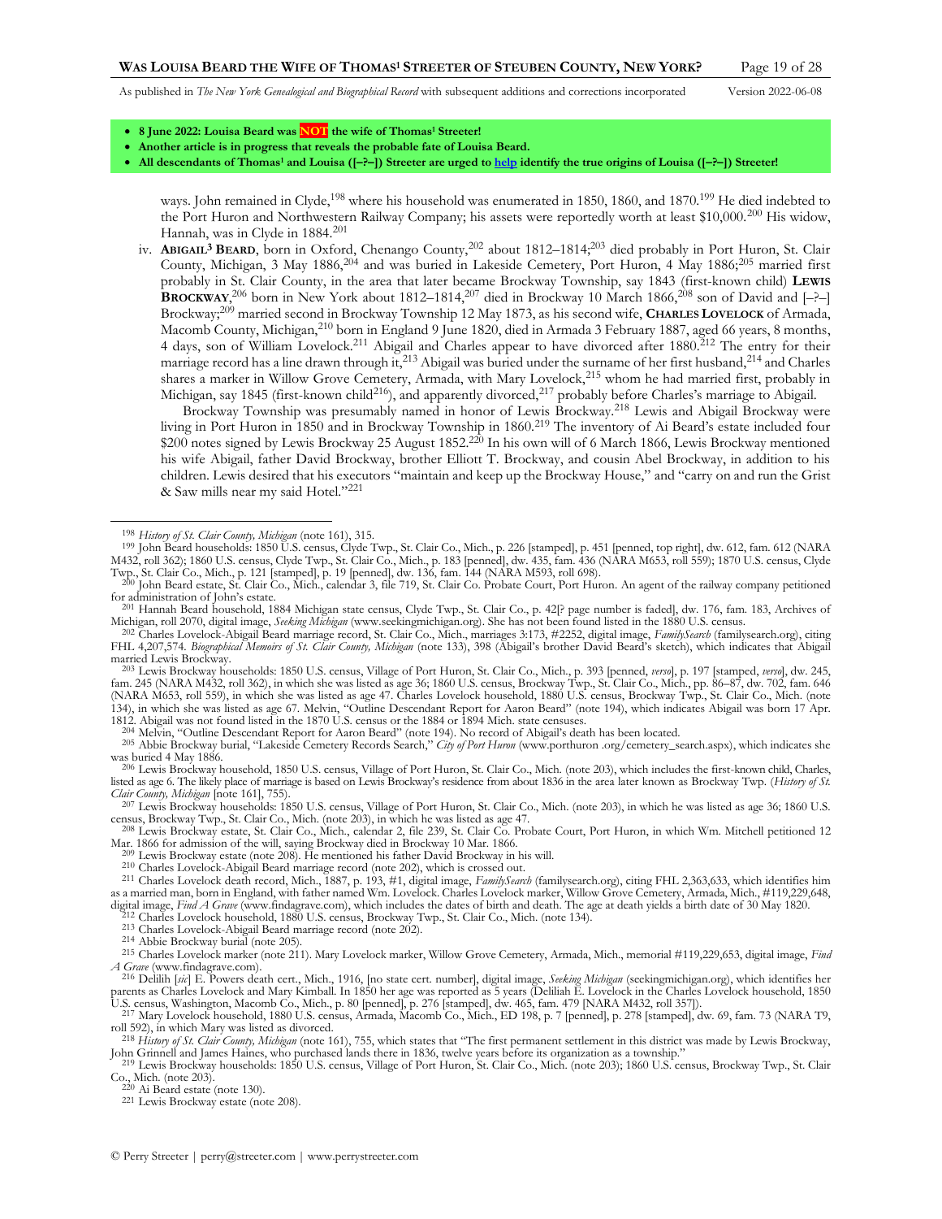- **8 June 2022: Louisa Beard was NOT the wife of Thomas[1] Streeter!**
- **Another article is in progress that reveals the probable fate of Louisa Beard.**
- **All descendants of Thomas[1] and Louisa ([–?–]) Streeter are urged to help identify the true origins of Louisa ([–?–]) Streeter!**

ways. John remained in Clyde,[198] where his household was enumerated in 1850, 1860, and 1870.[199] He died indebted to the Port Huron and Northwestern Railway Company; his assets were reportedly worth at least $10,000.[200] His widow, Hannah, was in Clyde in 1884.[201]

iv. **ABIGAIL[3] BEARD**, born in Oxford, Chenango County,[202] about 1812–1814;[203] died probably in Port Huron, St. Clair County, Michigan, 3 May 1886,[204] and was buried in Lakeside Cemetery, Port Huron, 4 May 1886;[205] married first probably in St. Clair County, in the area that later became Brockway Township, say 1843 (first-known child) **LEWIS BROCKWAY**,[206] born in New York about 1812–1814,[207] died in Brockway 10 March 1866,[208] son of David and [–?–] Brockway;[209] married second in Brockway Township 12 May 1873, as his second wife, **CHARLES LOVELOCK** of Armada, Macomb County, Michigan,[210] born in England 9 June 1820, died in Armada 3 February 1887, aged 66 years, 8 months, 4 days, son of William Lovelock.[211] Abigail and Charles appear to have divorced after 1880.[212] The entry for their marriage record has a line drawn through it,[213] Abigail was buried under the surname of her first husband,[214] and Charles shares a marker in Willow Grove Cemetery, Armada, with Mary Lovelock,[215] whom he had married first, probably in Michigan, say 1845 (first-known child[216]), and apparently divorced,[217] probably before Charles's marriage to Abigail.

Brockway Township was presumably named in honor of Lewis Brockway.[218] Lewis and Abigail Brockway were living in Port Huron in 1850 and in Brockway Township in 1860.[219] The inventory of Ai Beard's estate included four $200 notes signed by Lewis Brockway 25 August 1852.[220] In his own will of 6 March 1866, Lewis Brockway mentioned his wife Abigail, father David Brockway, brother Elliott T. Brockway, and cousin Abel Brockway, in addition to his children. Lewis desired that his executors "maintain and keep up the Brockway House," and "carry on and run the Grist & Saw mills near my said Hotel."[221]

---

[198] *History of St. Clair County, Michigan* (note 161), 315.

[199] John Beard households: 1850 U.S. census, Clyde Twp., St. Clair Co., Mich., p. 226 [stamped], p. 451 [penned, top right], dw. 612, fam. 612 (NARA M432, roll 362); 1860 U.S. census, Clyde Twp., St. Clair Co., Mich., p. 183 [penned], dw. 435, fam. 436 (NARA M653, roll 559); 1870 U.S. census, Clyde Twp., St. Clair Co., Mich., p. 121 [stamped], p. 19 [penned], dw. 136, fam. 144 (NARA M593, roll 698).

[200] John Beard estate, St. Clair Co., Mich., calendar 3, file 719, St. Clair Co. Probate Court, Port Huron. An agent of the railway company petitioned for administration of John's estate.

[201] Hannah Beard household, 1884 Michigan state census, Clyde Twp., St. Clair Co., p. 42[? page number is faded], dw. 176, fam. 183, Archives of Michigan, roll 2070, digital image, *Seeking Michigan* (www.seekingmichigan.org). She has not been found listed in the 1880 U.S. census.

[202] Charles Lovelock-Abigail Beard marriage record, St. Clair Co., Mich., marriages 3:173, #2252, digital image, *FamilySearch* (familysearch.org), citing FHL 4,207,574. *Biographical Memoirs of St. Clair County, Michigan* (note 133), 398 (Abigail's brother David Beard's sketch), which indicates that Abigail married Lewis Brockway.

[203] Lewis Brockway households: 1850 U.S. census, Village of Port Huron, St. Clair Co., Mich., p. 393 [penned, *verso*], p. 197 [stamped, *verso*], dw. 245, fam. 245 (NARA M432, roll 362), in which she was listed as age 36; 1860 U.S. census, Brockway Twp., St. Clair Co., Mich., pp. 86–87, dw. 702, fam. 646 (NARA M653, roll 559), in which she was listed as age 47. Charles Lovelock household, 1880 U.S. census, Brockway Twp., St. Clair Co., Mich. (note 134), in which she was listed as age 67. Melvin, "Outline Descendant Report for Aaron Beard" (note 194), which indicates Abigail was born 17 Apr. 1812. Abigail was not found listed in the 1870 U.S. census or the 1884 or 1894 Mich. state censuses.

[204] Melvin, "Outline Descendant Report for Aaron Beard" (note 194). No record of Abigail's death has been located.

[205] Abbie Brockway burial, "Lakeside Cemetery Records Search," *City of Port Huron* (www.porthuron .org/cemetery_search.aspx), which indicates she was buried 4 May 1886.

[206] Lewis Brockway household, 1850 U.S. census, Village of Port Huron, St. Clair Co., Mich. (note 203), which includes the first-known child, Charles, listed as age 6. The likely place of marriage is based on Lewis Brockway's residence from about 1836 in the area later known as Brockway Twp. (*History of St. Clair County, Michigan* [note 161], 755).

[207] Lewis Brockway households: 1850 U.S. census, Village of Port Huron, St. Clair Co., Mich. (note 203), in which he was listed as age 36; 1860 U.S. census, Brockway Twp., St. Clair Co., Mich. (note 203), in which he was listed as age 47.

[208] Lewis Brockway estate, St. Clair Co., Mich., calendar 2, file 239, St. Clair Co. Probate Court, Port Huron, in which Wm. Mitchell petitioned 12 Mar. 1866 for admission of the will, saying Brockway died in Brockway 10 Mar. 1866.

[209] Lewis Brockway estate (note 208). He mentioned his father David Brockway in his will.

[210] Charles Lovelock-Abigail Beard marriage record (note 202), which is crossed out.

[211] Charles Lovelock death record, Mich., 1887, p. 193, #1, digital image, *FamilySearch* (familysearch.org), citing FHL 2,363,633, which identifies him as a married man, born in England, with father named Wm. Lovelock. Charles Lovelock marker, Willow Grove Cemetery, Armada, Mich., #119,229,648, digital image, *Find A Grave* (www.findagrave.com), which includes the dates of birth and death. The age at death yields a birth date of 30 May 1820.

[212] Charles Lovelock household, 1880 U.S. census, Brockway Twp., St. Clair Co., Mich. (note 134).

[213] Charles Lovelock-Abigail Beard marriage record (note 202).

[214] Abbie Brockway burial (note 205).

[215] Charles Lovelock marker (note 211). Mary Lovelock marker, Willow Grove Cemetery, Armada, Mich., memorial #119,229,653, digital image, *Find A Grave* (www.findagrave.com).

[216] Delilih [*sic*] E. Powers death cert., Mich., 1916, [no state cert. number], digital image, *Seeking Michigan* (seekingmichigan.org), which identifies her parents as Charles Lovelock and Mary Kimball. In 1850 her age was reported as 5 years (Deliliah E. Lovelock in the Charles Lovelock household, 1850 U.S. census, Washington, Macomb Co., Mich., p. 80 [penned], p. 276 [stamped], dw. 465, fam. 479 [NARA M432, roll 357]).

[217] Mary Lovelock household, 1880 U.S. census, Armada, Macomb Co., Mich., ED 198, p. 7 [penned], p. 278 [stamped], dw. 69, fam. 73 (NARA T9, roll 592), in which Mary was listed as divorced.

[218] *History of St. Clair County, Michigan* (note 161), 755, which states that "The first permanent settlement in this district was made by Lewis Brockway, John Grinnell and James Haines, who purchased lands there in 1836, twelve years before its organization as a township."

[219] Lewis Brockway households: 1850 U.S. census, Village of Port Huron, St. Clair Co., Mich. (note 203); 1860 U.S. census, Brockway Twp., St. Clair Co., Mich. (note 203).

[220] Ai Beard estate (note 130).

[221] Lewis Brockway estate (note 208).

© Perry Streeter | perry@streeter.com | www.perrystreeter.com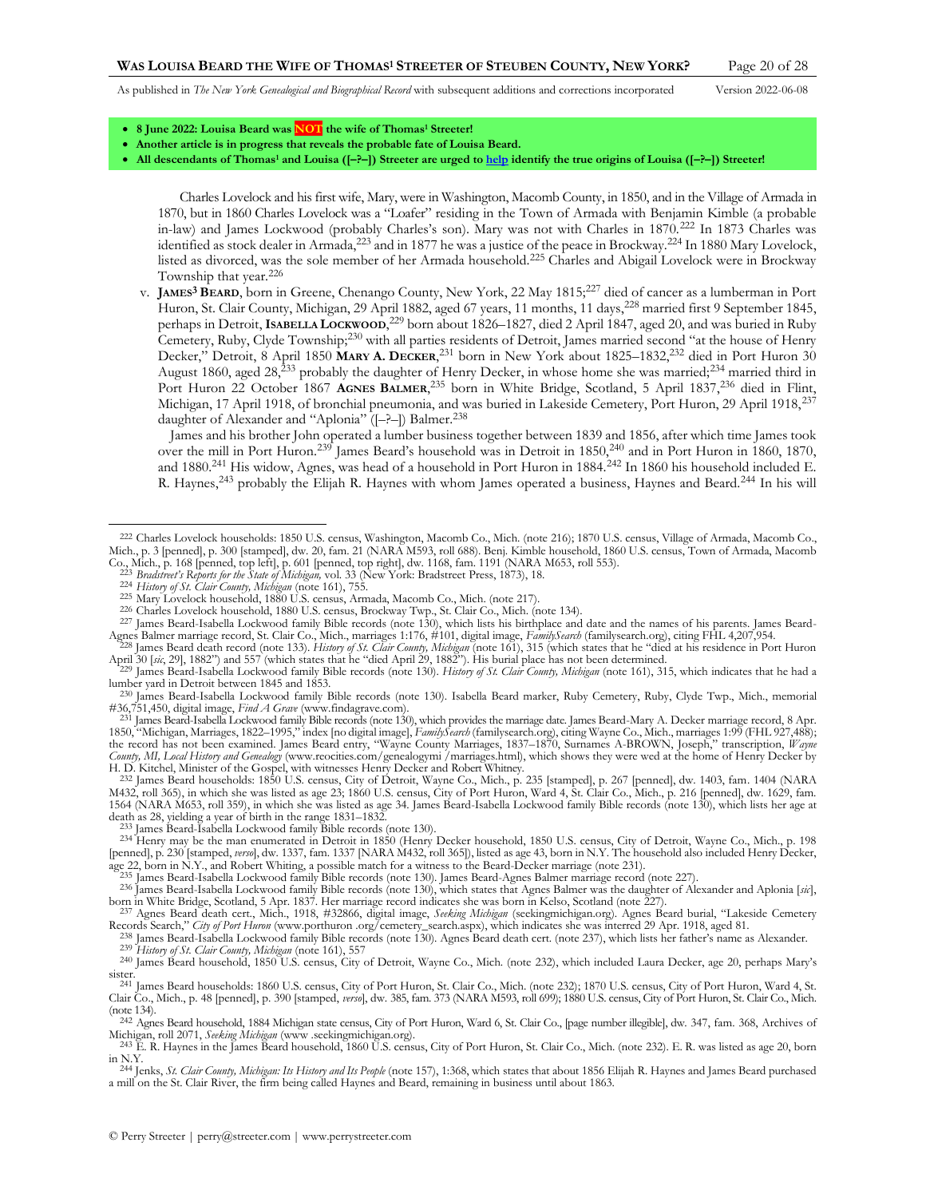- **8 June 2022: Louisa Beard was NOT the wife of Thomas[1] Streeter!**
- **Another article is in progress that reveals the probable fate of Louisa Beard.**
- **All descendants of Thomas[1] and Louisa ([–?–]) Streeter are urged to help identify the true origins of Louisa ([–?–]) Streeter!**

Charles Lovelock and his first wife, Mary, were in Washington, Macomb County, in 1850, and in the Village of Armada in 1870, but in 1860 Charles Lovelock was a "Loafer" residing in the Town of Armada with Benjamin Kimble (a probable in-law) and James Lockwood (probably Charles's son). Mary was not with Charles in 1870.[222] In 1873 Charles was identified as stock dealer in Armada,[223] and in 1877 he was a justice of the peace in Brockway.[224] In 1880 Mary Lovelock, listed as divorced, was the sole member of her Armada household.[225] Charles and Abigail Lovelock were in Brockway Township that year.[226]

v. **JAMES[3] BEARD**, born in Greene, Chenango County, New York, 22 May 1815;[227] died of cancer as a lumberman in Port Huron, St. Clair County, Michigan, 29 April 1882, aged 67 years, 11 months, 11 days,[228] married first 9 September 1845, perhaps in Detroit, **ISABELLA LOCKWOOD**,[229] born about 1826–1827, died 2 April 1847, aged 20, and was buried in Ruby Cemetery, Ruby, Clyde Township;[230] with all parties residents of Detroit, James married second "at the house of Henry Decker," Detroit, 8 April 1850 **MARY A. DECKER**,[231] born in New York about 1825–1832,[232] died in Port Huron 30 August 1860, aged 28,[233] probably the daughter of Henry Decker, in whose home she was married;[234] married third in Port Huron 22 October 1867 **AGNES BALMER**,[235] born in White Bridge, Scotland, 5 April 1837,[236] died in Flint, Michigan, 17 April 1918, of bronchial pneumonia, and was buried in Lakeside Cemetery, Port Huron, 29 April 1918,[237] daughter of Alexander and "Aplonia" ([–?–]) Balmer.[238]

James and his brother John operated a lumber business together between 1839 and 1856, after which time James took over the mill in Port Huron.[239] James Beard's household was in Detroit in 1850,[240] and in Port Huron in 1860, 1870, and 1880.[241] His widow, Agnes, was head of a household in Port Huron in 1884.[242] In 1860 his household included E. R. Haynes,[243] probably the Elijah R. Haynes with whom James operated a business, Haynes and Beard.[244] In his will

---

222 Charles Lovelock households: 1850 U.S. census, Washington, Macomb Co., Mich. (note 216); 1870 U.S. census, Village of Armada, Macomb Co., Mich., p. 3 [penned], p. 300 [stamped], dw. 20, fam. 21 (NARA M593, roll 688). Benj. Kimble household, 1860 U.S. census, Town of Armada, Macomb Co., Mich., p. 168 [penned, top left], p. 601 [penned, top right], dw. 1168, fam. 1191 (NARA M653, roll 553).

223 *Bradstreet's Reports for the State of Michigan,* vol. 33 (New York: Bradstreet Press, 1873), 18.

224 *History of St. Clair County, Michigan* (note 161), 755.

225 Mary Lovelock household, 1880 U.S. census, Armada, Macomb Co., Mich. (note 217).

226 Charles Lovelock household, 1880 U.S. census, Brockway Twp., St. Clair Co., Mich. (note 134).

227 James Beard-Isabella Lockwood family Bible records (note 130), which lists his birthplace and date and the names of his parents. James Beard-Agnes Balmer marriage record, St. Clair Co., Mich., marriages 1:176, #101, digital image, *FamilySearch* (familysearch.org), citing FHL 4,207,954.

228 James Beard death record (note 133). *History of St. Clair County, Michigan* (note 161), 315 (which states that he "died at his residence in Port Huron April 30 [*sic*, 29], 1882") and 557 (which states that he "died April 29, 1882"). His burial place has not been determined.

229 James Beard-Isabella Lockwood family Bible records (note 130). *History of St. Clair County, Michigan* (note 161), 315, which indicates that he had a lumber yard in Detroit between 1845 and 1853.

230 James Beard-Isabella Lockwood family Bible records (note 130). Isabella Beard marker, Ruby Cemetery, Ruby, Clyde Twp., Mich., memorial #36,751,450, digital image, *Find A Grave* (www.findagrave.com).

231 James Beard-Isabella Lockwood family Bible records (note 130), which provides the marriage date. James Beard-Mary A. Decker marriage record, 8 Apr. 1850, "Michigan, Marriages, 1822–1995," index [no digital image], *FamilySearch* (familysearch.org), citing Wayne Co., Mich., marriages 1:99 (FHL 927,488); the record has not been examined. James Beard entry, "Wayne County Marriages, 1837–1870, Surnames A-BROWN, Joseph," transcription, *Wayne County, MI, Local History and Genealogy* (www.reocities.com/genealogymi /marriages.html), which shows they were wed at the home of Henry Decker by H. D. Kitchel, Minister of the Gospel, with witnesses Henry Decker and Robert Whitney.

232 James Beard households: 1850 U.S. census, City of Detroit, Wayne Co., Mich., p. 235 [stamped], p. 267 [penned], dw. 1403, fam. 1404 (NARA M432, roll 365), in which she was listed as age 23; 1860 U.S. census, City of Port Huron, Ward 4, St. Clair Co., Mich., p. 216 [penned], dw. 1629, fam. 1564 (NARA M653, roll 359), in which she was listed as age 34. James Beard-Isabella Lockwood family Bible records (note 130), which lists her age at death as 28, yielding a year of birth in the range 1831–1832.

233 James Beard-Isabella Lockwood family Bible records (note 130).

234 Henry may be the man enumerated in Detroit in 1850 (Henry Decker household, 1850 U.S. census, City of Detroit, Wayne Co., Mich., p. 198 [penned], p. 230 [stamped, *verso*], dw. 1337, fam. 1337 [NARA M432, roll 365]), listed as age 43, born in N.Y. The household also included Henry Decker, age 22, born in N.Y., and Robert Whiting, a possible match for a witness to the Beard-Decker marriage (note 231).

235 James Beard-Isabella Lockwood family Bible records (note 130). James Beard-Agnes Balmer marriage record (note 227).

236 James Beard-Isabella Lockwood family Bible records (note 130), which states that Agnes Balmer was the daughter of Alexander and Aplonia [*sic*], born in White Bridge, Scotland, 5 Apr. 1837. Her marriage record indicates she was born in Kelso, Scotland (note 227).

237 Agnes Beard death cert., Mich., 1918, #32866, digital image, *Seeking Michigan* (seekingmichigan.org). Agnes Beard burial, "Lakeside Cemetery Records Search," *City of Port Huron* (www.porthuron .org/cemetery_search.aspx), which indicates she was interred 29 Apr. 1918, aged 81.

238 James Beard-Isabella Lockwood family Bible records (note 130). Agnes Beard death cert. (note 237), which lists her father's name as Alexander.

239 *History of St. Clair County, Michigan* (note 161), 557

240 James Beard household, 1850 U.S. census, City of Detroit, Wayne Co., Mich. (note 232), which included Laura Decker, age 20, perhaps Mary's sister.

241 James Beard households: 1860 U.S. census, City of Port Huron, St. Clair Co., Mich. (note 232); 1870 U.S. census, City of Port Huron, Ward 4, St. Clair Co., Mich., p. 48 [penned], p. 390 [stamped, *verso*], dw. 385, fam. 373 (NARA M593, roll 699); 1880 U.S. census, City of Port Huron, St. Clair Co., Mich. (note 134).

242 Agnes Beard household, 1884 Michigan state census, City of Port Huron, Ward 6, St. Clair Co., [page number illegible], dw. 347, fam. 368, Archives of Michigan, roll 2071, *Seeking Michigan* (www .seekingmichigan.org).

243 E. R. Haynes in the James Beard household, 1860 U.S. census, City of Port Huron, St. Clair Co., Mich. (note 232). E. R. was listed as age 20, born in N.Y.

244 Jenks, *St. Clair County, Michigan: Its History and Its People* (note 157), 1:368, which states that about 1856 Elijah R. Haynes and James Beard purchased a mill on the St. Clair River, the firm being called Haynes and Beard, remaining in business until about 1863.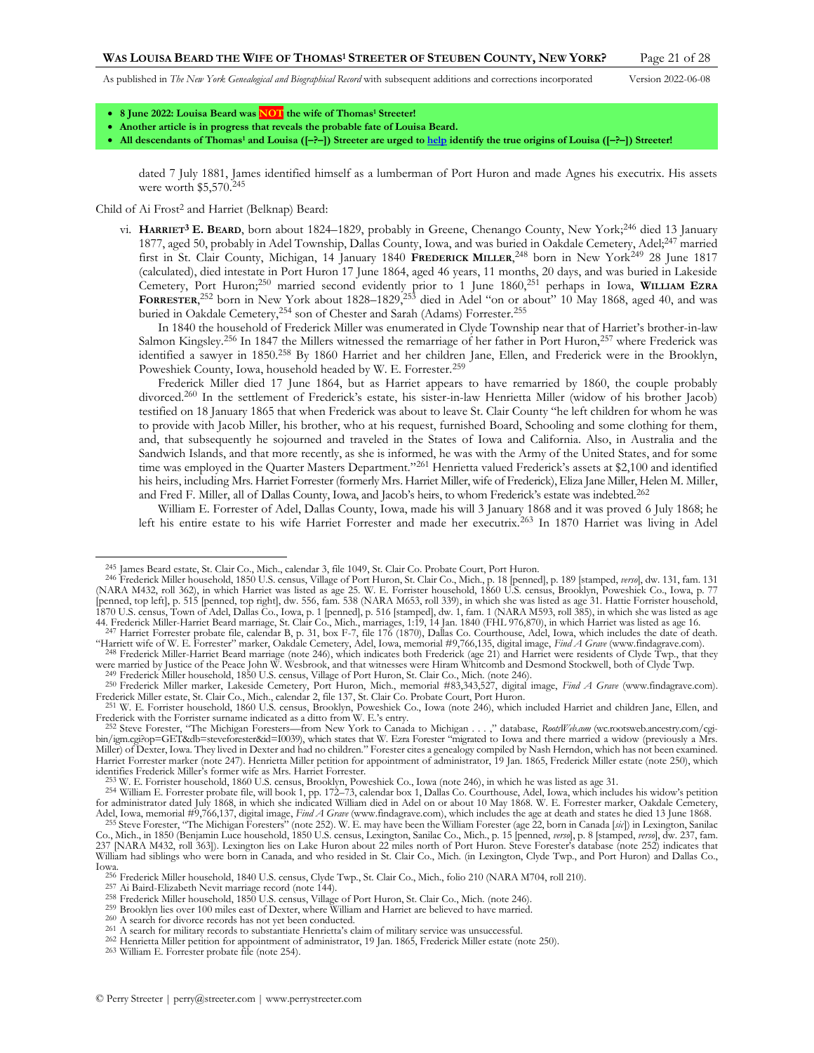- **8 June 2022: Louisa Beard was NOT the wife of Thomas[1] Streeter!**
- **Another article is in progress that reveals the probable fate of Louisa Beard.**
- **All descendants of Thomas[1] and Louisa ([–?–]) Streeter are urged to help identify the true origins of Louisa ([–?–]) Streeter!**

dated 7 July 1881, James identified himself as a lumberman of Port Huron and made Agnes his executrix. His assets were worth $5,570.[245]

Child of Ai Frost[2] and Harriet (Belknap) Beard:

vi. **HARRIET[3] E. BEARD**, born about 1824–1829, probably in Greene, Chenango County, New York;[246] died 13 January 1877, aged 50, probably in Adel Township, Dallas County, Iowa, and was buried in Oakdale Cemetery, Adel;[247] married first in St. Clair County, Michigan, 14 January 1840 **FREDERICK MILLER**,[248] born in New York[249] 28 June 1817 (calculated), died intestate in Port Huron 17 June 1864, aged 46 years, 11 months, 20 days, and was buried in Lakeside Cemetery, Port Huron;[250] married second evidently prior to 1 June 1860,[251] perhaps in Iowa, **WILLIAM EZRA FORRESTER**,[252] born in New York about 1828–1829,[253] died in Adel "on or about" 10 May 1868, aged 40, and was buried in Oakdale Cemetery,[254] son of Chester and Sarah (Adams) Forrester.[255]

In 1840 the household of Frederick Miller was enumerated in Clyde Township near that of Harriet's brother-in-law Salmon Kingsley.[256] In 1847 the Millers witnessed the remarriage of her father in Port Huron,[257] where Frederick was identified a sawyer in 1850.[258] By 1860 Harriet and her children Jane, Ellen, and Frederick were in the Brooklyn, Poweshiek County, Iowa, household headed by W. E. Forrester.[259]

Frederick Miller died 17 June 1864, but as Harriet appears to have remarried by 1860, the couple probably divorced.[260] In the settlement of Frederick's estate, his sister-in-law Henrietta Miller (widow of his brother Jacob) testified on 18 January 1865 that when Frederick was about to leave St. Clair County "he left children for whom he was to provide with Jacob Miller, his brother, who at his request, furnished Board, Schooling and some clothing for them, and, that subsequently he sojourned and traveled in the States of Iowa and California. Also, in Australia and the Sandwich Islands, and that more recently, as she is informed, he was with the Army of the United States, and for some time was employed in the Quarter Masters Department."[261] Henrietta valued Frederick's assets at $2,100 and identified his heirs, including Mrs. Harriet Forrester (formerly Mrs. Harriet Miller, wife of Frederick), Eliza Jane Miller, Helen M. Miller, and Fred F. Miller, all of Dallas County, Iowa, and Jacob's heirs, to whom Frederick's estate was indebted.[262]

William E. Forrester of Adel, Dallas County, Iowa, made his will 3 January 1868 and it was proved 6 July 1868; he left his entire estate to his wife Harriet Forrester and made her executrix.[263] In 1870 Harriet was living in Adel

---

[245] James Beard estate, St. Clair Co., Mich., calendar 3, file 1049, St. Clair Co. Probate Court, Port Huron.

[246] Frederick Miller household, 1850 U.S. census, Village of Port Huron, St. Clair Co., Mich., p. 18 [penned], p. 189 [stamped, *verso*], dw. 131, fam. 131 (NARA M432, roll 362), in which Harriet was listed as age 25. W. E. Forrister household, 1860 U.S. census, Brooklyn, Poweshiek Co., Iowa, p. 77 [penned, top left], p. 515 [penned, top right], dw. 556, fam. 538 (NARA M653, roll 339), in which she was listed as age 31. Hattie Forrister household, 1870 U.S. census, Town of Adel, Dallas Co., Iowa, p. 1 [penned], p. 516 [stamped], dw. 1, fam. 1 (NARA M593, roll 385), in which she was listed as age 44. Frederick Miller-Harriet Beard marriage, St. Clair Co., Mich., marriages, 1:19, 14 Jan. 1840 (FHL 976,870), in which Harriet was listed as age 16.

[247] Harriet Forrester probate file, calendar B, p. 31, box F-7, file 176 (1870), Dallas Co. Courthouse, Adel, Iowa, which includes the date of death. "Harriett wife of W. E. Forrester" marker, Oakdale Cemetery, Adel, Iowa, memorial #9,766,135, digital image, *Find A Grave* (www.findagrave.com).

[248] Frederick Miller-Harriet Beard marriage (note 246), which indicates both Frederick (age 21) and Harriet were residents of Clyde Twp., that they were married by Justice of the Peace John W. Wesbrook, and that witnesses were Hiram Whitcomb and Desmond Stockwell, both of Clyde Twp.

[249] Frederick Miller household, 1850 U.S. census, Village of Port Huron, St. Clair Co., Mich. (note 246).

[250] Frederick Miller marker, Lakeside Cemetery, Port Huron, Mich., memorial #83,343,527, digital image, *Find A Grave* (www.findagrave.com). Frederick Miller estate, St. Clair Co., Mich., calendar 2, file 137, St. Clair Co. Probate Court, Port Huron.

[251] W. E. Forrister household, 1860 U.S. census, Brooklyn, Poweshiek Co., Iowa (note 246), which included Harriet and children Jane, Ellen, and Frederick with the Forrister surname indicated as a ditto from W. E.'s entry.

[252] Steve Forester, "The Michigan Foresters—from New York to Canada to Michigan . . . ," database, *RootsWeb.com* (wc.rootsweb.ancestry.com/cgi-bin/igm.cgi?op=GET&db=steveforester&id=I0039), which states that W. Ezra Forester "migrated to Iowa and there married a widow (previously a Mrs. Miller) of Dexter, Iowa. They lived in Dexter and had no children." Forester cites a genealogy compiled by Nash Herndon, which has not been examined. Harriet Forrester marker (note 247). Henrietta Miller petition for appointment of administrator, 19 Jan. 1865, Frederick Miller estate (note 250), which identifies Frederick Miller's former wife as Mrs. Harriet Forrester.

[253] W. E. Forrister household, 1860 U.S. census, Brooklyn, Poweshiek Co., Iowa (note 246), in which he was listed as age 31.

[254] William E. Forrester probate file, will book 1, pp. 172–73, calendar box 1, Dallas Co. Courthouse, Adel, Iowa, which includes his widow's petition for administrator dated July 1868, in which she indicated William died in Adel on or about 10 May 1868. W. E. Forrester marker, Oakdale Cemetery, Adel, Iowa, memorial #9,766,137, digital image, *Find A Grave* (www.findagrave.com), which includes the age at death and states he died 13 June 1868.

[255] Steve Forester, "The Michigan Foresters" (note 252). W. E. may have been the William Forester (age 22, born in Canada [*sic*]) in Lexington, Sanilac Co., Mich., in 1850 (Benjamin Luce household, 1850 U.S. census, Lexington, Sanilac Co., Mich., p. 15 [penned, *verso*], p. 8 [stamped, *verso*], dw. 237, fam. 237 [NARA M432, roll 363]). Lexington lies on Lake Huron about 22 miles north of Port Huron. Steve Forester's database (note 252) indicates that William had siblings who were born in Canada, and who resided in St. Clair Co., Mich. (in Lexington, Clyde Twp., and Port Huron) and Dallas Co., Iowa.

[256] Frederick Miller household, 1840 U.S. census, Clyde Twp., St. Clair Co., Mich., folio 210 (NARA M704, roll 210).

[257] Ai Baird-Elizabeth Nevit marriage record (note 144).

[258] Frederick Miller household, 1850 U.S. census, Village of Port Huron, St. Clair Co., Mich. (note 246).

[259] Brooklyn lies over 100 miles east of Dexter, where William and Harriet are believed to have married.

[260] A search for divorce records has not yet been conducted.

[261] A search for military records to substantiate Henrietta's claim of military service was unsuccessful.

[262] Henrietta Miller petition for appointment of administrator, 19 Jan. 1865, Frederick Miller estate (note 250).

[263] William E. Forrester probate file (note 254).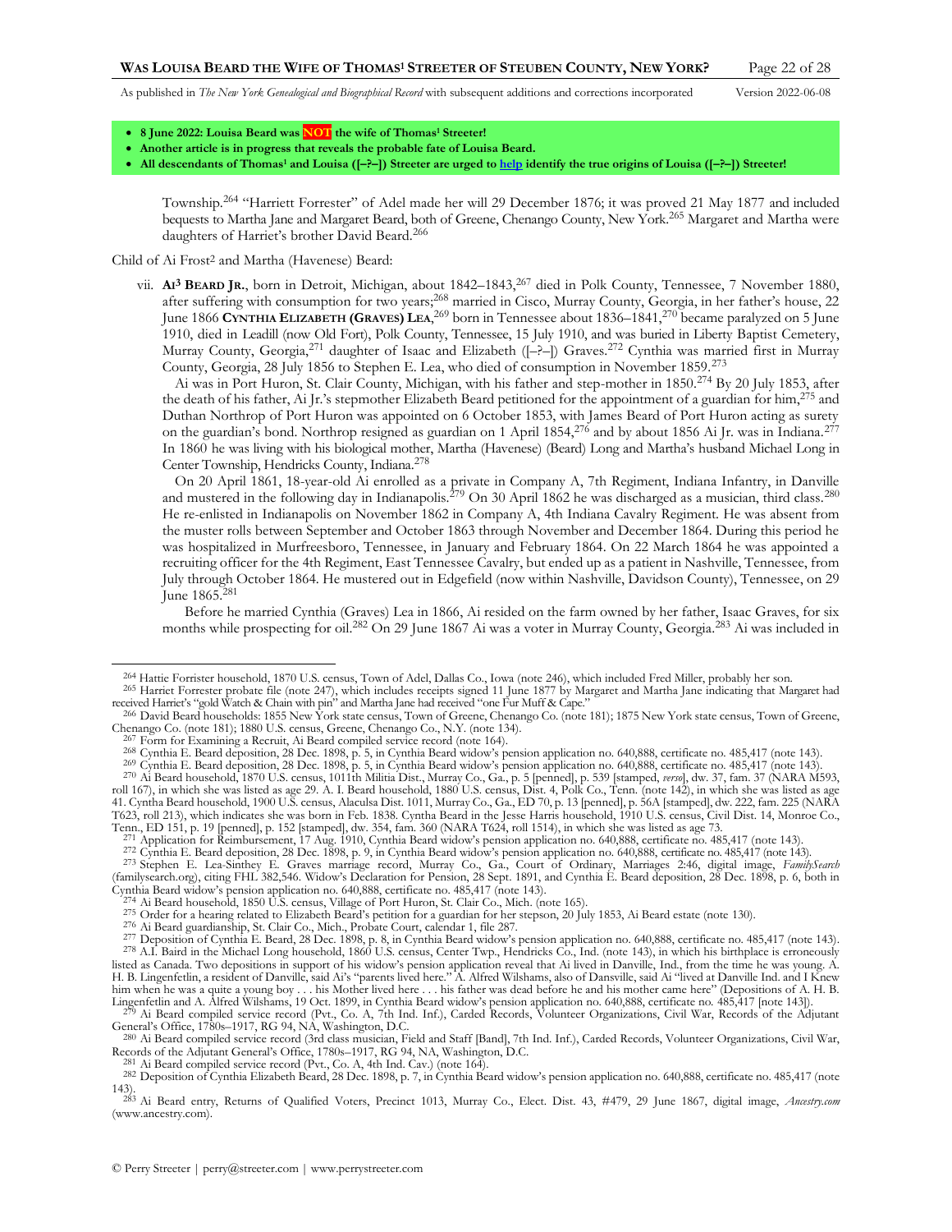- **8 June 2022: Louisa Beard was NOT the wife of Thomas[1] Streeter!**
- **Another article is in progress that reveals the probable fate of Louisa Beard.**
- **All descendants of Thomas[1] and Louisa ([–?–]) Streeter are urged to help identify the true origins of Louisa ([–?–]) Streeter!**

Township.[264] "Harriett Forrester" of Adel made her will 29 December 1876; it was proved 21 May 1877 and included bequests to Martha Jane and Margaret Beard, both of Greene, Chenango County, New York.[265] Margaret and Martha were daughters of Harriet's brother David Beard.[266]

Child of Ai Frost[2] and Martha (Havenese) Beard:

vii. **AI[3] BEARD JR.**, born in Detroit, Michigan, about 1842–1843,[267] died in Polk County, Tennessee, 7 November 1880, after suffering with consumption for two years;[268] married in Cisco, Murray County, Georgia, in her father's house, 22 June 1866 **CYNTHIA ELIZABETH (GRAVES) LEA**,[269] born in Tennessee about 1836–1841,[270] became paralyzed on 5 June 1910, died in Leadill (now Old Fort), Polk County, Tennessee, 15 July 1910, and was buried in Liberty Baptist Cemetery, Murray County, Georgia,[271] daughter of Isaac and Elizabeth ([–?–]) Graves.[272] Cynthia was married first in Murray County, Georgia, 28 July 1856 to Stephen E. Lea, who died of consumption in November 1859.[273]

Ai was in Port Huron, St. Clair County, Michigan, with his father and step-mother in 1850.[274] By 20 July 1853, after the death of his father, Ai Jr.'s stepmother Elizabeth Beard petitioned for the appointment of a guardian for him,[275] and Duthan Northrop of Port Huron was appointed on 6 October 1853, with James Beard of Port Huron acting as surety on the guardian's bond. Northrop resigned as guardian on 1 April 1854,[276] and by about 1856 Ai Jr. was in Indiana.[277] In 1860 he was living with his biological mother, Martha (Havenese) (Beard) Long and Martha's husband Michael Long in Center Township, Hendricks County, Indiana.[278]

On 20 April 1861, 18-year-old Ai enrolled as a private in Company A, 7th Regiment, Indiana Infantry, in Danville and mustered in the following day in Indianapolis.[279] On 30 April 1862 he was discharged as a musician, third class.[280] He re-enlisted in Indianapolis on November 1862 in Company A, 4th Indiana Cavalry Regiment. He was absent from the muster rolls between September and October 1863 through November and December 1864. During this period he was hospitalized in Murfreesboro, Tennessee, in January and February 1864. On 22 March 1864 he was appointed a recruiting officer for the 4th Regiment, East Tennessee Cavalry, but ended up as a patient in Nashville, Tennessee, from July through October 1864. He mustered out in Edgefield (now within Nashville, Davidson County), Tennessee, on 29 June 1865.[281]

Before he married Cynthia (Graves) Lea in 1866, Ai resided on the farm owned by her father, Isaac Graves, for six months while prospecting for oil.[282] On 29 June 1867 Ai was a voter in Murray County, Georgia.[283] Ai was included in

---

[264] Hattie Forrister household, 1870 U.S. census, Town of Adel, Dallas Co., Iowa (note 246), which included Fred Miller, probably her son.

[265] Harriet Forrester probate file (note 247), which includes receipts signed 11 June 1877 by Margaret and Martha Jane indicating that Margaret had received Harriet's "gold Watch & Chain with pin" and Martha Jane had received "one Fur Muff & Cape."

[266] David Beard households: 1855 New York state census, Town of Greene, Chenango Co. (note 181); 1875 New York state census, Town of Greene, Chenango Co. (note 181); 1880 U.S. census, Greene, Chenango Co., N.Y. (note 134).

[267] Form for Examining a Recruit, Ai Beard compiled service record (note 164).

[268] Cynthia E. Beard deposition, 28 Dec. 1898, p. 5, in Cynthia Beard widow's pension application no. 640,888, certificate no. 485,417 (note 143).

[269] Cynthia E. Beard deposition, 28 Dec. 1898, p. 5, in Cynthia Beard widow's pension application no. 640,888, certificate no. 485,417 (note 143).

[270] Ai Beard household, 1870 U.S. census, 1011th Militia Dist., Murray Co., Ga., p. 5 [penned], p. 539 [stamped, *verso*], dw. 37, fam. 37 (NARA M593, roll 167), in which she was listed as age 29. A. I. Beard household, 1880 U.S. census, Dist. 4, Polk Co., Tenn. (note 142), in which she was listed as age 41. Cyntha Beard household, 1900 U.S. census, Alaculsa Dist. 1011, Murray Co., Ga., ED 70, p. 13 [penned], p. 56A [stamped], dw. 222, fam. 225 (NARA T623, roll 213), which indicates she was born in Feb. 1838. Cynthia Beard in the Jesse Harris household, 1910 U.S. census, Civil Dist. 14, Monroe Co., Tenn., ED 151, p. 19 [penned], p. 152 [stamped], dw. 354, fam. 360 (NARA T624, roll 1514), in which she was listed as age 73.

[271] Application for Reimbursement, 17 Aug. 1910, Cynthia Beard widow's pension application no. 640,888, certificate no. 485,417 (note 143).

[272] Cynthia E. Beard deposition, 28 Dec. 1898, p. 9, in Cynthia Beard widow's pension application no. 640,888, certificate no. 485,417 (note 143).

[273] Stephen E. Lea-Sinthey E. Graves marriage record, Murray Co., Ga., Court of Ordinary, Marriages 2:46, digital image, *FamilySearch* (familysearch.org), citing FHL 382,546. Widow's Declaration for Pension, 28 Sept. 1891, and Cynthia E. Beard deposition, 28 Dec. 1898, p. 6, both in Cynthia Beard widow's pension application no. 640,888, certificate no. 485,417 (note 143).

[274] Ai Beard household, 1850 U.S. census, Village of Port Huron, St. Clair Co., Mich. (note 165).

[275] Order for a hearing related to Elizabeth Beard's petition for a guardian for her stepson, 20 July 1853, Ai Beard estate (note 130).

[276] Ai Beard guardianship, St. Clair Co., Mich., Probate Court, calendar 1, file 287.

[277] Deposition of Cynthia E. Beard, 28 Dec. 1898, p. 8, in Cynthia Beard widow's pension application no. 640,888, certificate no. 485,417 (note 143).

[278] A.I. Baird in the Michael Long household, 1860 U.S. census, Center Twp., Hendricks Co., Ind. (note 143), in which his birthplace is erroneously listed as Canada. Two depositions in support of his widow's pension application reveal that Ai lived in Danville, Ind., from the time he was young. A. H. B. Lingenfetlin, a resident of Danville, said Ai's "parents lived here." A. Alfred Wilshams, also of Dansville, said Ai "lived at Danville Ind. and I Knew him when he was a quite a young boy . . . his Mother lived here . . . his father was dead before he and his mother came here" (Depositions of A. H. B. Lingenfetlin and A. Alfred Wilshams, 19 Oct. 1899, in Cynthia Beard widow's pension application no. 640,888, certificate no. 485,417 [note 143]).

[279] Ai Beard compiled service record (Pvt., Co. A, 7th Ind. Inf.), Carded Records, Volunteer Organizations, Civil War, Records of the Adjutant General's Office, 1780s–1917, RG 94, NA, Washington, D.C.

[280] Ai Beard compiled service record (3rd class musician, Field and Staff [Band], 7th Ind. Inf.), Carded Records, Volunteer Organizations, Civil War, Records of the Adjutant General's Office, 1780s–1917, RG 94, NA, Washington, D.C.

[281] Ai Beard compiled service record (Pvt., Co. A, 4th Ind. Cav.) (note 164).

[282] Deposition of Cynthia Elizabeth Beard, 28 Dec. 1898, p. 7, in Cynthia Beard widow's pension application no. 640,888, certificate no. 485,417 (note 143).

[283] Ai Beard entry, Returns of Qualified Voters, Precinct 1013, Murray Co., Elect. Dist. 43, #479, 29 June 1867, digital image, *Ancestry.com* (www.ancestry.com).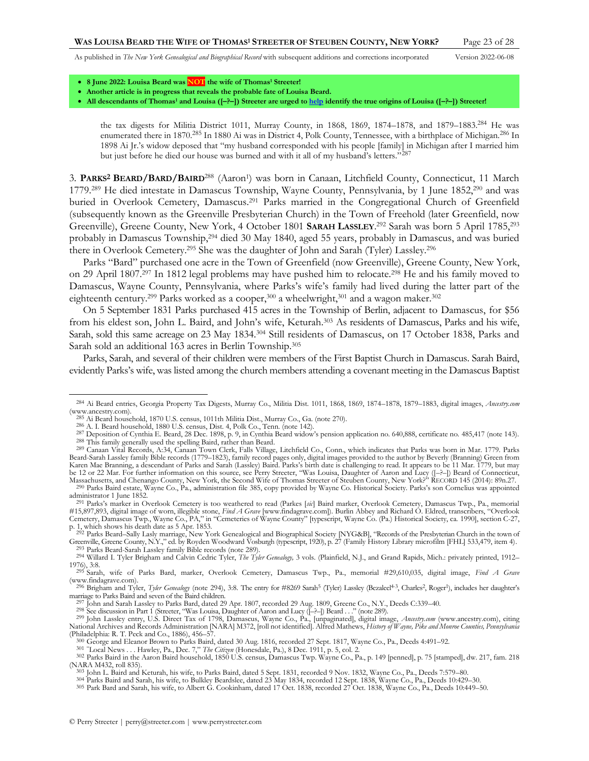- **8 June 2022: Louisa Beard was NOT the wife of Thomas[1] Streeter!**
- **Another article is in progress that reveals the probable fate of Louisa Beard.**
- **All descendants of Thomas[1] and Louisa ([–?–]) Streeter are urged to help identify the true origins of Louisa ([–?–]) Streeter!**

the tax digests for Militia District 1011, Murray County, in 1868, 1869, 1874–1878, and 1879–1883.[284] He was enumerated there in 1870.[285] In 1880 Ai was in District 4, Polk County, Tennessee, with a birthplace of Michigan.[286] In 1898 Ai Jr.'s widow deposed that "my husband corresponded with his people [family] in Michigan after I married him but just before he died our house was burned and with it all of my husband's letters."[287]

3. **PARKS[2] BEARD/BARD/BAIRD**[288] (Aaron[1]) was born in Canaan, Litchfield County, Connecticut, 11 March 1779.[289] He died intestate in Damascus Township, Wayne County, Pennsylvania, by 1 June 1852,[290] and was buried in Overlook Cemetery, Damascus.[291] Parks married in the Congregational Church of Greenfield (subsequently known as the Greenville Presbyterian Church) in the Town of Freehold (later Greenfield, now Greenville), Greene County, New York, 4 October 1801 **SARAH LASSLEY**.[292] Sarah was born 5 April 1785,[293] probably in Damascus Township,[294] died 30 May 1840, aged 55 years, probably in Damascus, and was buried there in Overlook Cemetery.[295] She was the daughter of John and Sarah (Tyler) Lassley.[296]

Parks "Bard" purchased one acre in the Town of Greenfield (now Greenville), Greene County, New York, on 29 April 1807.[297] In 1812 legal problems may have pushed him to relocate.[298] He and his family moved to Damascus, Wayne County, Pennsylvania, where Parks's wife's family had lived during the latter part of the eighteenth century.[299] Parks worked as a cooper,[300] a wheelwright,[301] and a wagon maker.[302]

On 5 September 1831 Parks purchased 415 acres in the Township of Berlin, adjacent to Damascus, for $56 from his eldest son, John L. Baird, and John's wife, Keturah.[303] As residents of Damascus, Parks and his wife, Sarah, sold this same acreage on 23 May 1834.[304] Still residents of Damascus, on 17 October 1838, Parks and Sarah sold an additional 163 acres in Berlin Township.[305]

Parks, Sarah, and several of their children were members of the First Baptist Church in Damascus. Sarah Baird, evidently Parks's wife, was listed among the church members attending a covenant meeting in the Damascus Baptist

---

[284] Ai Beard entries, Georgia Property Tax Digests, Murray Co., Militia Dist. 1011, 1868, 1869, 1874–1878, 1879–1883, digital images, *Ancestry.com* (www.ancestry.com).

[285] Ai Beard household, 1870 U.S. census, 1011th Militia Dist., Murray Co., Ga. (note 270).

[286] A. I. Beard household, 1880 U.S. census, Dist. 4, Polk Co., Tenn. (note 142).

[287] Deposition of Cynthia E. Beard, 28 Dec. 1898, p. 9, in Cynthia Beard widow's pension application no. 640,888, certificate no. 485,417 (note 143).

[288] This family generally used the spelling Baird, rather than Beard.

[289] Canaan Vital Records, A:34, Canaan Town Clerk, Falls Village, Litchfield Co., Conn., which indicates that Parks was born in Mar. 1779. Parks Beard-Sarah Lassley family Bible records (1779–1823), family record pages only, digital images provided to the author by Beverly (Branning) Green from Karen Mae Branning, a descendant of Parks and Sarah (Lassley) Baird. Parks's birth date is challenging to read. It appears to be 11 Mar. 1779, but may be 12 or 22 Mar. For further information on this source, see Perry Streeter, "Was Louisa, Daughter of Aaron and Lucy ([–?–]) Beard of Connecticut, Massachusetts, and Chenango County, New York, the Second Wife of Thomas Streeter of Steuben County, New York?" RECORD 145 (2014): 89n.27.

[290] Parks Baird estate, Wayne Co., Pa., administration file 385, copy provided by Wayne Co. Historical Society. Parks's son Cornelius was appointed administrator 1 June 1852.

[291] Parks's marker in Overlook Cemetery is too weathered to read (Parkes [*sic*] Baird marker, Overlook Cemetery, Damascus Twp., Pa., memorial #15,897,893, digital image of worn, illegible stone, *Find A Grave* [www.findagrave.com]). Burlin Abbey and Richard O. Eldred, transcribers, "Overlook Cemetery, Damascus Twp., Wayne Co., PA," in "Cemeteries of Wayne County" [typescript, Wayne Co. (Pa.) Historical Society, ca. 1990], section C-27, p. 1, which shows his death date as 5 Apr. 1853.

[292] Parks Beard–Sally Lasly marriage, New York Genealogical and Biographical Society [NYG&B], "Records of the Presbyterian Church in the town of Greenville, Greene County, N.Y.," ed. by Royden Woodward Vosburgh (typescript, 1920), p. 27 (Family History Library microfilm [FHL] 533,479, item 4).

[293] Parks Beard-Sarah Lassley family Bible records (note 289).

[294] Willard I. Tyler Brigham and Calvin Cedric Tyler, *The Tyler Genealogy,* 3 vols. (Plainfield, N.J., and Grand Rapids, Mich.: privately printed, 1912–1976), 3:8.

[295] Sarah, wife of Parks Bard, marker, Overlook Cemetery, Damascus Twp., Pa., memorial #29,610,035, digital image, *Find A Grave* (www.findagrave.com).

[296] Brigham and Tyler, *Tyler Genealogy* (note 294), 3:8. The entry for #8269 Sarah[5] (Tyler) Lassley (Bezaleel[4-3], Charles[2], Roger[1]), includes her daughter's marriage to Parks Baird and seven of the Baird children.

[297] John and Sarah Lassley to Parks Bard, dated 29 Apr. 1807, recorded 29 Aug. 1809, Greene Co., N.Y., Deeds C:339–40.

[298] See discussion in Part 1 (Streeter, "Was Louisa, Daughter of Aaron and Lucy ([–?–]) Beard . . ." (note 289).

[299] John Lassley entry, U.S. Direct Tax of 1798, Damascus, Wayne Co., Pa., [unpaginated], digital image, *Ancestry.com* (www.ancestry.com), citing National Archives and Records Administration [NARA] M372, [roll not identified]. Alfred Mathews, *History of Wayne, Pike and Monroe Counties, Pennsylvania* (Philadelphia: R. T. Peck and Co., 1886), 456–57.

[300] George and Eleanor Brown to Parks Baird, dated 30 Aug. 1816, recorded 27 Sept. 1817, Wayne Co., Pa., Deeds 4:491–92.

[301] "Local News . . . Hawley, Pa., Dec. 7," *The Citizen* (Honesdale, Pa.), 8 Dec. 1911, p. 5, col. 2.

[302] Parks Baird in the Aaron Baird household, 1850 U.S. census, Damascus Twp. Wayne Co., Pa., p. 149 [penned], p. 75 [stamped], dw. 217, fam. 218 (NARA M432, roll 835).

[303] John L. Baird and Keturah, his wife, to Parks Baird, dated 5 Sept. 1831, recorded 9 Nov. 1832, Wayne Co., Pa., Deeds 7:579–80.

[304] Parks Baird and Sarah, his wife, to Bulkley Beardslee, dated 23 May 1834, recorded 12 Sept. 1838, Wayne Co., Pa., Deeds 10:429–30.

[305] Park Bard and Sarah, his wife, to Albert G. Cookinham, dated 17 Oct. 1838, recorded 27 Oct. 1838, Wayne Co., Pa., Deeds 10:449–50.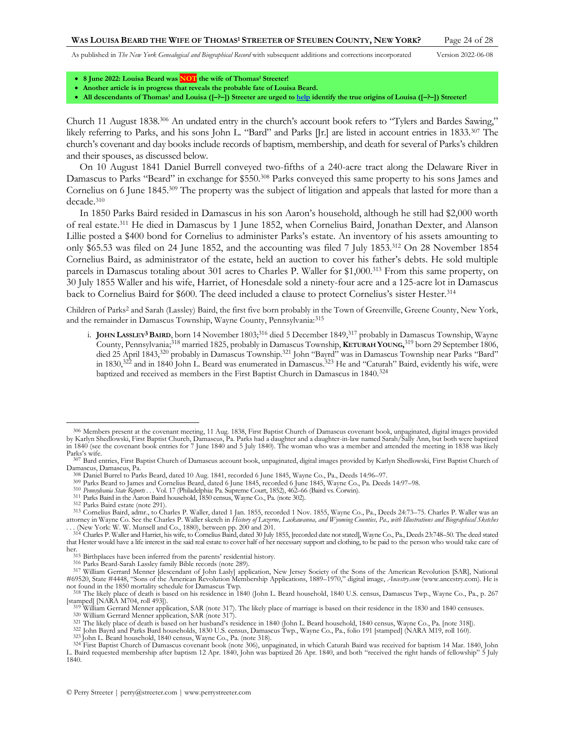- **8 June 2022: Louisa Beard was NOT the wife of Thomas[1] Streeter!**
- **Another article is in progress that reveals the probable fate of Louisa Beard.**
- **All descendants of Thomas[1] and Louisa ([–?–]) Streeter are urged to help identify the true origins of Louisa ([–?–]) Streeter!**

Church 11 August 1838.[306] An undated entry in the church's account book refers to "Tylers and Bardes Sawing," likely referring to Parks, and his sons John L. "Bard" and Parks [Jr.] are listed in account entries in 1833.[307] The church's covenant and day books include records of baptism, membership, and death for several of Parks's children and their spouses, as discussed below.

On 10 August 1841 Daniel Burrell conveyed two-fifths of a 240-acre tract along the Delaware River in Damascus to Parks "Beard" in exchange for $550.[308] Parks conveyed this same property to his sons James and Cornelius on 6 June 1845.[309] The property was the subject of litigation and appeals that lasted for more than a decade.[310]

In 1850 Parks Baird resided in Damascus in his son Aaron's household, although he still had $2,000 worth of real estate.[311] He died in Damascus by 1 June 1852, when Cornelius Baird, Jonathan Dexter, and Alanson Lillie posted a $400 bond for Cornelius to administer Parks's estate. An inventory of his assets amounting to only $65.53 was filed on 24 June 1852, and the accounting was filed 7 July 1853.[312] On 28 November 1854 Cornelius Baird, as administrator of the estate, held an auction to cover his father's debts. He sold multiple parcels in Damascus totaling about 301 acres to Charles P. Waller for $1,000.[313] From this same property, on 30 July 1855 Waller and his wife, Harriet, of Honesdale sold a ninety-four acre and a 125-acre lot in Damascus back to Cornelius Baird for $600. The deed included a clause to protect Cornelius's sister Hester.[314]

Children of Parks[2] and Sarah (Lassley) Baird, the first five born probably in the Town of Greenville, Greene County, New York, and the remainder in Damascus Township, Wayne County, Pennsylvania:[315]

i. **JOHN LASSLEY[3] BAIRD**, born 14 November 1803;[316] died 5 December 1849,[317] probably in Damascus Township, Wayne County, Pennsylvania;[318] married 1825, probably in Damascus Township, **KETURAH YOUNG**,[319] born 29 September 1806, died 25 April 1843,[320] probably in Damascus Township.[321] John "Bayrd" was in Damascus Township near Parks "Bard" in 1830,[322] and in 1840 John L. Beard was enumerated in Damascus.[323] He and "Caturah" Baird, evidently his wife, were baptized and received as members in the First Baptist Church in Damascus in 1840.[324]

---

306 Members present at the covenant meeting, 11 Aug. 1838, First Baptist Church of Damascus covenant book, unpaginated, digital images provided by Karlyn Shedlowski, First Baptist Church, Damascus, Pa. Parks had a daughter and a daughter-in-law named Sarah/Sally Ann, but both were baptized in 1840 (see the covenant book entries for 7 June 1840 and 5 July 1840). The woman who was a member and attended the meeting in 1838 was likely Parks's wife.

307 Bard entries, First Baptist Church of Damascus account book, unpaginated, digital images provided by Karlyn Shedlowski, First Baptist Church of Damascus, Damascus, Pa.

308 Daniel Burrel to Parks Beard, dated 10 Aug. 1841, recorded 6 June 1845, Wayne Co., Pa., Deeds 14:96–97.

309 Parks Beard to James and Cornelius Beard, dated 6 June 1845, recorded 6 June 1845, Wayne Co., Pa. Deeds 14:97–98.

310 *Pennsylvania State Reports* . . . Vol. 17 (Philadelphia: Pa. Supreme Court, 1852), 462–66 (Baird vs. Corwin).

311 Parks Baird in the Aaron Baird household, 1850 census, Wayne Co., Pa. (note 302).

312 Parks Baird estate (note 291).

313 Cornelius Baird, admr., to Charles P. Waller, dated 1 Jan. 1855, recorded 1 Nov. 1855, Wayne Co., Pa., Deeds 24:73–75. Charles P. Waller was an attorney in Wayne Co. See the Charles P. Waller sketch in *History of Luzerne, Lackawanna, and Wyoming Counties, Pa., with Illustrations and Biographical Sketches* . . . (New York: W. W. Munsell and Co., 1880), between pp. 200 and 201.

314 Charles P. Waller and Harriet, his wife, to Cornelius Baird, dated 30 July 1855, [recorded date not stated], Wayne Co., Pa., Deeds 23:748–50. The deed stated that Hester would have a life interest in the said real estate to cover half of her necessary support and clothing, to be paid to the person who would take care of her.

315 Birthplaces have been inferred from the parents' residential history.

316 Parks Beard-Sarah Lassley family Bible records (note 289).

317 William Gerrard Menner [descendant of John Lasly] application, New Jersey Society of the Sons of the American Revolution [SAR], National #69520, State #4448, "Sons of the American Revolution Membership Applications, 1889–1970," digital image, *Ancestry.com* (www.ancestry.com). He is not found in the 1850 mortality schedule for Damascus Twp.

318 The likely place of death is based on his residence in 1840 (John L. Beard household, 1840 U.S. census, Damascus Twp., Wayne Co., Pa., p. 267 [stamped] [NARA M704, roll 493]).

319 William Gerrard Menner application, SAR (note 317). The likely place of marriage is based on their residence in the 1830 and 1840 censuses.

320 William Gerrard Menner application, SAR (note 317).

321 The likely place of death is based on her husband's residence in 1840 (John L. Beard household, 1840 census, Wayne Co., Pa. [note 318]).

322 John Bayrd and Parks Bard households, 1830 U.S. census, Damascus Twp., Wayne Co., Pa., folio 191 [stamped] (NARA M19, roll 160).

323 John L. Beard household, 1840 census, Wayne Co., Pa. (note 318).

324 First Baptist Church of Damascus covenant book (note 306), unpaginated, in which Caturah Baird was received for baptism 14 Mar. 1840, John L. Baird requested membership after baptism 12 Apr. 1840, John was baptized 26 Apr. 1840, and both "received the right hands of fellowship" 5 July 1840.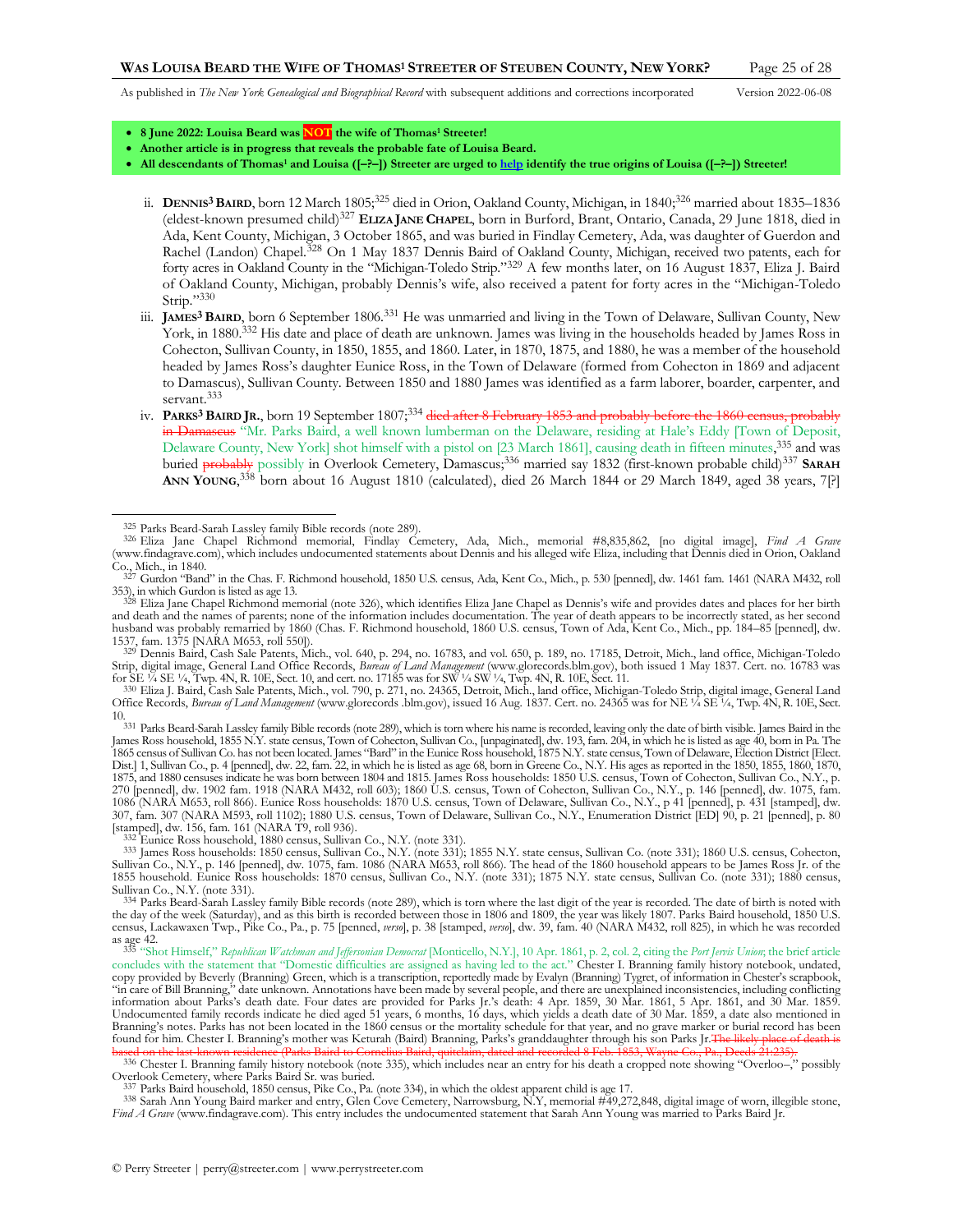- **8 June 2022: Louisa Beard was NOT the wife of Thomas[1] Streeter!**
- **Another article is in progress that reveals the probable fate of Louisa Beard.**
- **All descendants of Thomas[1] and Louisa ([–?–]) Streeter are urged to help identify the true origins of Louisa ([–?–]) Streeter!**

ii. **DENNIS[3] BAIRD**, born 12 March 1805;[325] died in Orion, Oakland County, Michigan, in 1840;[326] married about 1835–1836 (eldest-known presumed child)[327] **ELIZA JANE CHAPEL**, born in Burford, Brant, Ontario, Canada, 29 June 1818, died in Ada, Kent County, Michigan, 3 October 1865, and was buried in Findlay Cemetery, Ada, was daughter of Guerdon and Rachel (Landon) Chapel.[328] On 1 May 1837 Dennis Baird of Oakland County, Michigan, received two patents, each for forty acres in Oakland County in the "Michigan-Toledo Strip."[329] A few months later, on 16 August 1837, Eliza J. Baird of Oakland County, Michigan, probably Dennis's wife, also received a patent for forty acres in the "Michigan-Toledo Strip."[330]

iii. **JAMES[3] BAIRD**, born 6 September 1806.[331] He was unmarried and living in the Town of Delaware, Sullivan County, New York, in 1880.[332] His date and place of death are unknown. James was living in the households headed by James Ross in Cohecton, Sullivan County, in 1850, 1855, and 1860. Later, in 1870, 1875, and 1880, he was a member of the household headed by James Ross's daughter Eunice Ross, in the Town of Delaware (formed from Cohecton in 1869 and adjacent to Damascus), Sullivan County. Between 1850 and 1880 James was identified as a farm laborer, boarder, carpenter, and servant.[333]

iv. **PARKS[3] BAIRD JR.**, born 19 September 1807;[334] ~~died after 8 February 1853 and probably before the 1860 census, probably in Damascus~~ "Mr. Parks Baird, a well known lumberman on the Delaware, residing at Hale's Eddy [Town of Deposit, Delaware County, New York] shot himself with a pistol on [23 March 1861], causing death in fifteen minutes,[335] and was buried ~~probably~~ possibly in Overlook Cemetery, Damascus;[336] married say 1832 (first-known probable child)[337] **SARAH ANN YOUNG**,[338] born about 16 August 1810 (calculated), died 26 March 1844 or 29 March 1849, aged 38 years, 7[?]

---

[325] Parks Beard-Sarah Lassley family Bible records (note 289).

[326] Eliza Jane Chapel Richmond memorial, Findlay Cemetery, Ada, Mich., memorial #8,835,862, [no digital image], *Find A Grave* (www.findagrave.com), which includes undocumented statements about Dennis and his alleged wife Eliza, including that Dennis died in Orion, Oakland Co., Mich., in 1840.

[327] Gurdon "Band" in the Chas. F. Richmond household, 1850 U.S. census, Ada, Kent Co., Mich., p. 530 [penned], dw. 1461 fam. 1461 (NARA M432, roll 353), in which Gurdon is listed as age 13.

[328] Eliza Jane Chapel Richmond memorial (note 326), which identifies Eliza Jane Chapel as Dennis's wife and provides dates and places for her birth and death and the names of parents; none of the information includes documentation. The year of death appears to be incorrectly stated, as her second husband was probably remarried by 1860 (Chas. F. Richmond household, 1860 U.S. census, Town of Ada, Kent Co., Mich., pp. 184–85 [penned], dw. 1537, fam. 1375 [NARA M653, roll 550]).

[329] Dennis Baird, Cash Sale Patents, Mich., vol. 640, p. 294, no. 16783, and vol. 650, p. 189, no. 17185, Detroit, Mich., land office, Michigan-Toledo Strip, digital image, General Land Office Records, *Bureau of Land Management* (www.glorecords.blm.gov), both issued 1 May 1837. Cert. no. 16783 was for SE ¼ SE ¼, Twp. 4N, R. 10E, Sect. 10, and cert. no. 17185 was for SW ¼ SW ¼, Twp. 4N, R. 10E, Sect. 11.

[330] Eliza J. Baird, Cash Sale Patents, Mich., vol. 790, p. 271, no. 24365, Detroit, Mich., land office, Michigan-Toledo Strip, digital image, General Land Office Records, *Bureau of Land Management* (www.glorecords .blm.gov), issued 16 Aug. 1837. Cert. no. 24365 was for NE ¼ SE ¼, Twp. 4N, R. 10E, Sect. 10.

[331] Parks Beard-Sarah Lassley family Bible records (note 289), which is torn where his name is recorded, leaving only the date of birth visible. James Baird in the James Ross household, 1855 N.Y. state census, Town of Cohecton, Sullivan Co., [unpaginated], dw. 193, fam. 204, in which he is listed as age 40, born in Pa. The 1865 census of Sullivan Co. has not been located. James "Bard" in the Eunice Ross household, 1875 N.Y. state census, Town of Delaware, Election District [Elect. Dist.] 1, Sullivan Co., p. 4 [penned], dw. 22, fam. 22, in which he is listed as age 68, born in Greene Co., N.Y. His ages as reported in the 1850, 1855, 1860, 1870, 1875, and 1880 censuses indicate he was born between 1804 and 1815. James Ross households: 1850 U.S. census, Town of Cohecton, Sullivan Co., N.Y., p. 270 [penned], dw. 1902 fam. 1918 (NARA M432, roll 603); 1860 U.S. census, Town of Cohecton, Sullivan Co., N.Y., p. 146 [penned], dw. 1075, fam. 1086 (NARA M653, roll 866). Eunice Ross households: 1870 U.S. census, Town of Delaware, Sullivan Co., N.Y., p 41 [penned], p. 431 [stamped], dw. 307, fam. 307 (NARA M593, roll 1102); 1880 U.S. census, Town of Delaware, Sullivan Co., N.Y., Enumeration District [ED] 90, p. 21 [penned], p. 80 [stamped], dw. 156, fam. 161 (NARA T9, roll 936).

[332] Eunice Ross household, 1880 census, Sullivan Co., N.Y. (note 331).

[333] James Ross households: 1850 census, Sullivan Co., N.Y. (note 331); 1855 N.Y. state census, Sullivan Co. (note 331); 1860 U.S. census, Cohecton, Sullivan Co., N.Y., p. 146 [penned], dw. 1075, fam. 1086 (NARA M653, roll 866). The head of the 1860 household appears to be James Ross Jr. of the 1855 household. Eunice Ross households: 1870 census, Sullivan Co., N.Y. (note 331); 1875 N.Y. state census, Sullivan Co. (note 331); 1880 census, Sullivan Co., N.Y. (note 331).

[334] Parks Beard-Sarah Lassley family Bible records (note 289), which is torn where the last digit of the year is recorded. The date of birth is noted with the day of the week (Saturday), and as this birth is recorded between those in 1806 and 1809, the year was likely 1807. Parks Baird household, 1850 U.S. census, Lackawaxen Twp., Pike Co., Pa., p. 75 [penned, *verso*], p. 38 [stamped, *verso*], dw. 39, fam. 40 (NARA M432, roll 825), in which he was recorded as age 42.

[335] "Shot Himself," *Republican Watchman and Jeffersonian Democrat* [Monticello, N.Y.], 10 Apr. 1861, p. 2, col. 2, citing the *Port Jervis Union*; the brief article concludes with the statement that "Domestic difficulties are assigned as having led to the act." Chester I. Branning family history notebook, undated, copy provided by Beverly (Branning) Green, which is a transcription, reportedly made by Evalyn (Branning) Tygret, of information in Chester's scrapbook, "in care of Bill Branning," date unknown. Annotations have been made by several people, and there are unexplained inconsistencies, including conflicting information about Parks's death date. Four dates are provided for Parks Jr.'s death: 4 Apr. 1859, 30 Mar. 1861, 5 Apr. 1861, and 30 Mar. 1859. Undocumented family records indicate he died aged 51 years, 6 months, 16 days, which yields a death date of 30 Mar. 1859, a date also mentioned in Branning's notes. Parks has not been located in the 1860 census or the mortality schedule for that year, and no grave marker or burial record has been found for him. Chester I. Branning's mother was Keturah (Baird) Branning, Parks's granddaughter through his son Parks Jr. ~~The likely place of death is based on the last-known residence (Parks Baird to Cornelius Baird, quitclaim, dated and recorded 8 Feb. 1853, Wayne Co., Pa., Deeds 21:235).~~

[336] Chester I. Branning family history notebook (note 335), which includes near an entry for his death a cropped note showing "Overloo–," possibly Overlook Cemetery, where Parks Baird Sr. was buried.

[337] Parks Baird household, 1850 census, Pike Co., Pa. (note 334), in which the oldest apparent child is age 17.

[338] Sarah Ann Young Baird marker and entry, Glen Cove Cemetery, Narrowsburg, N.Y, memorial #49,272,848, digital image of worn, illegible stone, *Find A Grave* (www.findagrave.com). This entry includes the undocumented statement that Sarah Ann Young was married to Parks Baird Jr.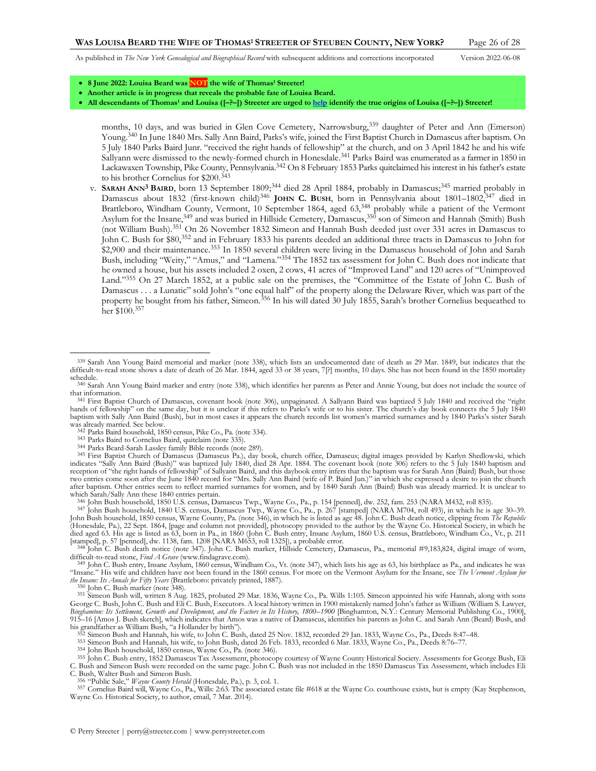- **8 June 2022: Louisa Beard was NOT the wife of Thomas[1] Streeter!**
- **Another article is in progress that reveals the probable fate of Louisa Beard.**
- **All descendants of Thomas[1] and Louisa ([–?–]) Streeter are urged to help identify the true origins of Louisa ([–?–]) Streeter!**

months, 10 days, and was buried in Glen Cove Cemetery, Narrowsburg,[339] daughter of Peter and Ann (Emerson) Young.[340] In June 1840 Mrs. Sally Ann Baird, Parks's wife, joined the First Baptist Church in Damascus after baptism. On 5 July 1840 Parks Baird Junr. "received the right hands of fellowship" at the church, and on 3 April 1842 he and his wife Sallyann were dismissed to the newly-formed church in Honesdale.[341] Parks Baird was enumerated as a farmer in 1850 in Lackawaxen Township, Pike County, Pennsylvania.[342] On 8 February 1853 Parks quitclaimed his interest in his father's estate to his brother Cornelius for $200.[343]

v. **SARAH ANN[3] BAIRD**, born 13 September 1809;[344] died 28 April 1884, probably in Damascus;[345] married probably in Damascus about 1832 (first-known child)[346] **JOHN C. BUSH**, born in Pennsylvania about 1801–1802,[347] died in Brattleboro, Windham County, Vermont, 10 September 1864, aged 63,[348] probably while a patient of the Vermont Asylum for the Insane,[349] and was buried in Hillside Cemetery, Damascus,[350] son of Simeon and Hannah (Smith) Bush (not William Bush).[351] On 26 November 1832 Simeon and Hannah Bush deeded just over 331 acres in Damascus to John C. Bush for $80,[352] and in February 1833 his parents deeded an additional three tracts in Damascus to John for $2,900 and their maintenance.[353] In 1850 several children were living in the Damascus household of John and Sarah Bush, including "Weity," "Amus," and "Lamena."[354] The 1852 tax assessment for John C. Bush does not indicate that he owned a house, but his assets included 2 oxen, 2 cows, 41 acres of "Improved Land" and 120 acres of "Unimproved Land."[355] On 27 March 1852, at a public sale on the premises, the "Committee of the Estate of John C. Bush of Damascus . . . a Lunatic" sold John's "one equal half" of the property along the Delaware River, which was part of the property he bought from his father, Simeon.[356] In his will dated 30 July 1855, Sarah's brother Cornelius bequeathed to her $100.[357]

---

[339] Sarah Ann Young Baird memorial and marker (note 338), which lists an undocumented date of death as 29 Mar. 1849, but indicates that the difficult-to-read stone shows a date of death of 26 Mar. 1844, aged 33 or 38 years, 7[?] months, 10 days. She has not been found in the 1850 mortality schedule.

[340] Sarah Ann Young Baird marker and entry (note 338), which identifies her parents as Peter and Annie Young, but does not include the source of that information.

[341] First Baptist Church of Damascus, covenant book (note 306), unpaginated. A Sallyann Baird was baptized 5 July 1840 and received the "right hands of fellowship" on the same day, but it is unclear if this refers to Parks's wife or to his sister. The church's day book connects the 5 July 1840 baptism with Sally Ann Baird (Bush), but in most cases it appears the church records list women's married surnames and by 1840 Parks's sister Sarah was already married. See below.

[342] Parks Baird household, 1850 census, Pike Co., Pa. (note 334).

[343] Parks Baird to Cornelius Baird, quitclaim (note 335).

[344] Parks Beard-Sarah Lassley family Bible records (note 289).

[345] First Baptist Church of Damascus (Damascus Pa.), day book, church office, Damascus; digital images provided by Karlyn Shedlowski, which indicates "Sally Ann Baird (Bush)" was baptized July 1840, died 28 Apr. 1884. The covenant book (note 306) refers to the 5 July 1840 baptism and reception of "the right hands of fellowship" of Sallyann Baird, and this daybook entry infers that the baptism was for Sarah Ann (Baird) Bush, but those two entries come soon after the June 1840 record for "Mrs. Sally Ann Baird (wife of P. Baird Jun.)" in which she expressed a desire to join the church after baptism. Other entries seem to reflect married surnames for women, and by 1840 Sarah Ann (Baird) Bush was already married. It is unclear to which Sarah/Sally Ann these 1840 entries pertain.

[346] John Bush household, 1850 U.S. census, Damascus Twp., Wayne Co., Pa., p. 154 [penned], dw. 252, fam. 253 (NARA M432, roll 835).

[347] John Bush household, 1840 U.S. census, Damascus Twp., Wayne Co., Pa., p. 267 [stamped] (NARA M704, roll 493), in which he is age 30–39. John Bush household, 1850 census, Wayne County, Pa. (note 346), in which he is listed as age 48. John C. Bush death notice, clipping from *The Republic* (Honesdale, Pa.), 22 Sept. 1864, [page and column not provided], photocopy provided to the author by the Wayne Co. Historical Society, in which he died aged 63. His age is listed as 63, born in Pa., in 1860 (John C. Bush entry, Insane Asylum, 1860 U.S. census, Brattleboro, Windham Co., Vt., p. 211 [stamped], p. 57 [penned], dw. 1138, fam. 1208 [NARA M653, roll 1325]), a probable error.

[348] John C. Bush death notice (note 347). John C. Bush marker, Hillside Cemetery, Damascus, Pa., memorial #9,183,824, digital image of worn, difficult-to-read stone, *Find A Grave* (www.findagrave.com).

[349] John C. Bush entry, Insane Asylum, 1860 census, Windham Co., Vt. (note 347), which lists his age as 63, his birthplace as Pa., and indicates he was "Insane." His wife and children have not been found in the 1860 census. For more on the Vermont Asylum for the Insane, see *The Vermont Asylum for the Insane: Its Annals for Fifty Years* (Brattleboro: privately printed, 1887).

[350] John C. Bush marker (note 348).

[351] Simeon Bush will, written 8 Aug. 1825, probated 29 Mar. 1836, Wayne Co., Pa. Wills 1:105. Simeon appointed his wife Hannah, along with sons George C. Bush, John C. Bush and Eli C. Bush, Executors. A local history written in 1900 mistakenly named John's father as William (William S. Lawyer, *Binghamton: Its Settlement, Growth and Development, and the Factors in Its History, 1800–1900* [Binghamton, N.Y.: Century Memorial Publishing Co., 1900], 915–16 [Amos J. Bush sketch], which indicates that Amos was a native of Damascus, identifies his parents as John C. and Sarah Ann (Beard) Bush, and his grandfather as William Bush, "a Hollander by birth").

[352] Simeon Bush and Hannah, his wife, to John C. Bush, dated 25 Nov. 1832, recorded 29 Jan. 1833, Wayne Co., Pa., Deeds 8:47–48.

[353] Simeon Bush and Hannah, his wife, to John Bush, dated 26 Feb. 1833, recorded 6 Mar. 1833, Wayne Co., Pa., Deeds 8:76–77.

[354] John Bush household, 1850 census, Wayne Co., Pa. (note 346).

[355] John C. Bush entry, 1852 Damascus Tax Assessment, photocopy courtesy of Wayne County Historical Society. Assessments for George Bush, Eli C. Bush and Simeon Bush were recorded on the same page. John C. Bush was not included in the 1850 Damascus Tax Assessment, which includes Eli C. Bush, Walter Bush and Simeon Bush.

[356] "Public Sale," *Wayne County Herald* (Honesdale, Pa.), p. 3, col. 1.

[357] Cornelius Baird will, Wayne Co., Pa., Wills: 2:63. The associated estate file #618 at the Wayne Co. courthouse exists, but is empty (Kay Stephenson, Wayne Co. Historical Society, to author, email, 7 Mar. 2014).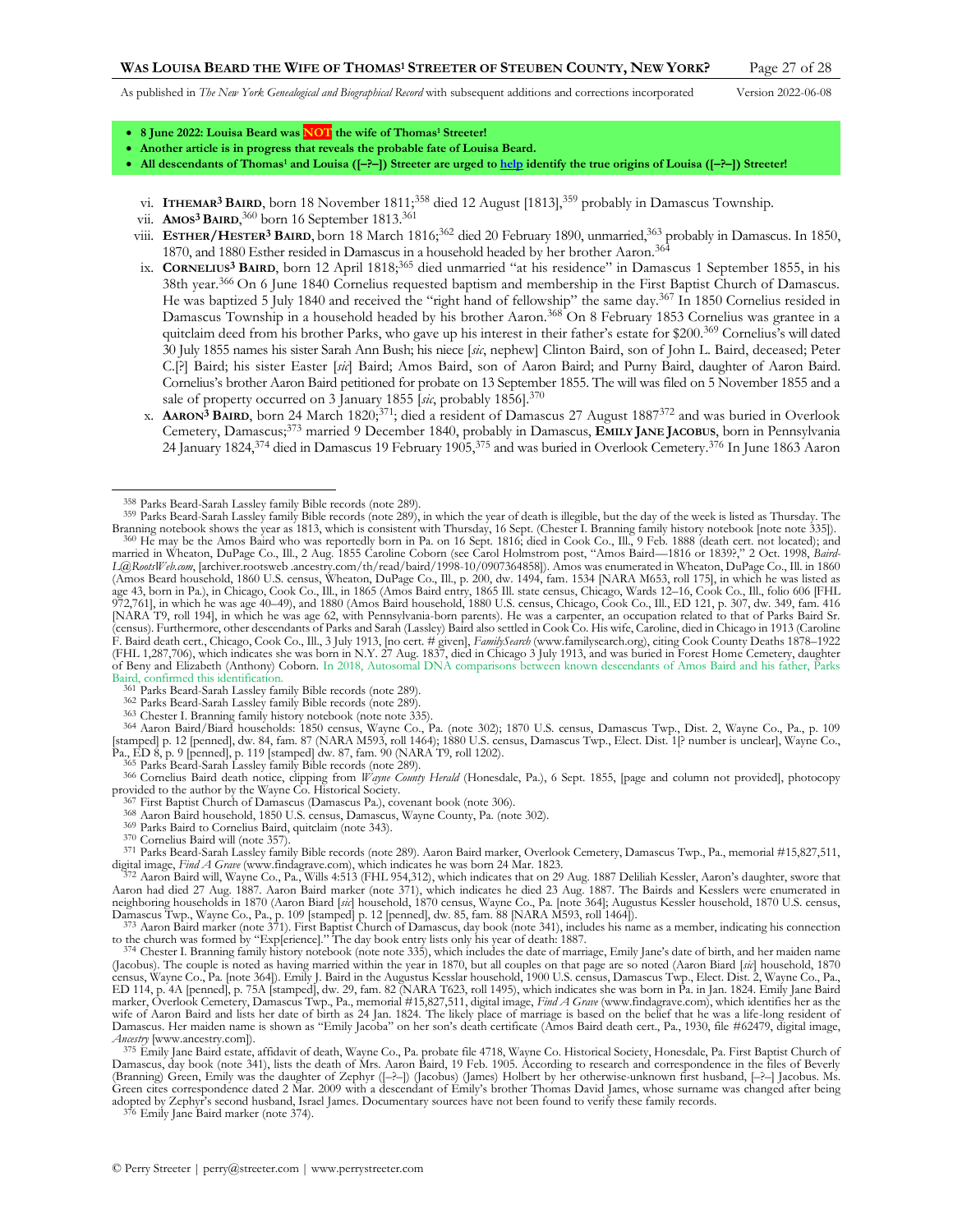- **8 June 2022: Louisa Beard was NOT the wife of Thomas[1] Streeter!**
- **Another article is in progress that reveals the probable fate of Louisa Beard.**
- **All descendants of Thomas[1] and Louisa ([–?–]) Streeter are urged to help identify the true origins of Louisa ([–?–]) Streeter!**

vi. **ITHEMAR[3] BAIRD**, born 18 November 1811;[358] died 12 August [1813],[359] probably in Damascus Township.

vii. **AMOS[3] BAIRD**,[360] born 16 September 1813.[361]

viii. **ESTHER/HESTER[3] BAIRD**, born 18 March 1816;[362] died 20 February 1890, unmarried,[363] probably in Damascus. In 1850, 1870, and 1880 Esther resided in Damascus in a household headed by her brother Aaron.[364]

ix. **CORNELIUS[3] BAIRD**, born 12 April 1818;[365] died unmarried "at his residence" in Damascus 1 September 1855, in his 38th year.[366] On 6 June 1840 Cornelius requested baptism and membership in the First Baptist Church of Damascus. He was baptized 5 July 1840 and received the "right hand of fellowship" the same day.[367] In 1850 Cornelius resided in Damascus Township in a household headed by his brother Aaron.[368] On 8 February 1853 Cornelius was grantee in a quitclaim deed from his brother Parks, who gave up his interest in their father's estate for $200.[369] Cornelius's will dated 30 July 1855 names his sister Sarah Ann Bush; his niece [*sic*, nephew] Clinton Baird, son of John L. Baird, deceased; Peter C.[?] Baird; his sister Easter [*sic*] Baird; Amos Baird, son of Aaron Baird; and Purny Baird, daughter of Aaron Baird. Cornelius's brother Aaron Baird petitioned for probate on 13 September 1855. The will was filed on 5 November 1855 and a sale of property occurred on 3 January 1855 [*sic*, probably 1856].[370]

x. **AARON[3] BAIRD**, born 24 March 1820;[371]; died a resident of Damascus 27 August 1887[372] and was buried in Overlook Cemetery, Damascus;[373] married 9 December 1840, probably in Damascus, **EMILY JANE JACOBUS**, born in Pennsylvania 24 January 1824,[374] died in Damascus 19 February 1905,[375] and was buried in Overlook Cemetery.[376] In June 1863 Aaron

---

[358] Parks Beard-Sarah Lassley family Bible records (note 289).

[359] Parks Beard-Sarah Lassley family Bible records (note 289), in which the year of death is illegible, but the day of the week is listed as Thursday. The Branning notebook shows the year as 1813, which is consistent with Thursday, 16 Sept. (Chester I. Branning family history notebook [note note 335]).

[360] He may be the Amos Baird who was reportedly born in Pa. on 16 Sept. 1816; died in Cook Co., Ill., 9 Feb. 1888 (death cert. not located); and married in Wheaton, DuPage Co., Ill., 2 Aug. 1855 Caroline Coborn (see Carol Holmstrom post, "Amos Baird—1816 or 1839?," 2 Oct. 1998, *Baird-L@RootsWeb.com*, [archiver.rootsweb .ancestry.com/th/read/baird/1998-10/0907364858]). Amos was enumerated in Wheaton, DuPage Co., Ill. in 1860 (Amos Beard household, 1860 U.S. census, Wheaton, DuPage Co., Ill., p. 200, dw. 1494, fam. 1534 [NARA M653, roll 175], in which he was listed as age 40–49), and 1880 (Amos Baird household, 1880 U.S. census, Chicago, Cook Co., Ill., ED 121, p. 307, dw. 349, fam. 416 [NARA T9, roll 194], in which he was age 62, with Pennsylvania-born parents). He was a carpenter, an occupation related to that of Parks Baird Sr. (census). Furthermore, other descendants of Parks and Sarah (Lassley) Baird also settled in Cook Co. His wife, Caroline, died in Chicago in 1913 (Caroline F. Baird death cert., Chicago, Cook Co., Ill., 3 July 1913, [no cert. # given], *FamilySearch* (www.familysearch.org), citing Cook County Deaths 1878–1922 (FHL 1,287,706), which indicates she was born in N.Y. 27 Aug. 1837, died in Chicago 3 July 1913, and was buried in Forest Home Cemetery, daughter of Beny and Elizabeth (Anthony) Coborn. In 2018, Autosomal DNA comparisons between known descendants of Amos Baird and his father, Parks Baird, confirmed this identification.

[361] Parks Beard-Sarah Lassley family Bible records (note 289).

[362] Parks Beard-Sarah Lassley family Bible records (note 289).

[363] Chester I. Branning family history notebook (note note 335).

[364] Aaron Baird/Biard households: 1850 census, Wayne Co., Pa. (note 302); 1870 U.S. census, Damascus Twp., Dist. 2, Wayne Co., Pa., p. 109 [stamped] p. 12 [penned], dw. 84, fam. 87 (NARA M593, roll 1464); 1880 U.S. census, Damascus Twp., Elect. Dist. 1[? number is unclear], Wayne Co., Pa., ED 8, p. 9 [penned], p. 119 [stamped] dw. 87, fam. 90 (NARA T9, roll 1202).

[365] Parks Beard-Sarah Lassley family Bible records (note 289).

[366] Cornelius Baird death notice, clipping from *Wayne County Herald* (Honesdale, Pa.), 6 Sept. 1855, [page and column not provided], photocopy provided to the author by the Wayne Co. Historical Society.

[367] First Baptist Church of Damascus (Damascus Pa.), covenant book (note 306).

[368] Aaron Baird household, 1850 U.S. census, Damascus, Wayne County, Pa. (note 302).

[369] Parks Baird to Cornelius Baird, quitclaim (note 343).

[370] Cornelius Baird will (note 357).

[371] Parks Beard-Sarah Lassley family Bible records (note 289). Aaron Baird marker, Overlook Cemetery, Damascus Twp., Pa., memorial #15,827,511, digital image, *Find A Grave* (www.findagrave.com), which indicates he was born 24 Mar. 1823.

[372] Aaron Baird will, Wayne Co., Pa., Wills 4:513 (FHL 954,312), which indicates that on 29 Aug. 1887 Delilah Kessler, Aaron's daughter, swore that Aaron had died 27 Aug. 1887. Aaron Baird marker (note 371), which indicates he died 23 Aug. 1887. The Bairds and Kesslers were enumerated in neighboring households in 1870 (Aaron Biard [*sic*] household, 1870 census, Wayne Co., Pa. [note 364]; Augustus Kessler household, 1870 U.S. census, Damascus Twp., Wayne Co., Pa., p. 109 [stamped] p. 12 [penned], dw. 85, fam. 88 [NARA M593, roll 1464]).

[373] Aaron Baird marker (note 371). First Baptist Church of Damascus, day book (note 341), includes his name as a member, indicating his connection to the church was formed by "Exp[erience]." The day book entry lists only his year of death: 1887.

[374] Chester I. Branning family history notebook (note note 335), which includes the date of marriage, Emily Jane's date of birth, and her maiden name (Jacobus). The couple is noted as having married within the year in 1870, but all couples on that page are so noted (Aaron Biard [*sic*] household, 1870 census, Wayne Co., Pa. [note 364]). Emily J. Baird in the Augustus Kesslar household, 1900 U.S. census, Damascus Twp., Elect. Dist. 2, Wayne Co., Pa., ED 114, p. 4A [penned], p. 75A [stamped], dw. 29, fam. 82 (NARA T623, roll 1495), which indicates she was born in Pa. in Jan. 1824. Emily Jane Baird marker, Overlook Cemetery, Damascus Twp., Pa., memorial #15,827,511, digital image, *Find A Grave* (www.findagrave.com), which identifies her as the wife of Aaron Baird and lists her date of birth as 24 Jan. 1824. The likely place of marriage is based on the belief that he was a life-long resident of Damascus. Her maiden name is shown as "Emily Jacoba" on her son's death certificate (Amos Baird death cert., Pa., 1930, file #62479, digital image, *Ancestry* [www.ancestry.com]).

[375] Emily Jane Baird estate, affidavit of death, Wayne Co., Pa. probate file 4718, Wayne Co. Historical Society, Honesdale, Pa. First Baptist Church of Damascus, day book (note 341), lists the death of Mrs. Aaron Baird, 19 Feb. 1905. According to research and correspondence in the files of Beverly (Branning) Green, Emily was the daughter of Zephyr ([–?–]) (Jacobus) (James) Holbert by her otherwise-unknown first husband, [–?–] Jacobus. Ms. Green cites correspondence dated 2 Mar. 2009 with a descendant of Emily's brother Thomas David James, whose surname was changed after being adopted by Zephyr's second husband, Israel James. Documentary sources have not been found to verify these family records.

[376] Emily Jane Baird marker (note 374).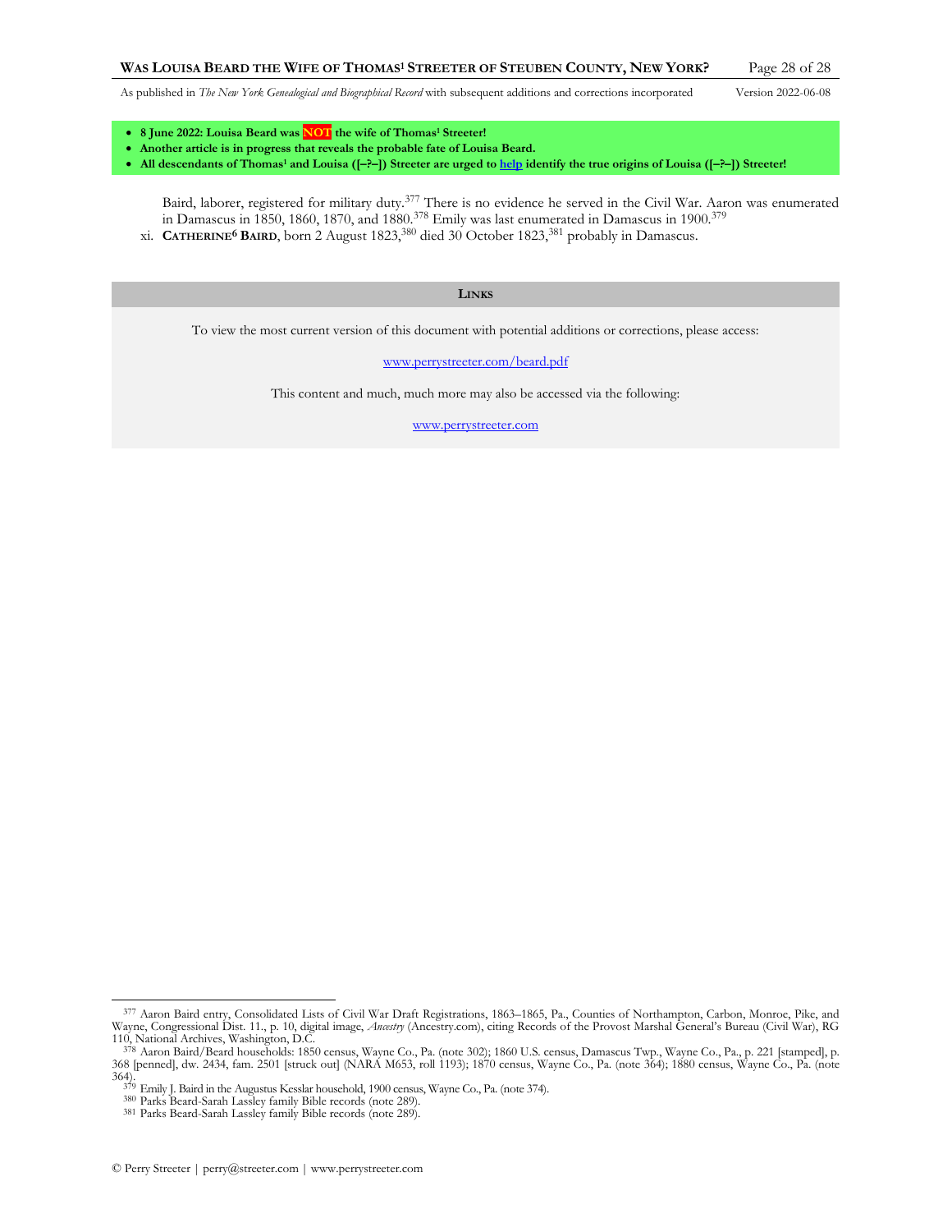- **8 June 2022: Louisa Beard was NOT the wife of Thomas[1] Streeter!**
- **Another article is in progress that reveals the probable fate of Louisa Beard.**
- **All descendants of Thomas[1] and Louisa ([–?–]) Streeter are urged to help identify the true origins of Louisa ([–?–]) Streeter!**

Baird, laborer, registered for military duty.[377] There is no evidence he served in the Civil War. Aaron was enumerated in Damascus in 1850, 1860, 1870, and 1880.[378] Emily was last enumerated in Damascus in 1900.[379]

xi. **CATHERINE[6] BAIRD**, born 2 August 1823,[380] died 30 October 1823,[381] probably in Damascus.

## LINKS

To view the most current version of this document with potential additions or corrections, please access:

www.perrystreeter.com/beard.pdf

This content and much, much more may also be accessed via the following:

www.perrystreeter.com

---

[377] Aaron Baird entry, Consolidated Lists of Civil War Draft Registrations, 1863–1865, Pa., Counties of Northampton, Carbon, Monroe, Pike, and Wayne, Congressional Dist. 11., p. 10, digital image, *Ancestry* (Ancestry.com), citing Records of the Provost Marshal General's Bureau (Civil War), RG 110, National Archives, Washington, D.C.

[378] Aaron Baird/Beard households: 1850 census, Wayne Co., Pa. (note 302); 1860 U.S. census, Damascus Twp., Wayne Co., Pa., p. 221 [stamped], p. 368 [penned], dw. 2434, fam. 2501 [struck out] (NARA M653, roll 1193); 1870 census, Wayne Co., Pa. (note 364); 1880 census, Wayne Co., Pa. (note 364).

[379] Emily J. Baird in the Augustus Kesslar household, 1900 census, Wayne Co., Pa. (note 374).

[380] Parks Beard-Sarah Lassley family Bible records (note 289).

[381] Parks Beard-Sarah Lassley family Bible records (note 289).